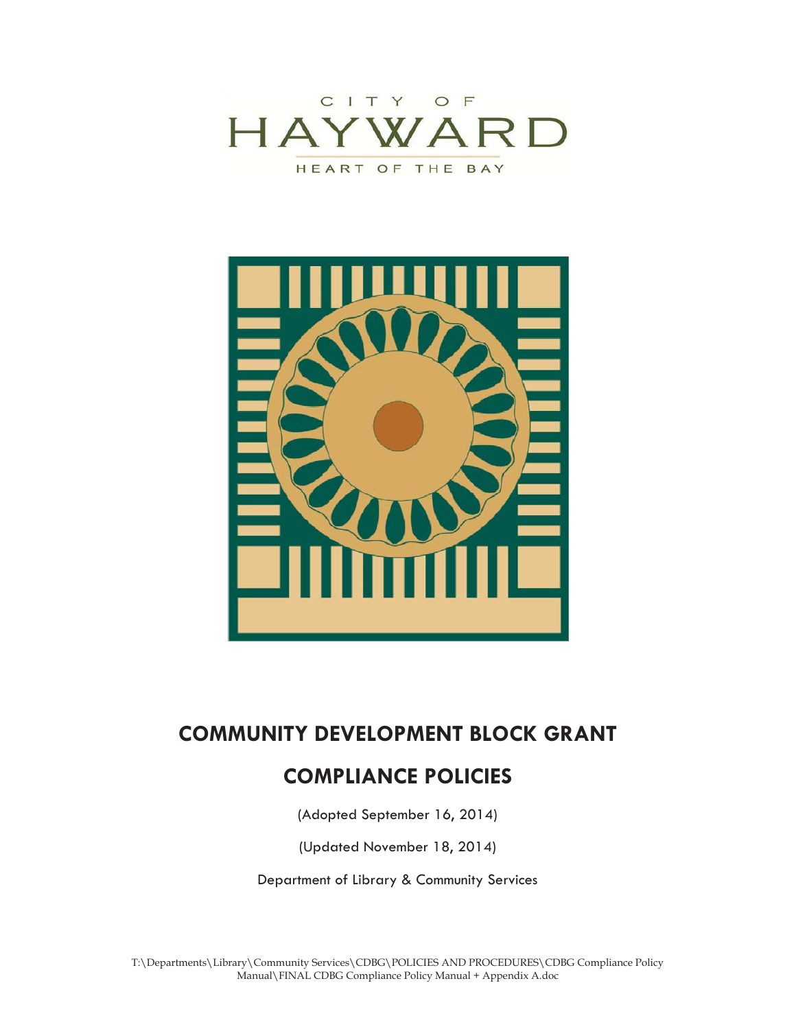CITY OF

HAYWARD

HEART OF THE BAY

# COMMUNITY DEVELOPMENT BLOCK GRANT

# COMPLIANCE POLICIES

(Adopted September 16, 2014)

(Updated November 18, 2014)

Department of Library & Community Services

T:\Departments\Library\Community Services\CDBG\POLICIES AND PROCEDURES\CDBG Compliance Policy Manual\FINAL CDBG Compliance Policy Manual + Appendix A.doc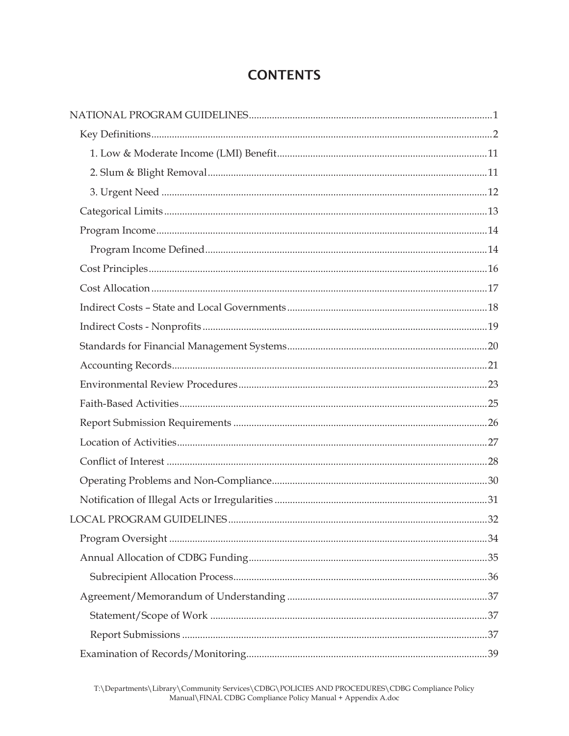# CONTENTS

- NATIONAL PROGRAM GUIDELINES ..... 1
  - Key Definitions ..... 2
    - 1. Low & Moderate Income (LMI) Benefit ..... 11
    - 2. Slum & Blight Removal ..... 11
    - 3. Urgent Need ..... 12
  - Categorical Limits ..... 13
  - Program Income ..... 14
    - Program Income Defined ..... 14
  - Cost Principles ..... 16
  - Cost Allocation ..... 17
  - Indirect Costs – State and Local Governments ..... 18
  - Indirect Costs - Nonprofits ..... 19
  - Standards for Financial Management Systems ..... 20
  - Accounting Records ..... 21
  - Environmental Review Procedures ..... 23
  - Faith-Based Activities ..... 25
  - Report Submission Requirements ..... 26
  - Location of Activities ..... 27
  - Conflict of Interest ..... 28
  - Operating Problems and Non-Compliance ..... 30
  - Notification of Illegal Acts or Irregularities ..... 31
- LOCAL PROGRAM GUIDELINES ..... 32
  - Program Oversight ..... 34
  - Annual Allocation of CDBG Funding ..... 35
    - Subrecipient Allocation Process ..... 36
  - Agreement/Memorandum of Understanding ..... 37
    - Statement/Scope of Work ..... 37
    - Report Submissions ..... 37
  - Examination of Records/Monitoring ..... 39

T:\Departments\Library\Community Services\CDBG\POLICIES AND PROCEDURES\CDBG Compliance Policy Manual\FINAL CDBG Compliance Policy Manual + Appendix A.doc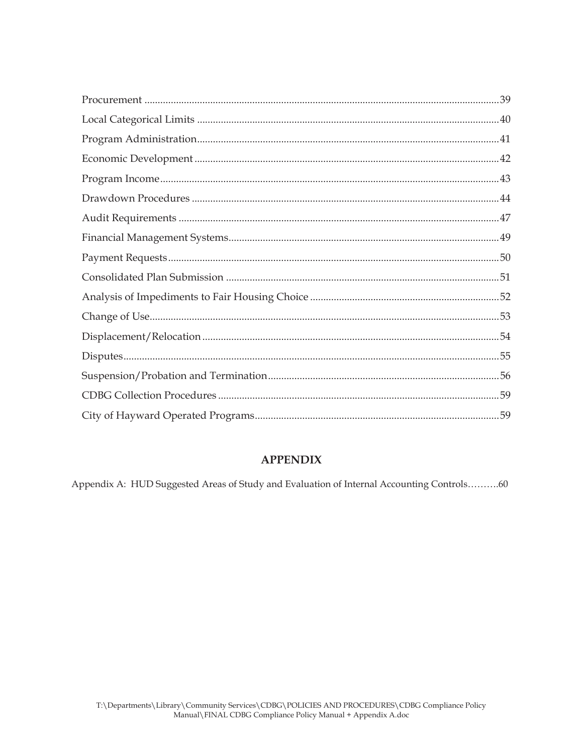Procurement ..............................................................................................................39
Local Categorical Limits ..........................................................................................40
Program Administration..........................................................................................41
Economic Development ...........................................................................................42
Program Income........................................................................................................43
Drawdown Procedures .............................................................................................44
Audit Requirements .................................................................................................47
Financial Management Systems..............................................................................49
Payment Requests......................................................................................................50
Consolidated Plan Submission ................................................................................51
Analysis of Impediments to Fair Housing Choice ................................................52
Change of Use............................................................................................................53
Displacement/Relocation .........................................................................................54
Disputes......................................................................................................................55
Suspension/Probation and Termination................................................................56
CDBG Collection Procedures ..................................................................................59
City of Hayward Operated Programs....................................................................59

## APPENDIX

Appendix A: HUD Suggested Areas of Study and Evaluation of Internal Accounting Controls……….60

T:\Departments\Library\Community Services\CDBG\POLICIES AND PROCEDURES\CDBG Compliance Policy Manual\FINAL CDBG Compliance Policy Manual + Appendix A.doc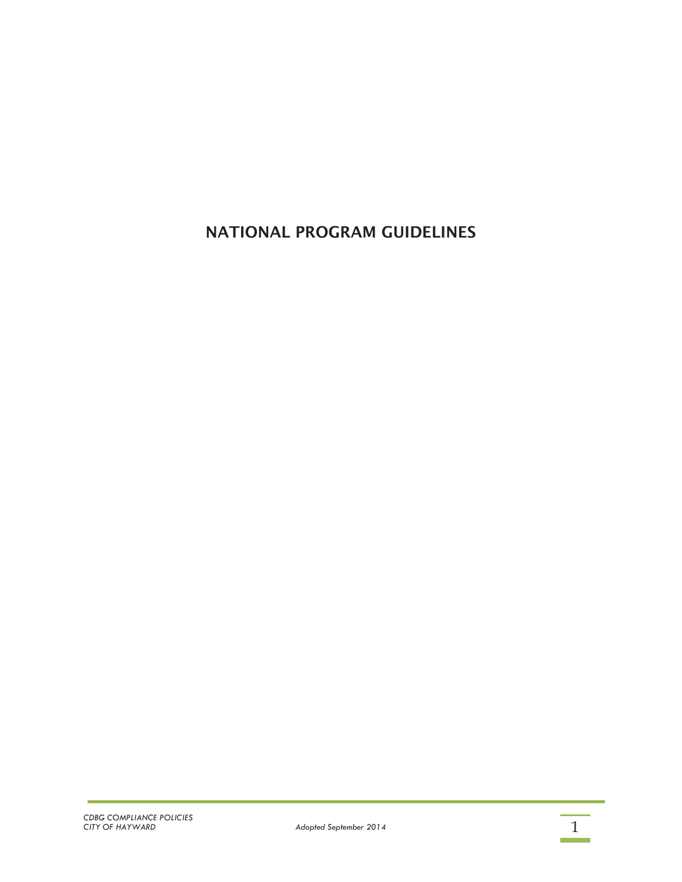# NATIONAL PROGRAM GUIDELINES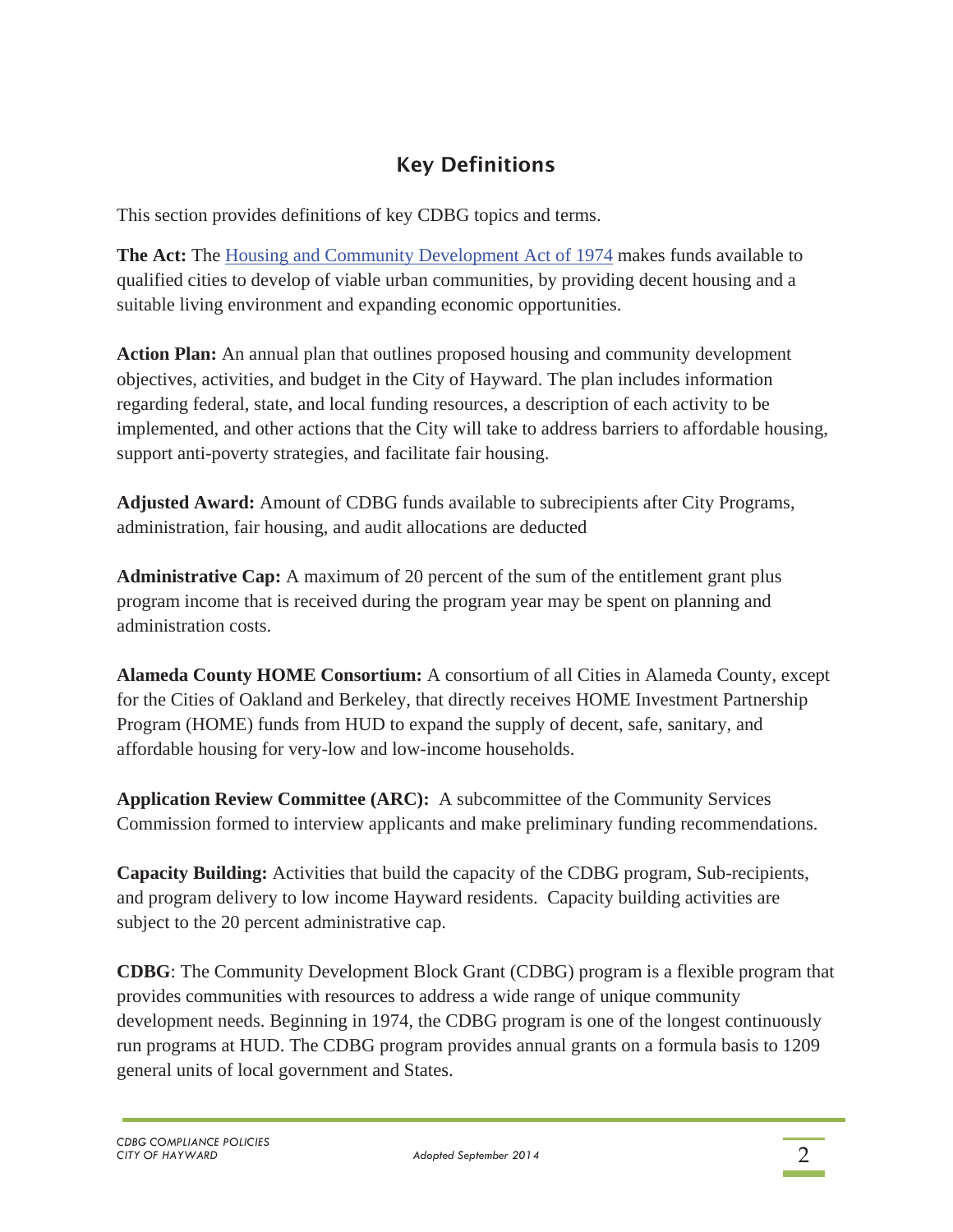## Key Definitions

This section provides definitions of key CDBG topics and terms.

**The Act:** The [Housing and Community Development Act of 1974]() makes funds available to qualified cities to develop of viable urban communities, by providing decent housing and a suitable living environment and expanding economic opportunities.

**Action Plan:** An annual plan that outlines proposed housing and community development objectives, activities, and budget in the City of Hayward. The plan includes information regarding federal, state, and local funding resources, a description of each activity to be implemented, and other actions that the City will take to address barriers to affordable housing, support anti-poverty strategies, and facilitate fair housing.

**Adjusted Award:** Amount of CDBG funds available to subrecipients after City Programs, administration, fair housing, and audit allocations are deducted

**Administrative Cap:** A maximum of 20 percent of the sum of the entitlement grant plus program income that is received during the program year may be spent on planning and administration costs.

**Alameda County HOME Consortium:** A consortium of all Cities in Alameda County, except for the Cities of Oakland and Berkeley, that directly receives HOME Investment Partnership Program (HOME) funds from HUD to expand the supply of decent, safe, sanitary, and affordable housing for very-low and low-income households.

**Application Review Committee (ARC):** A subcommittee of the Community Services Commission formed to interview applicants and make preliminary funding recommendations.

**Capacity Building:** Activities that build the capacity of the CDBG program, Sub-recipients, and program delivery to low income Hayward residents. Capacity building activities are subject to the 20 percent administrative cap.

**CDBG**: The Community Development Block Grant (CDBG) program is a flexible program that provides communities with resources to address a wide range of unique community development needs. Beginning in 1974, the CDBG program is one of the longest continuously run programs at HUD. The CDBG program provides annual grants on a formula basis to 1209 general units of local government and States.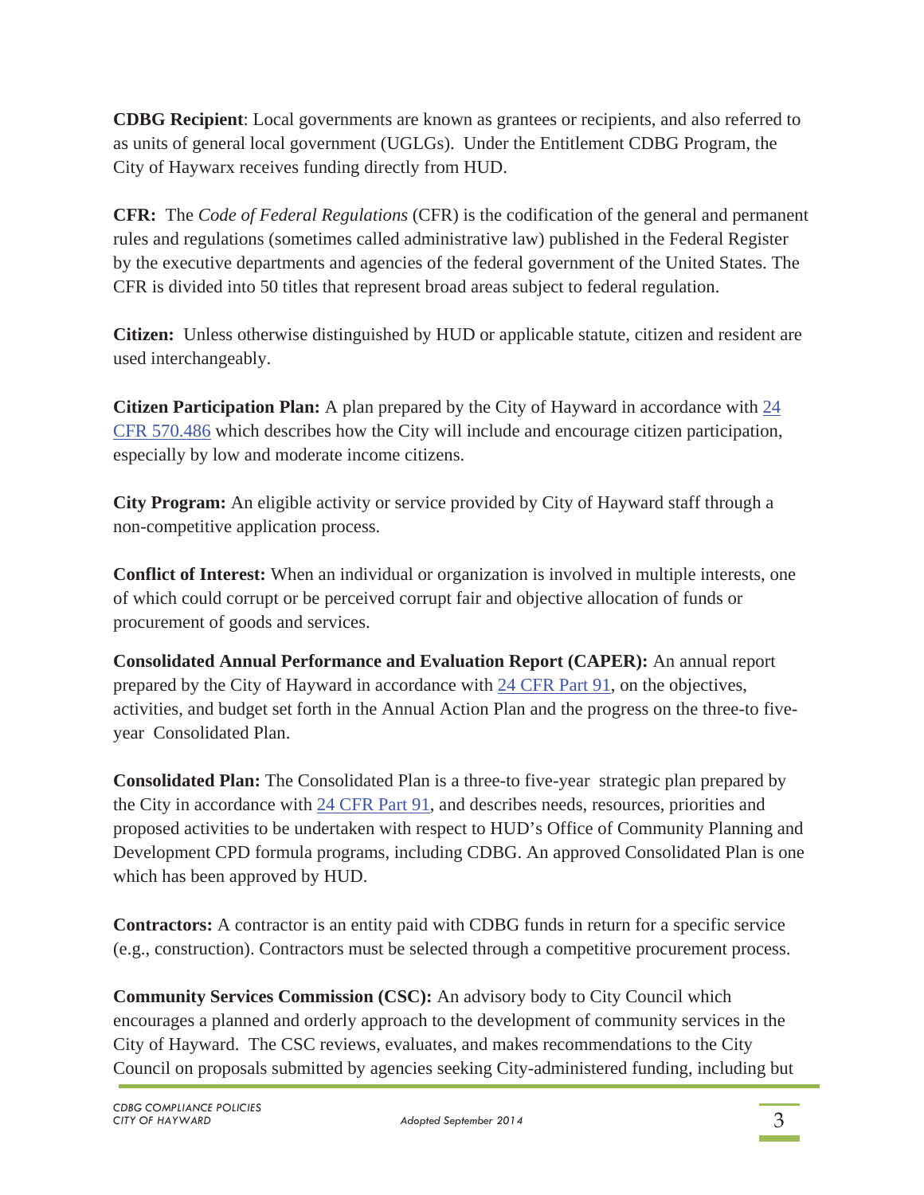**CDBG Recipient**: Local governments are known as grantees or recipients, and also referred to as units of general local government (UGLGs). Under the Entitlement CDBG Program, the City of Haywarx receives funding directly from HUD.

**CFR:** The *Code of Federal Regulations* (CFR) is the codification of the general and permanent rules and regulations (sometimes called administrative law) published in the Federal Register by the executive departments and agencies of the federal government of the United States. The CFR is divided into 50 titles that represent broad areas subject to federal regulation.

**Citizen:** Unless otherwise distinguished by HUD or applicable statute, citizen and resident are used interchangeably.

**Citizen Participation Plan:** A plan prepared by the City of Hayward in accordance with 24 CFR 570.486 which describes how the City will include and encourage citizen participation, especially by low and moderate income citizens.

**City Program:** An eligible activity or service provided by City of Hayward staff through a non-competitive application process.

**Conflict of Interest:** When an individual or organization is involved in multiple interests, one of which could corrupt or be perceived corrupt fair and objective allocation of funds or procurement of goods and services.

**Consolidated Annual Performance and Evaluation Report (CAPER):** An annual report prepared by the City of Hayward in accordance with 24 CFR Part 91, on the objectives, activities, and budget set forth in the Annual Action Plan and the progress on the three-to five-year Consolidated Plan.

**Consolidated Plan:** The Consolidated Plan is a three-to five-year strategic plan prepared by the City in accordance with 24 CFR Part 91, and describes needs, resources, priorities and proposed activities to be undertaken with respect to HUD's Office of Community Planning and Development CPD formula programs, including CDBG. An approved Consolidated Plan is one which has been approved by HUD.

**Contractors:** A contractor is an entity paid with CDBG funds in return for a specific service (e.g., construction). Contractors must be selected through a competitive procurement process.

**Community Services Commission (CSC):** An advisory body to City Council which encourages a planned and orderly approach to the development of community services in the City of Hayward. The CSC reviews, evaluates, and makes recommendations to the City Council on proposals submitted by agencies seeking City-administered funding, including but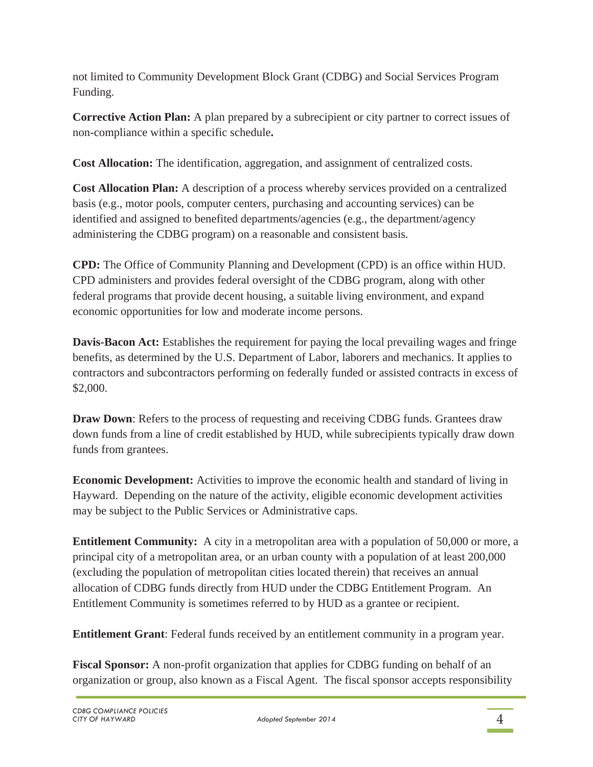not limited to Community Development Block Grant (CDBG) and Social Services Program Funding.

**Corrective Action Plan:** A plan prepared by a subrecipient or city partner to correct issues of non-compliance within a specific schedule**.**

**Cost Allocation:** The identification, aggregation, and assignment of centralized costs.

**Cost Allocation Plan:** A description of a process whereby services provided on a centralized basis (e.g., motor pools, computer centers, purchasing and accounting services) can be identified and assigned to benefited departments/agencies (e.g., the department/agency administering the CDBG program) on a reasonable and consistent basis.

**CPD:** The Office of Community Planning and Development (CPD) is an office within HUD. CPD administers and provides federal oversight of the CDBG program, along with other federal programs that provide decent housing, a suitable living environment, and expand economic opportunities for low and moderate income persons.

**Davis-Bacon Act:** Establishes the requirement for paying the local prevailing wages and fringe benefits, as determined by the U.S. Department of Labor, laborers and mechanics. It applies to contractors and subcontractors performing on federally funded or assisted contracts in excess of $2,000.

**Draw Down**: Refers to the process of requesting and receiving CDBG funds. Grantees draw down funds from a line of credit established by HUD, while subrecipients typically draw down funds from grantees.

**Economic Development:** Activities to improve the economic health and standard of living in Hayward. Depending on the nature of the activity, eligible economic development activities may be subject to the Public Services or Administrative caps.

**Entitlement Community:** A city in a metropolitan area with a population of 50,000 or more, a principal city of a metropolitan area, or an urban county with a population of at least 200,000 (excluding the population of metropolitan cities located therein) that receives an annual allocation of CDBG funds directly from HUD under the CDBG Entitlement Program. An Entitlement Community is sometimes referred to by HUD as a grantee or recipient.

**Entitlement Grant**: Federal funds received by an entitlement community in a program year.

**Fiscal Sponsor:** A non-profit organization that applies for CDBG funding on behalf of an organization or group, also known as a Fiscal Agent. The fiscal sponsor accepts responsibility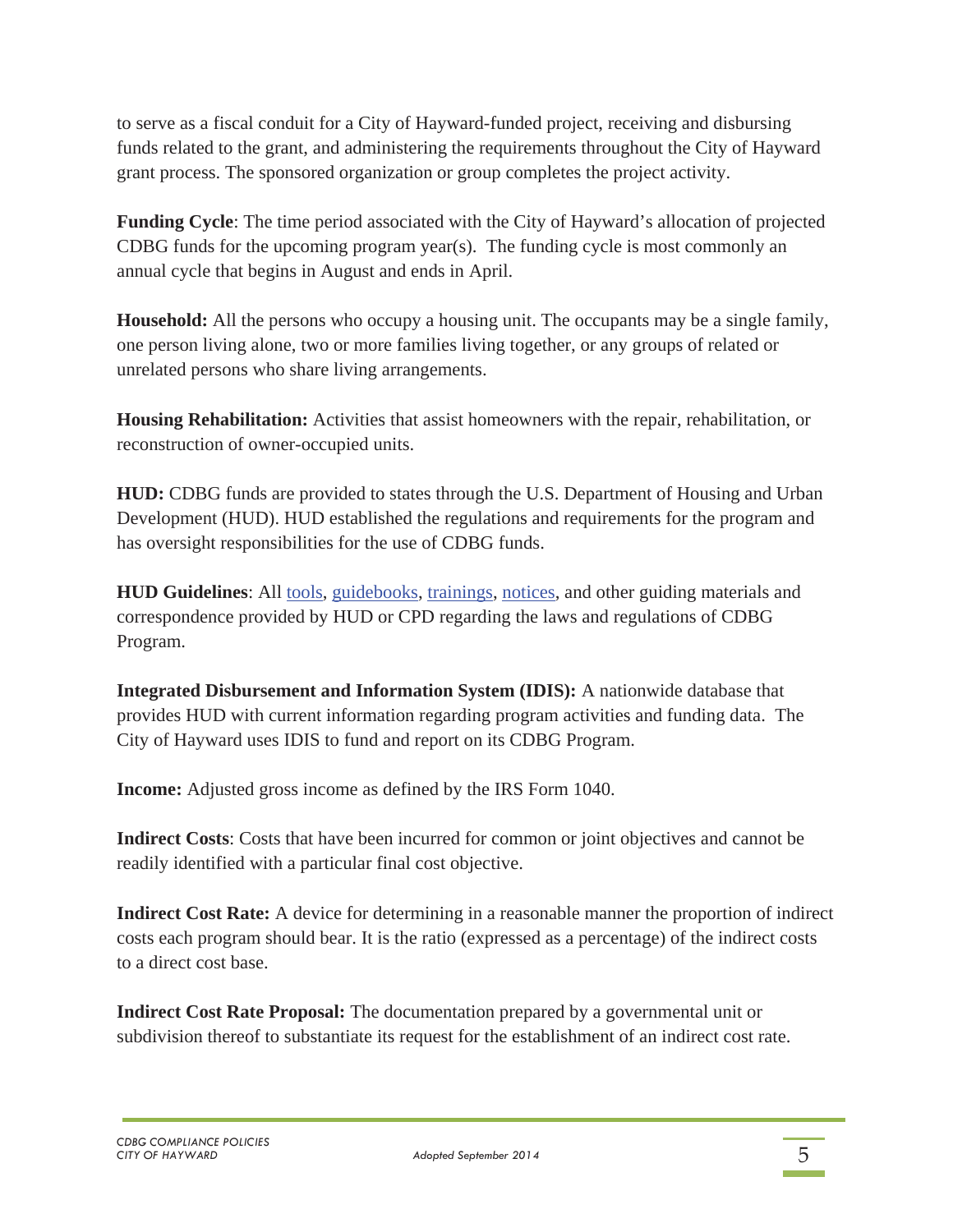to serve as a fiscal conduit for a City of Hayward-funded project, receiving and disbursing funds related to the grant, and administering the requirements throughout the City of Hayward grant process. The sponsored organization or group completes the project activity.

**Funding Cycle**: The time period associated with the City of Hayward's allocation of projected CDBG funds for the upcoming program year(s). The funding cycle is most commonly an annual cycle that begins in August and ends in April.

**Household:** All the persons who occupy a housing unit. The occupants may be a single family, one person living alone, two or more families living together, or any groups of related or unrelated persons who share living arrangements.

**Housing Rehabilitation:** Activities that assist homeowners with the repair, rehabilitation, or reconstruction of owner-occupied units.

**HUD:** CDBG funds are provided to states through the U.S. Department of Housing and Urban Development (HUD). HUD established the regulations and requirements for the program and has oversight responsibilities for the use of CDBG funds.

**HUD Guidelines**: All tools, guidebooks, trainings, notices, and other guiding materials and correspondence provided by HUD or CPD regarding the laws and regulations of CDBG Program.

**Integrated Disbursement and Information System (IDIS):** A nationwide database that provides HUD with current information regarding program activities and funding data. The City of Hayward uses IDIS to fund and report on its CDBG Program.

**Income:** Adjusted gross income as defined by the IRS Form 1040.

**Indirect Costs**: Costs that have been incurred for common or joint objectives and cannot be readily identified with a particular final cost objective.

**Indirect Cost Rate:** A device for determining in a reasonable manner the proportion of indirect costs each program should bear. It is the ratio (expressed as a percentage) of the indirect costs to a direct cost base.

**Indirect Cost Rate Proposal:** The documentation prepared by a governmental unit or subdivision thereof to substantiate its request for the establishment of an indirect cost rate.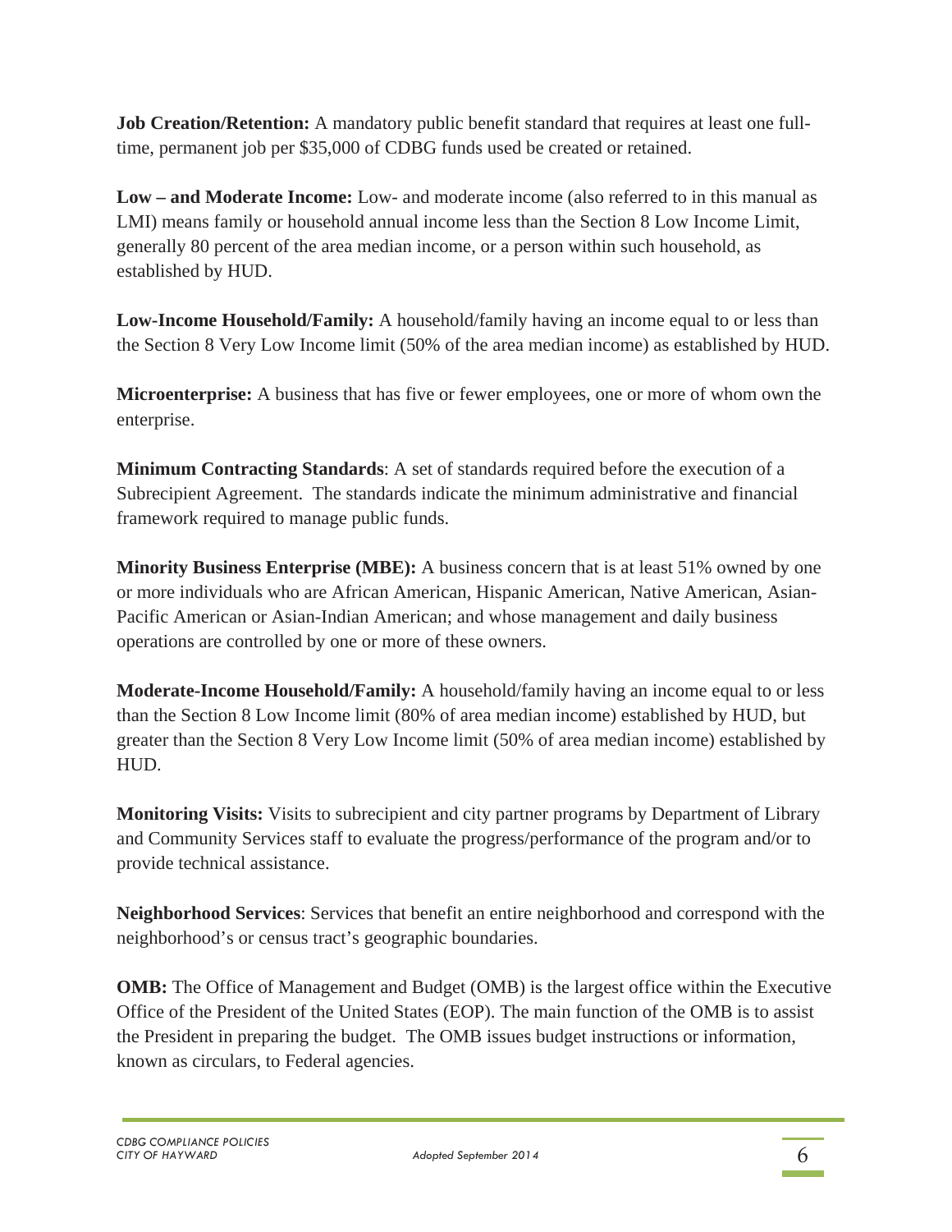**Job Creation/Retention:** A mandatory public benefit standard that requires at least one full-time, permanent job per $35,000 of CDBG funds used be created or retained.

**Low – and Moderate Income:** Low- and moderate income (also referred to in this manual as LMI) means family or household annual income less than the Section 8 Low Income Limit, generally 80 percent of the area median income, or a person within such household, as established by HUD.

**Low-Income Household/Family:** A household/family having an income equal to or less than the Section 8 Very Low Income limit (50% of the area median income) as established by HUD.

**Microenterprise:** A business that has five or fewer employees, one or more of whom own the enterprise.

**Minimum Contracting Standards**: A set of standards required before the execution of a Subrecipient Agreement. The standards indicate the minimum administrative and financial framework required to manage public funds.

**Minority Business Enterprise (MBE):** A business concern that is at least 51% owned by one or more individuals who are African American, Hispanic American, Native American, Asian-Pacific American or Asian-Indian American; and whose management and daily business operations are controlled by one or more of these owners.

**Moderate-Income Household/Family:** A household/family having an income equal to or less than the Section 8 Low Income limit (80% of area median income) established by HUD, but greater than the Section 8 Very Low Income limit (50% of area median income) established by HUD.

**Monitoring Visits:** Visits to subrecipient and city partner programs by Department of Library and Community Services staff to evaluate the progress/performance of the program and/or to provide technical assistance.

**Neighborhood Services**: Services that benefit an entire neighborhood and correspond with the neighborhood's or census tract's geographic boundaries.

**OMB:** The Office of Management and Budget (OMB) is the largest office within the Executive Office of the President of the United States (EOP). The main function of the OMB is to assist the President in preparing the budget. The OMB issues budget instructions or information, known as circulars, to Federal agencies.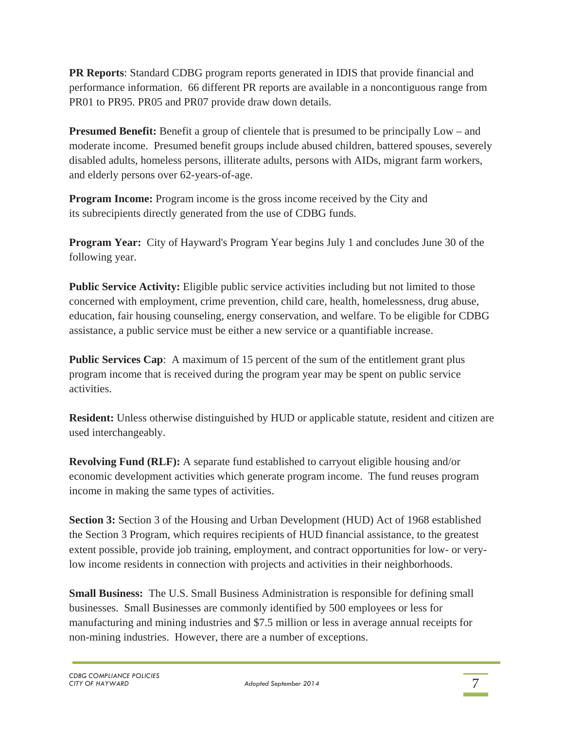**PR Reports**: Standard CDBG program reports generated in IDIS that provide financial and performance information. 66 different PR reports are available in a noncontiguous range from PR01 to PR95. PR05 and PR07 provide draw down details.

**Presumed Benefit:** Benefit a group of clientele that is presumed to be principally Low – and moderate income. Presumed benefit groups include abused children, battered spouses, severely disabled adults, homeless persons, illiterate adults, persons with AIDs, migrant farm workers, and elderly persons over 62-years-of-age.

**Program Income:** Program income is the gross income received by the City and its subrecipients directly generated from the use of CDBG funds.

**Program Year:** City of Hayward's Program Year begins July 1 and concludes June 30 of the following year.

**Public Service Activity:** Eligible public service activities including but not limited to those concerned with employment, crime prevention, child care, health, homelessness, drug abuse, education, fair housing counseling, energy conservation, and welfare. To be eligible for CDBG assistance, a public service must be either a new service or a quantifiable increase.

**Public Services Cap**: A maximum of 15 percent of the sum of the entitlement grant plus program income that is received during the program year may be spent on public service activities.

**Resident:** Unless otherwise distinguished by HUD or applicable statute, resident and citizen are used interchangeably.

**Revolving Fund (RLF):** A separate fund established to carryout eligible housing and/or economic development activities which generate program income. The fund reuses program income in making the same types of activities.

**Section 3:** Section 3 of the Housing and Urban Development (HUD) Act of 1968 established the Section 3 Program, which requires recipients of HUD financial assistance, to the greatest extent possible, provide job training, employment, and contract opportunities for low- or very-low income residents in connection with projects and activities in their neighborhoods.

**Small Business:** The U.S. Small Business Administration is responsible for defining small businesses. Small Businesses are commonly identified by 500 employees or less for manufacturing and mining industries and $7.5 million or less in average annual receipts for non-mining industries. However, there are a number of exceptions.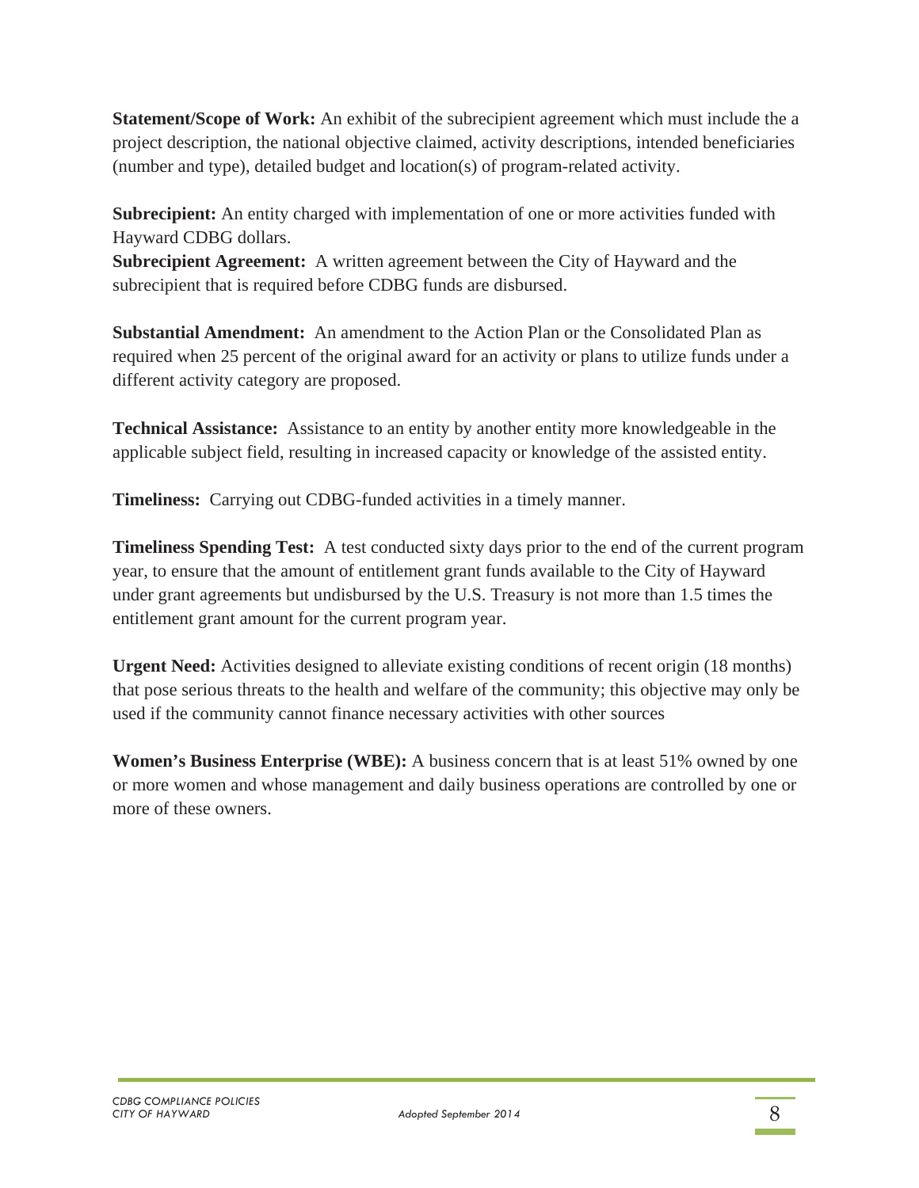**Statement/Scope of Work:** An exhibit of the subrecipient agreement which must include the a project description, the national objective claimed, activity descriptions, intended beneficiaries (number and type), detailed budget and location(s) of program-related activity.

**Subrecipient:** An entity charged with implementation of one or more activities funded with Hayward CDBG dollars.

**Subrecipient Agreement:** A written agreement between the City of Hayward and the subrecipient that is required before CDBG funds are disbursed.

**Substantial Amendment:** An amendment to the Action Plan or the Consolidated Plan as required when 25 percent of the original award for an activity or plans to utilize funds under a different activity category are proposed.

**Technical Assistance:** Assistance to an entity by another entity more knowledgeable in the applicable subject field, resulting in increased capacity or knowledge of the assisted entity.

**Timeliness:** Carrying out CDBG-funded activities in a timely manner.

**Timeliness Spending Test:** A test conducted sixty days prior to the end of the current program year, to ensure that the amount of entitlement grant funds available to the City of Hayward under grant agreements but undisbursed by the U.S. Treasury is not more than 1.5 times the entitlement grant amount for the current program year.

**Urgent Need:** Activities designed to alleviate existing conditions of recent origin (18 months) that pose serious threats to the health and welfare of the community; this objective may only be used if the community cannot finance necessary activities with other sources

**Women's Business Enterprise (WBE):** A business concern that is at least 51% owned by one or more women and whose management and daily business operations are controlled by one or more of these owners.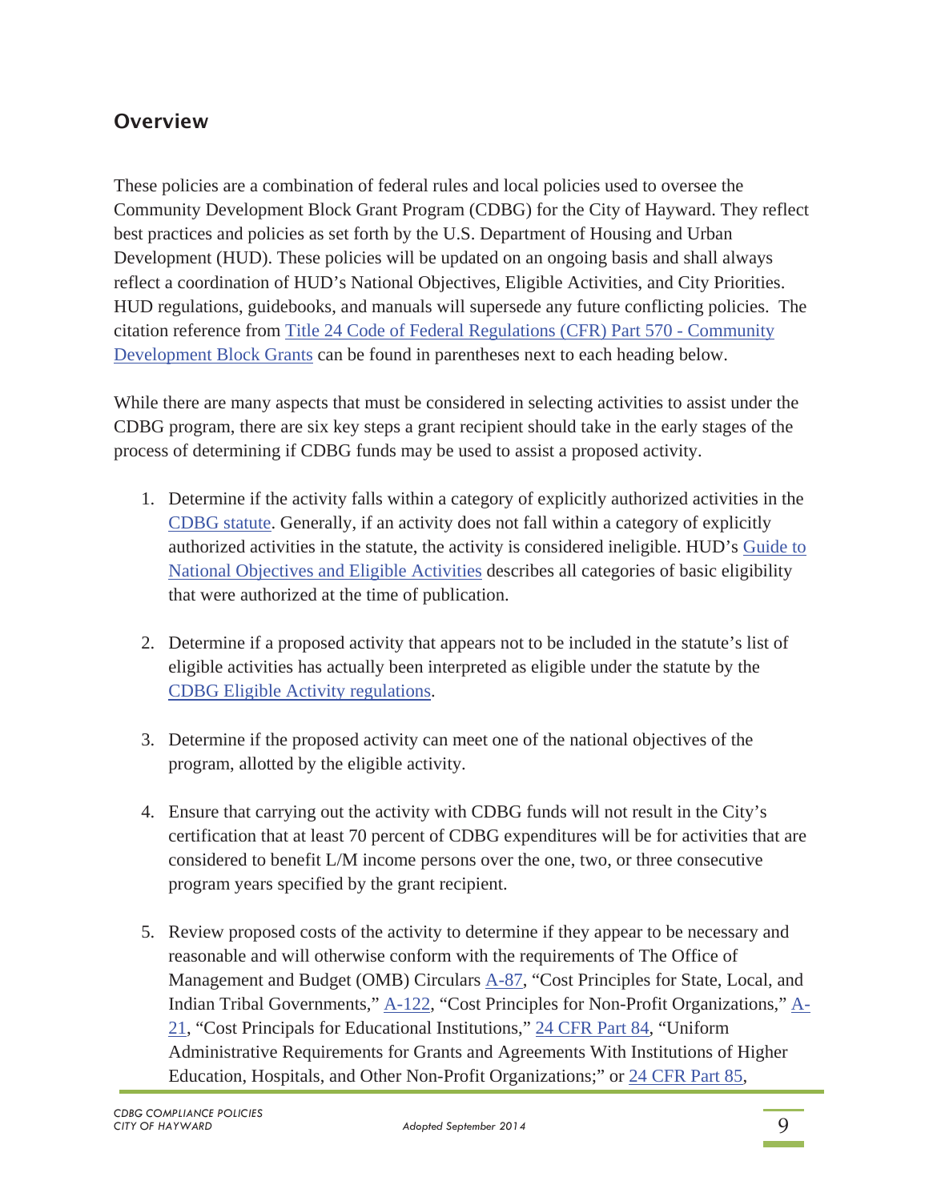## Overview

These policies are a combination of federal rules and local policies used to oversee the Community Development Block Grant Program (CDBG) for the City of Hayward. They reflect best practices and policies as set forth by the U.S. Department of Housing and Urban Development (HUD). These policies will be updated on an ongoing basis and shall always reflect a coordination of HUD's National Objectives, Eligible Activities, and City Priorities. HUD regulations, guidebooks, and manuals will supersede any future conflicting policies. The citation reference from Title 24 Code of Federal Regulations (CFR) Part 570 - Community Development Block Grants can be found in parentheses next to each heading below.

While there are many aspects that must be considered in selecting activities to assist under the CDBG program, there are six key steps a grant recipient should take in the early stages of the process of determining if CDBG funds may be used to assist a proposed activity.

1. Determine if the activity falls within a category of explicitly authorized activities in the CDBG statute. Generally, if an activity does not fall within a category of explicitly authorized activities in the statute, the activity is considered ineligible. HUD's Guide to National Objectives and Eligible Activities describes all categories of basic eligibility that were authorized at the time of publication.

2. Determine if a proposed activity that appears not to be included in the statute's list of eligible activities has actually been interpreted as eligible under the statute by the CDBG Eligible Activity regulations.

3. Determine if the proposed activity can meet one of the national objectives of the program, allotted by the eligible activity.

4. Ensure that carrying out the activity with CDBG funds will not result in the City's certification that at least 70 percent of CDBG expenditures will be for activities that are considered to benefit L/M income persons over the one, two, or three consecutive program years specified by the grant recipient.

5. Review proposed costs of the activity to determine if they appear to be necessary and reasonable and will otherwise conform with the requirements of The Office of Management and Budget (OMB) Circulars A-87, "Cost Principles for State, Local, and Indian Tribal Governments," A-122, "Cost Principles for Non-Profit Organizations," A-21, "Cost Principals for Educational Institutions," 24 CFR Part 84, "Uniform Administrative Requirements for Grants and Agreements With Institutions of Higher Education, Hospitals, and Other Non-Profit Organizations;" or 24 CFR Part 85,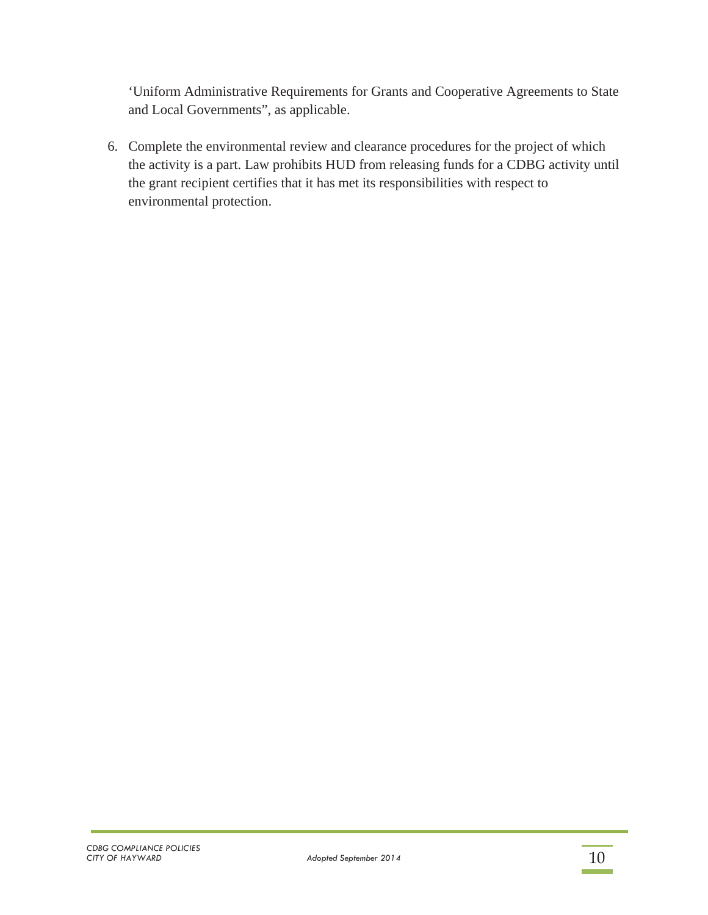'Uniform Administrative Requirements for Grants and Cooperative Agreements to State and Local Governments", as applicable.

6. Complete the environmental review and clearance procedures for the project of which the activity is a part. Law prohibits HUD from releasing funds for a CDBG activity until the grant recipient certifies that it has met its responsibilities with respect to environmental protection.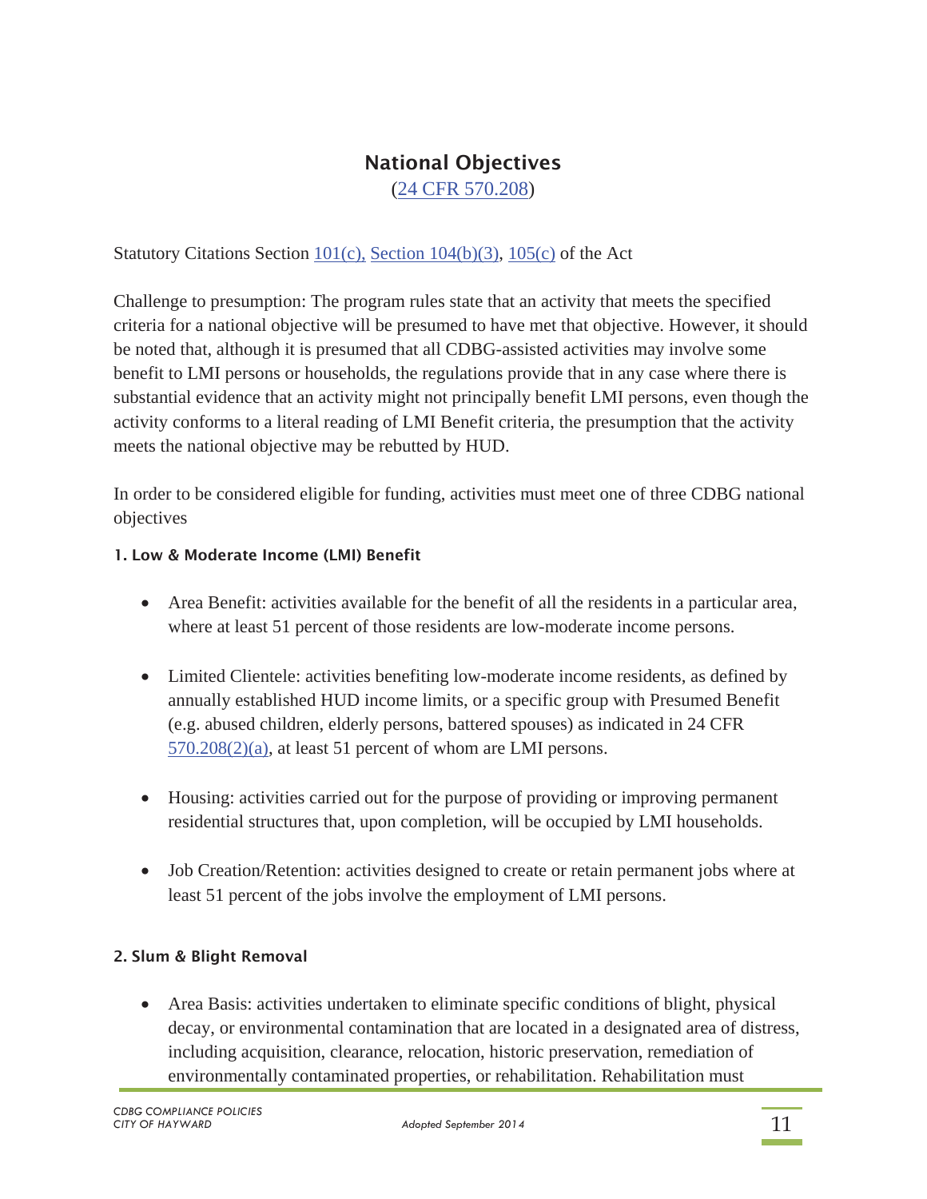## National Objectives

(24 CFR 570.208)

Statutory Citations Section 101(c), Section 104(b)(3), 105(c) of the Act

Challenge to presumption: The program rules state that an activity that meets the specified criteria for a national objective will be presumed to have met that objective. However, it should be noted that, although it is presumed that all CDBG-assisted activities may involve some benefit to LMI persons or households, the regulations provide that in any case where there is substantial evidence that an activity might not principally benefit LMI persons, even though the activity conforms to a literal reading of LMI Benefit criteria, the presumption that the activity meets the national objective may be rebutted by HUD.

In order to be considered eligible for funding, activities must meet one of three CDBG national objectives

### 1. Low & Moderate Income (LMI) Benefit

- Area Benefit: activities available for the benefit of all the residents in a particular area, where at least 51 percent of those residents are low-moderate income persons.
- Limited Clientele: activities benefiting low-moderate income residents, as defined by annually established HUD income limits, or a specific group with Presumed Benefit (e.g. abused children, elderly persons, battered spouses) as indicated in 24 CFR 570.208(2)(a), at least 51 percent of whom are LMI persons.
- Housing: activities carried out for the purpose of providing or improving permanent residential structures that, upon completion, will be occupied by LMI households.
- Job Creation/Retention: activities designed to create or retain permanent jobs where at least 51 percent of the jobs involve the employment of LMI persons.

### 2. Slum & Blight Removal

- Area Basis: activities undertaken to eliminate specific conditions of blight, physical decay, or environmental contamination that are located in a designated area of distress, including acquisition, clearance, relocation, historic preservation, remediation of environmentally contaminated properties, or rehabilitation. Rehabilitation must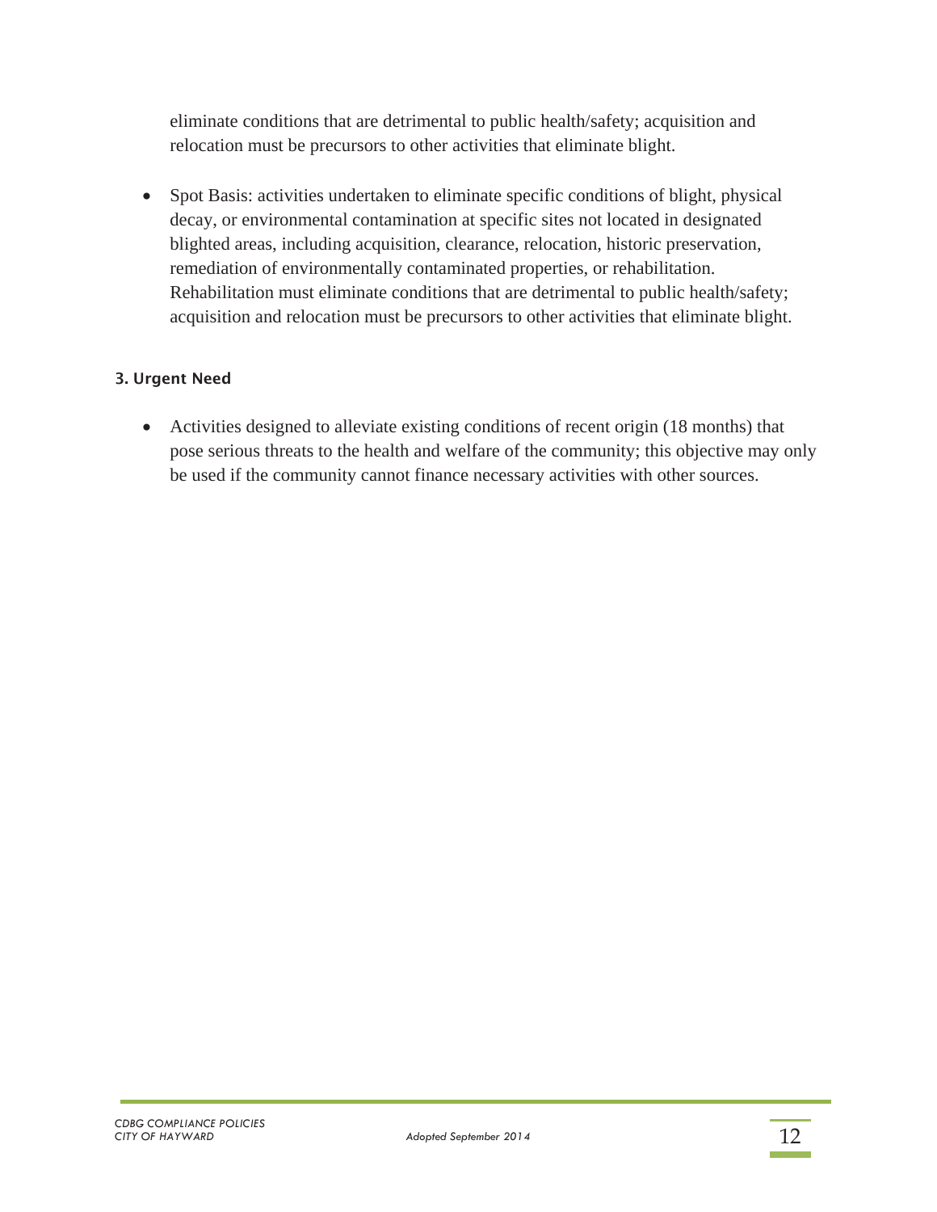eliminate conditions that are detrimental to public health/safety; acquisition and relocation must be precursors to other activities that eliminate blight.

- Spot Basis: activities undertaken to eliminate specific conditions of blight, physical decay, or environmental contamination at specific sites not located in designated blighted areas, including acquisition, clearance, relocation, historic preservation, remediation of environmentally contaminated properties, or rehabilitation. Rehabilitation must eliminate conditions that are detrimental to public health/safety; acquisition and relocation must be precursors to other activities that eliminate blight.

#### 3. Urgent Need

- Activities designed to alleviate existing conditions of recent origin (18 months) that pose serious threats to the health and welfare of the community; this objective may only be used if the community cannot finance necessary activities with other sources.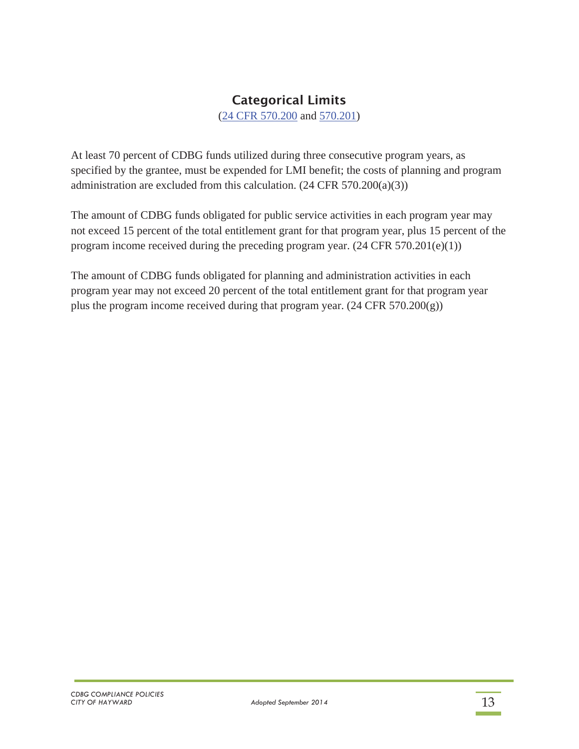## Categorical Limits

([24 CFR 570.200](#) and [570.201](#))

At least 70 percent of CDBG funds utilized during three consecutive program years, as specified by the grantee, must be expended for LMI benefit; the costs of planning and program administration are excluded from this calculation. (24 CFR 570.200(a)(3))

The amount of CDBG funds obligated for public service activities in each program year may not exceed 15 percent of the total entitlement grant for that program year, plus 15 percent of the program income received during the preceding program year. (24 CFR 570.201(e)(1))

The amount of CDBG funds obligated for planning and administration activities in each program year may not exceed 20 percent of the total entitlement grant for that program year plus the program income received during that program year. (24 CFR 570.200(g))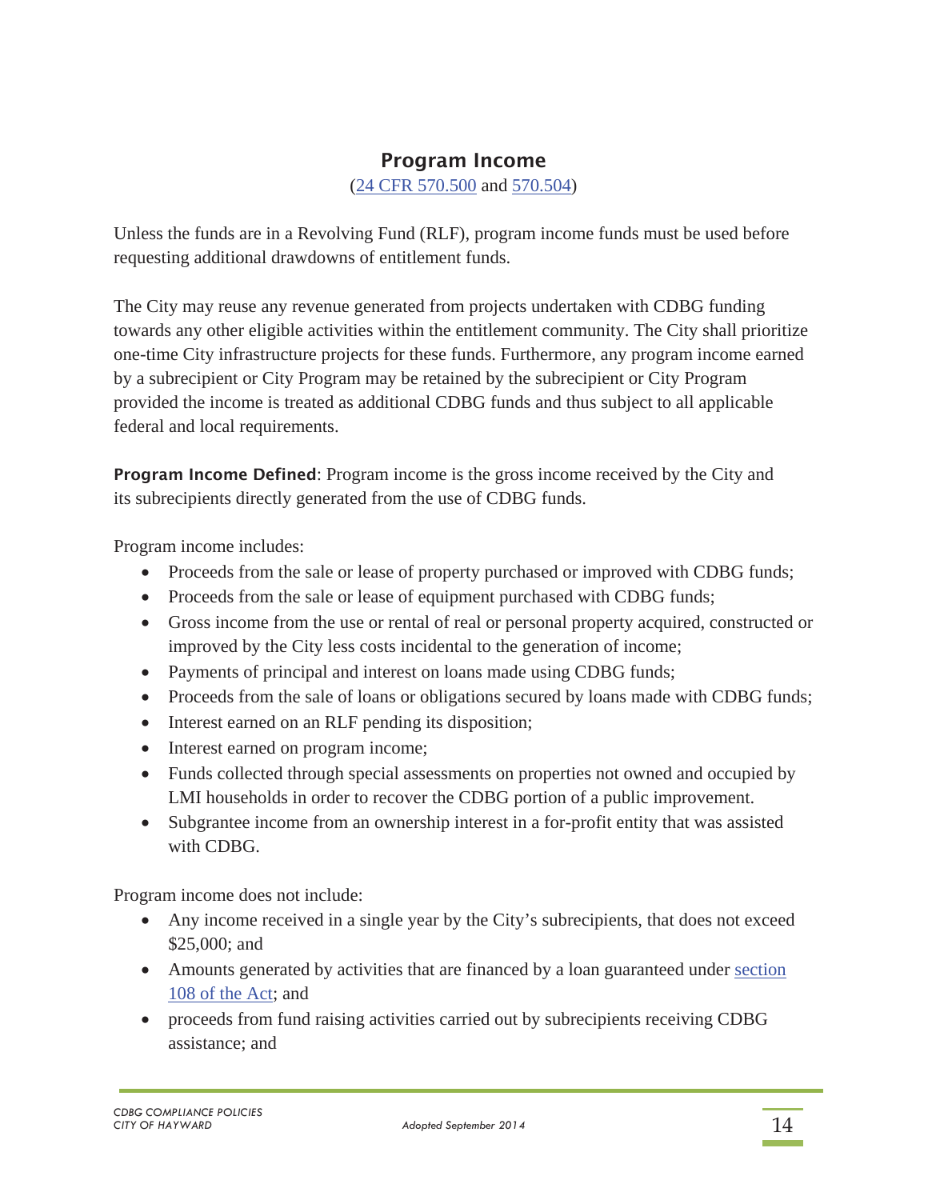## Program Income

(24 CFR 570.500 and 570.504)

Unless the funds are in a Revolving Fund (RLF), program income funds must be used before requesting additional drawdowns of entitlement funds.

The City may reuse any revenue generated from projects undertaken with CDBG funding towards any other eligible activities within the entitlement community. The City shall prioritize one-time City infrastructure projects for these funds. Furthermore, any program income earned by a subrecipient or City Program may be retained by the subrecipient or City Program provided the income is treated as additional CDBG funds and thus subject to all applicable federal and local requirements.

**Program Income Defined**: Program income is the gross income received by the City and its subrecipients directly generated from the use of CDBG funds.

Program income includes:

- Proceeds from the sale or lease of property purchased or improved with CDBG funds;
- Proceeds from the sale or lease of equipment purchased with CDBG funds;
- Gross income from the use or rental of real or personal property acquired, constructed or improved by the City less costs incidental to the generation of income;
- Payments of principal and interest on loans made using CDBG funds;
- Proceeds from the sale of loans or obligations secured by loans made with CDBG funds;
- Interest earned on an RLF pending its disposition;
- Interest earned on program income;
- Funds collected through special assessments on properties not owned and occupied by LMI households in order to recover the CDBG portion of a public improvement.
- Subgrantee income from an ownership interest in a for-profit entity that was assisted with CDBG.

Program income does not include:

- Any income received in a single year by the City's subrecipients, that does not exceed $25,000; and
- Amounts generated by activities that are financed by a loan guaranteed under section 108 of the Act; and
- proceeds from fund raising activities carried out by subrecipients receiving CDBG assistance; and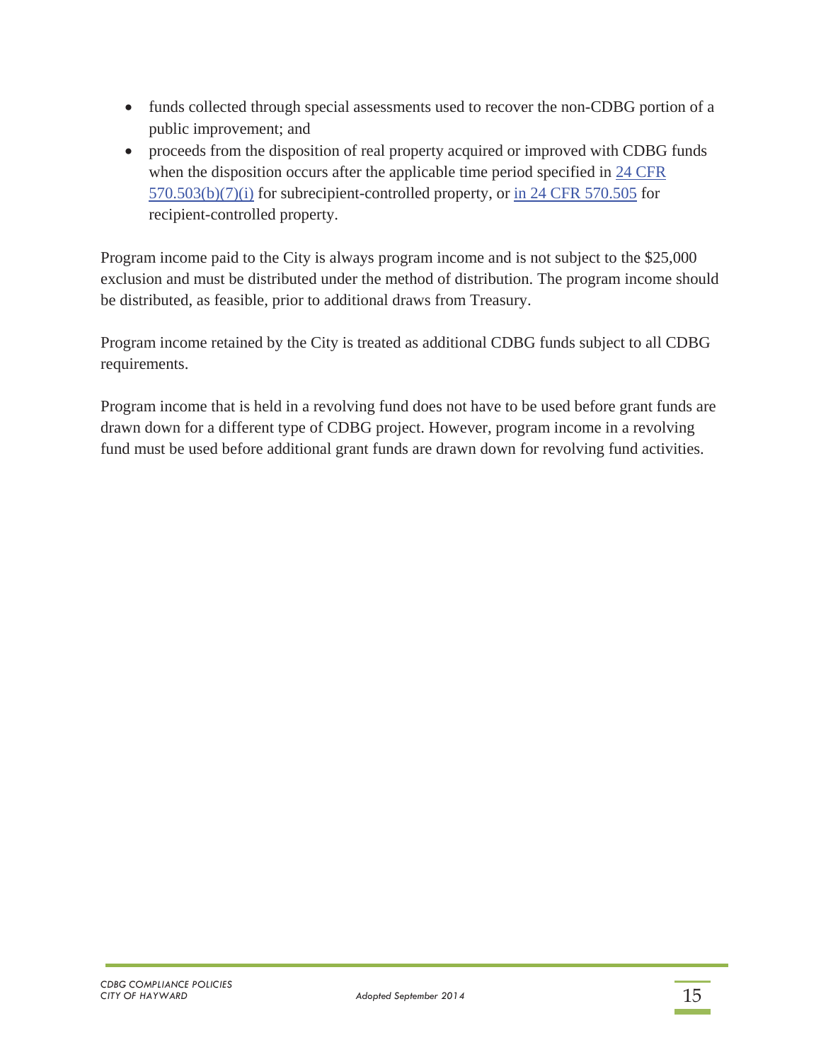- funds collected through special assessments used to recover the non-CDBG portion of a public improvement; and
- proceeds from the disposition of real property acquired or improved with CDBG funds when the disposition occurs after the applicable time period specified in 24 CFR 570.503(b)(7)(i) for subrecipient-controlled property, or in 24 CFR 570.505 for recipient-controlled property.

Program income paid to the City is always program income and is not subject to the $25,000 exclusion and must be distributed under the method of distribution. The program income should be distributed, as feasible, prior to additional draws from Treasury.

Program income retained by the City is treated as additional CDBG funds subject to all CDBG requirements.

Program income that is held in a revolving fund does not have to be used before grant funds are drawn down for a different type of CDBG project. However, program income in a revolving fund must be used before additional grant funds are drawn down for revolving fund activities.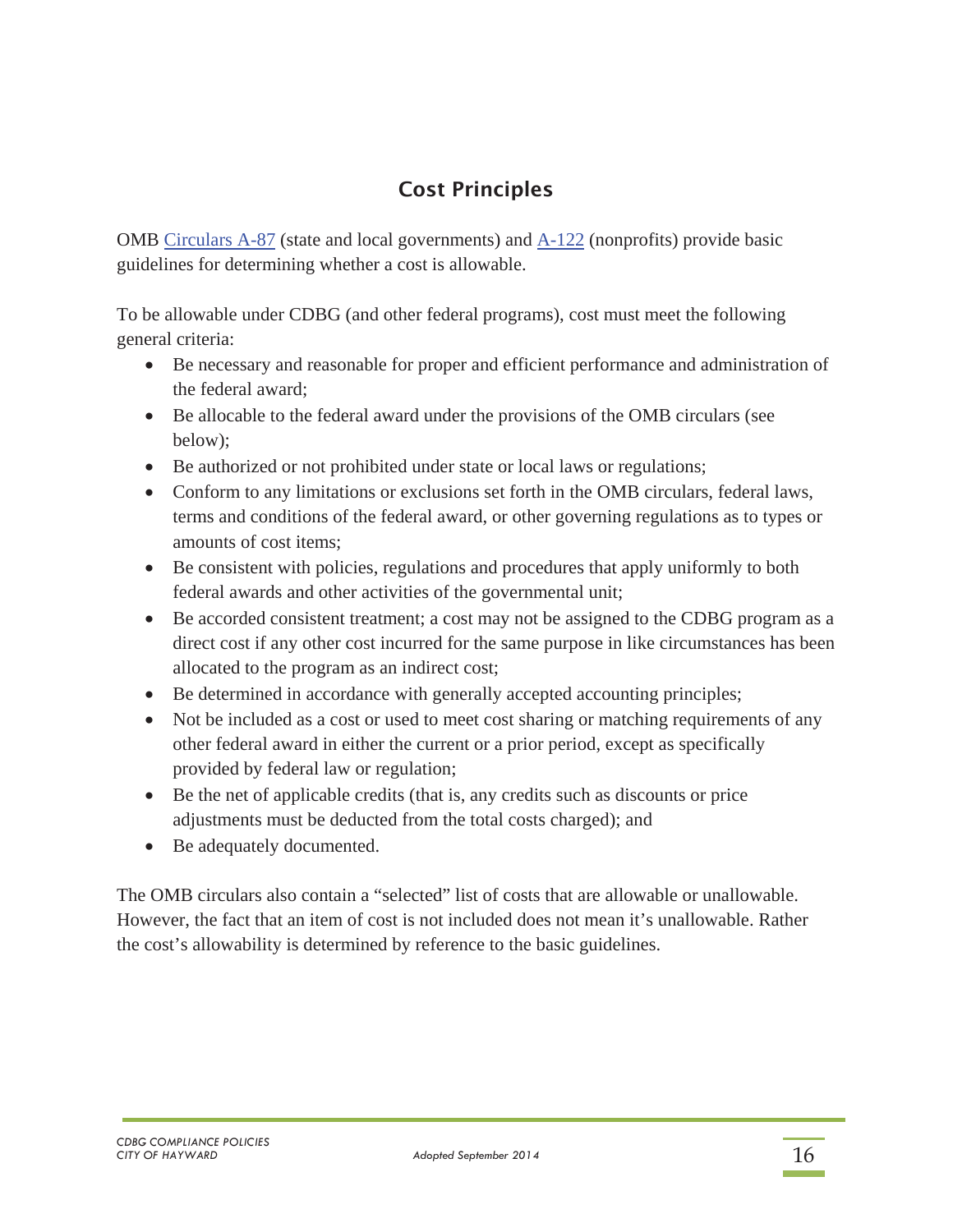## Cost Principles

OMB Circulars A-87 (state and local governments) and A-122 (nonprofits) provide basic guidelines for determining whether a cost is allowable.

To be allowable under CDBG (and other federal programs), cost must meet the following general criteria:

- Be necessary and reasonable for proper and efficient performance and administration of the federal award;
- Be allocable to the federal award under the provisions of the OMB circulars (see below);
- Be authorized or not prohibited under state or local laws or regulations;
- Conform to any limitations or exclusions set forth in the OMB circulars, federal laws, terms and conditions of the federal award, or other governing regulations as to types or amounts of cost items;
- Be consistent with policies, regulations and procedures that apply uniformly to both federal awards and other activities of the governmental unit;
- Be accorded consistent treatment; a cost may not be assigned to the CDBG program as a direct cost if any other cost incurred for the same purpose in like circumstances has been allocated to the program as an indirect cost;
- Be determined in accordance with generally accepted accounting principles;
- Not be included as a cost or used to meet cost sharing or matching requirements of any other federal award in either the current or a prior period, except as specifically provided by federal law or regulation;
- Be the net of applicable credits (that is, any credits such as discounts or price adjustments must be deducted from the total costs charged); and
- Be adequately documented.

The OMB circulars also contain a "selected" list of costs that are allowable or unallowable. However, the fact that an item of cost is not included does not mean it's unallowable. Rather the cost's allowability is determined by reference to the basic guidelines.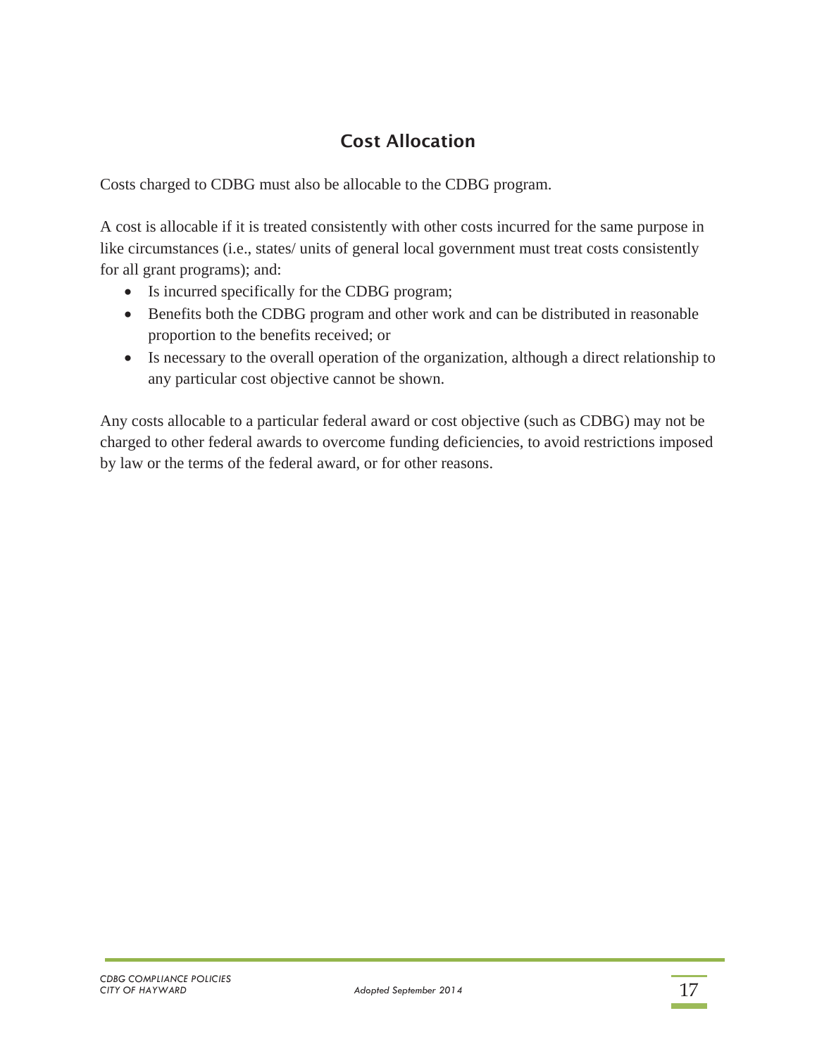## Cost Allocation

Costs charged to CDBG must also be allocable to the CDBG program.

A cost is allocable if it is treated consistently with other costs incurred for the same purpose in like circumstances (i.e., states/ units of general local government must treat costs consistently for all grant programs); and:

- Is incurred specifically for the CDBG program;
- Benefits both the CDBG program and other work and can be distributed in reasonable proportion to the benefits received; or
- Is necessary to the overall operation of the organization, although a direct relationship to any particular cost objective cannot be shown.

Any costs allocable to a particular federal award or cost objective (such as CDBG) may not be charged to other federal awards to overcome funding deficiencies, to avoid restrictions imposed by law or the terms of the federal award, or for other reasons.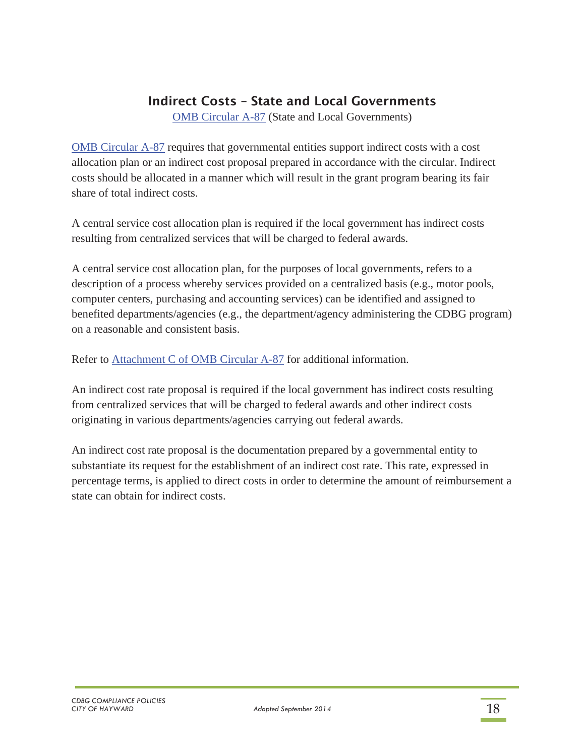## Indirect Costs – State and Local Governments

OMB Circular A-87 (State and Local Governments)

OMB Circular A-87 requires that governmental entities support indirect costs with a cost allocation plan or an indirect cost proposal prepared in accordance with the circular. Indirect costs should be allocated in a manner which will result in the grant program bearing its fair share of total indirect costs.

A central service cost allocation plan is required if the local government has indirect costs resulting from centralized services that will be charged to federal awards.

A central service cost allocation plan, for the purposes of local governments, refers to a description of a process whereby services provided on a centralized basis (e.g., motor pools, computer centers, purchasing and accounting services) can be identified and assigned to benefited departments/agencies (e.g., the department/agency administering the CDBG program) on a reasonable and consistent basis.

Refer to Attachment C of OMB Circular A-87 for additional information.

An indirect cost rate proposal is required if the local government has indirect costs resulting from centralized services that will be charged to federal awards and other indirect costs originating in various departments/agencies carrying out federal awards.

An indirect cost rate proposal is the documentation prepared by a governmental entity to substantiate its request for the establishment of an indirect cost rate. This rate, expressed in percentage terms, is applied to direct costs in order to determine the amount of reimbursement a state can obtain for indirect costs.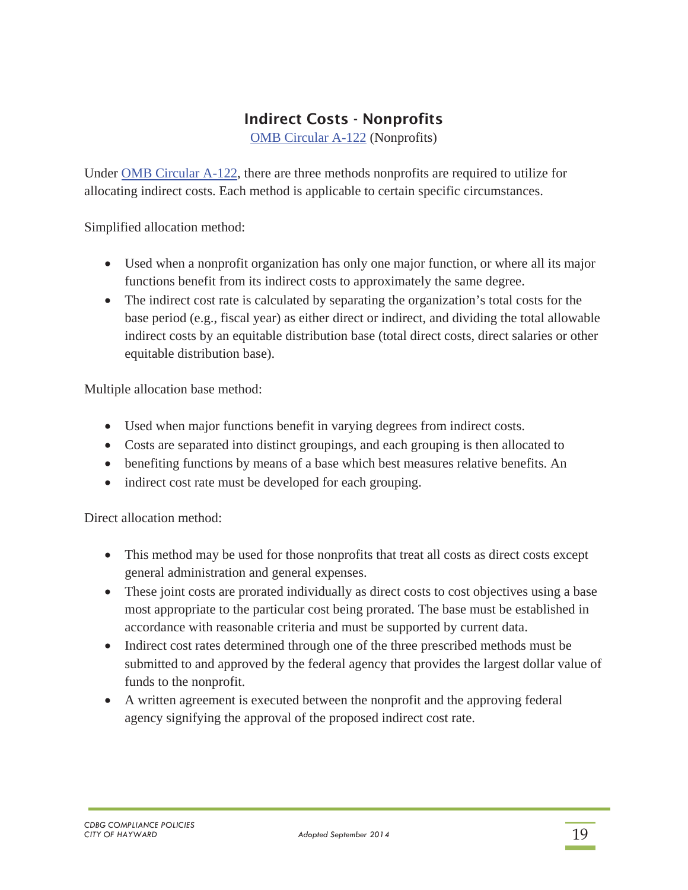## Indirect Costs - Nonprofits

OMB Circular A-122 (Nonprofits)

Under OMB Circular A-122, there are three methods nonprofits are required to utilize for allocating indirect costs. Each method is applicable to certain specific circumstances.

Simplified allocation method:

- Used when a nonprofit organization has only one major function, or where all its major functions benefit from its indirect costs to approximately the same degree.
- The indirect cost rate is calculated by separating the organization's total costs for the base period (e.g., fiscal year) as either direct or indirect, and dividing the total allowable indirect costs by an equitable distribution base (total direct costs, direct salaries or other equitable distribution base).

Multiple allocation base method:

- Used when major functions benefit in varying degrees from indirect costs.
- Costs are separated into distinct groupings, and each grouping is then allocated to
- benefiting functions by means of a base which best measures relative benefits. An
- indirect cost rate must be developed for each grouping.

Direct allocation method:

- This method may be used for those nonprofits that treat all costs as direct costs except general administration and general expenses.
- These joint costs are prorated individually as direct costs to cost objectives using a base most appropriate to the particular cost being prorated. The base must be established in accordance with reasonable criteria and must be supported by current data.
- Indirect cost rates determined through one of the three prescribed methods must be submitted to and approved by the federal agency that provides the largest dollar value of funds to the nonprofit.
- A written agreement is executed between the nonprofit and the approving federal agency signifying the approval of the proposed indirect cost rate.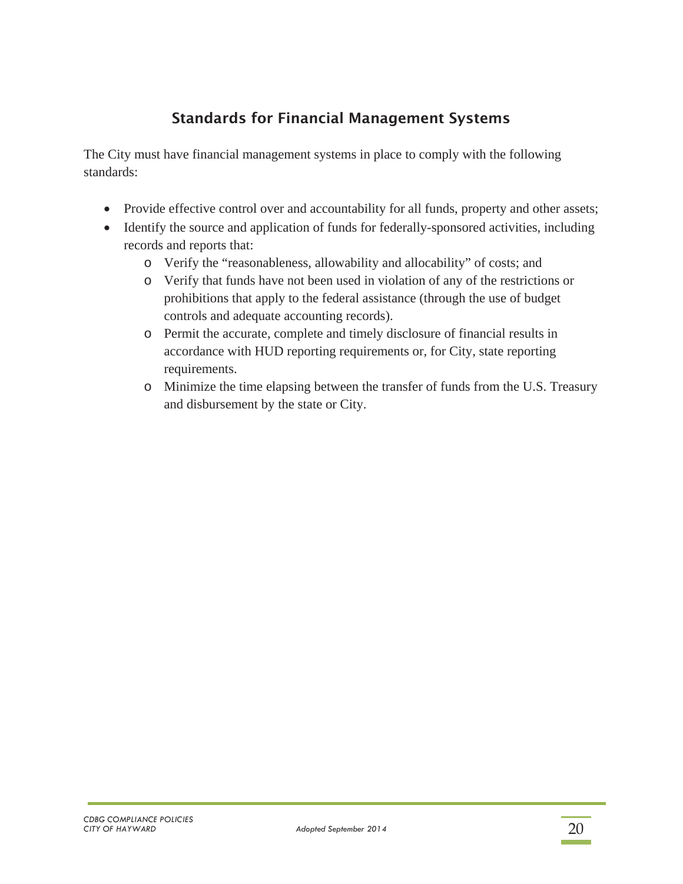## Standards for Financial Management Systems

The City must have financial management systems in place to comply with the following standards:

- Provide effective control over and accountability for all funds, property and other assets;
- Identify the source and application of funds for federally-sponsored activities, including records and reports that:
  - Verify the "reasonableness, allowability and allocability" of costs; and
  - Verify that funds have not been used in violation of any of the restrictions or prohibitions that apply to the federal assistance (through the use of budget controls and adequate accounting records).
  - Permit the accurate, complete and timely disclosure of financial results in accordance with HUD reporting requirements or, for City, state reporting requirements.
  - Minimize the time elapsing between the transfer of funds from the U.S. Treasury and disbursement by the state or City.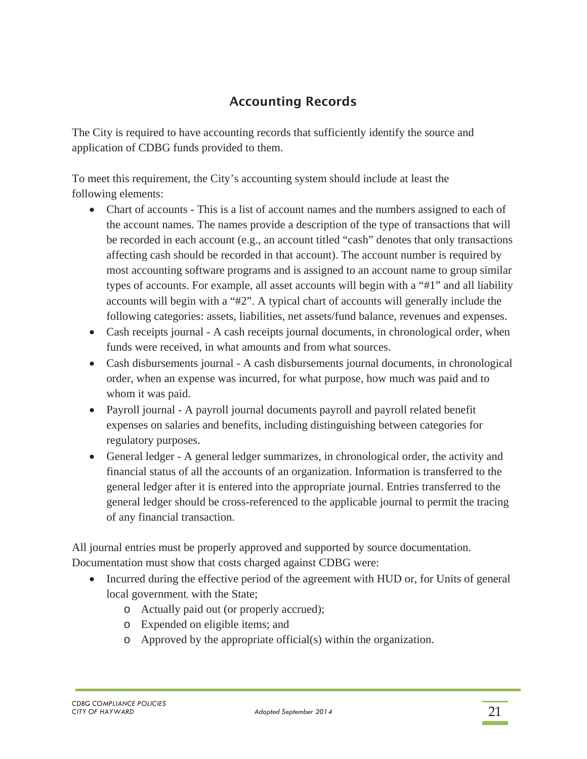## Accounting Records

The City is required to have accounting records that sufficiently identify the source and application of CDBG funds provided to them.

To meet this requirement, the City's accounting system should include at least the following elements:

- Chart of accounts - This is a list of account names and the numbers assigned to each of the account names. The names provide a description of the type of transactions that will be recorded in each account (e.g., an account titled "cash" denotes that only transactions affecting cash should be recorded in that account). The account number is required by most accounting software programs and is assigned to an account name to group similar types of accounts. For example, all asset accounts will begin with a "#1" and all liability accounts will begin with a "#2". A typical chart of accounts will generally include the following categories: assets, liabilities, net assets/fund balance, revenues and expenses.
- Cash receipts journal - A cash receipts journal documents, in chronological order, when funds were received, in what amounts and from what sources.
- Cash disbursements journal - A cash disbursements journal documents, in chronological order, when an expense was incurred, for what purpose, how much was paid and to whom it was paid.
- Payroll journal - A payroll journal documents payroll and payroll related benefit expenses on salaries and benefits, including distinguishing between categories for regulatory purposes.
- General ledger - A general ledger summarizes, in chronological order, the activity and financial status of all the accounts of an organization. Information is transferred to the general ledger after it is entered into the appropriate journal. Entries transferred to the general ledger should be cross-referenced to the applicable journal to permit the tracing of any financial transaction.

All journal entries must be properly approved and supported by source documentation. Documentation must show that costs charged against CDBG were:

- Incurred during the effective period of the agreement with HUD or, for Units of general local government, with the State;
  - Actually paid out (or properly accrued);
  - Expended on eligible items; and
  - Approved by the appropriate official(s) within the organization.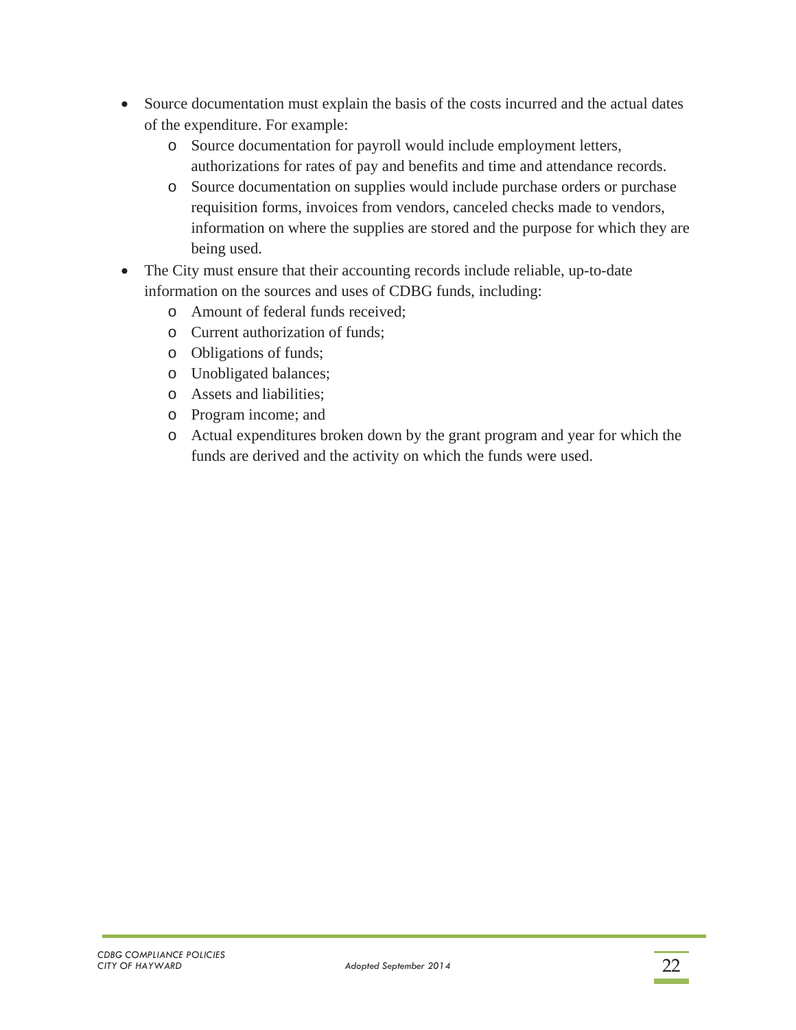- Source documentation must explain the basis of the costs incurred and the actual dates of the expenditure. For example:
  - Source documentation for payroll would include employment letters, authorizations for rates of pay and benefits and time and attendance records.
  - Source documentation on supplies would include purchase orders or purchase requisition forms, invoices from vendors, canceled checks made to vendors, information on where the supplies are stored and the purpose for which they are being used.
- The City must ensure that their accounting records include reliable, up-to-date information on the sources and uses of CDBG funds, including:
  - Amount of federal funds received;
  - Current authorization of funds;
  - Obligations of funds;
  - Unobligated balances;
  - Assets and liabilities;
  - Program income; and
  - Actual expenditures broken down by the grant program and year for which the funds are derived and the activity on which the funds were used.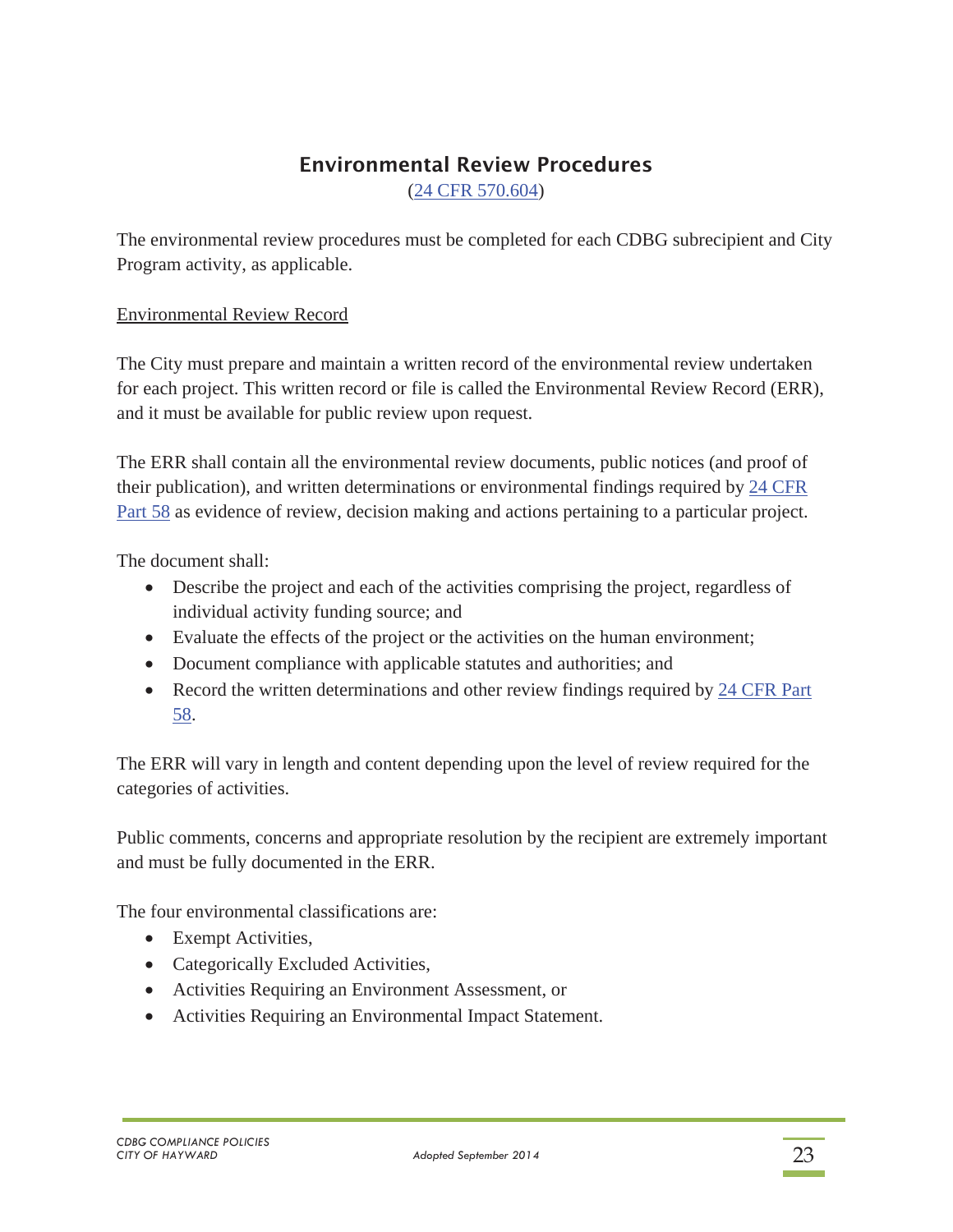## Environmental Review Procedures

(24 CFR 570.604)

The environmental review procedures must be completed for each CDBG subrecipient and City Program activity, as applicable.

Environmental Review Record

The City must prepare and maintain a written record of the environmental review undertaken for each project. This written record or file is called the Environmental Review Record (ERR), and it must be available for public review upon request.

The ERR shall contain all the environmental review documents, public notices (and proof of their publication), and written determinations or environmental findings required by 24 CFR Part 58 as evidence of review, decision making and actions pertaining to a particular project.

The document shall:

- Describe the project and each of the activities comprising the project, regardless of individual activity funding source; and
- Evaluate the effects of the project or the activities on the human environment;
- Document compliance with applicable statutes and authorities; and
- Record the written determinations and other review findings required by 24 CFR Part 58.

The ERR will vary in length and content depending upon the level of review required for the categories of activities.

Public comments, concerns and appropriate resolution by the recipient are extremely important and must be fully documented in the ERR.

The four environmental classifications are:

- Exempt Activities,
- Categorically Excluded Activities,
- Activities Requiring an Environment Assessment, or
- Activities Requiring an Environmental Impact Statement.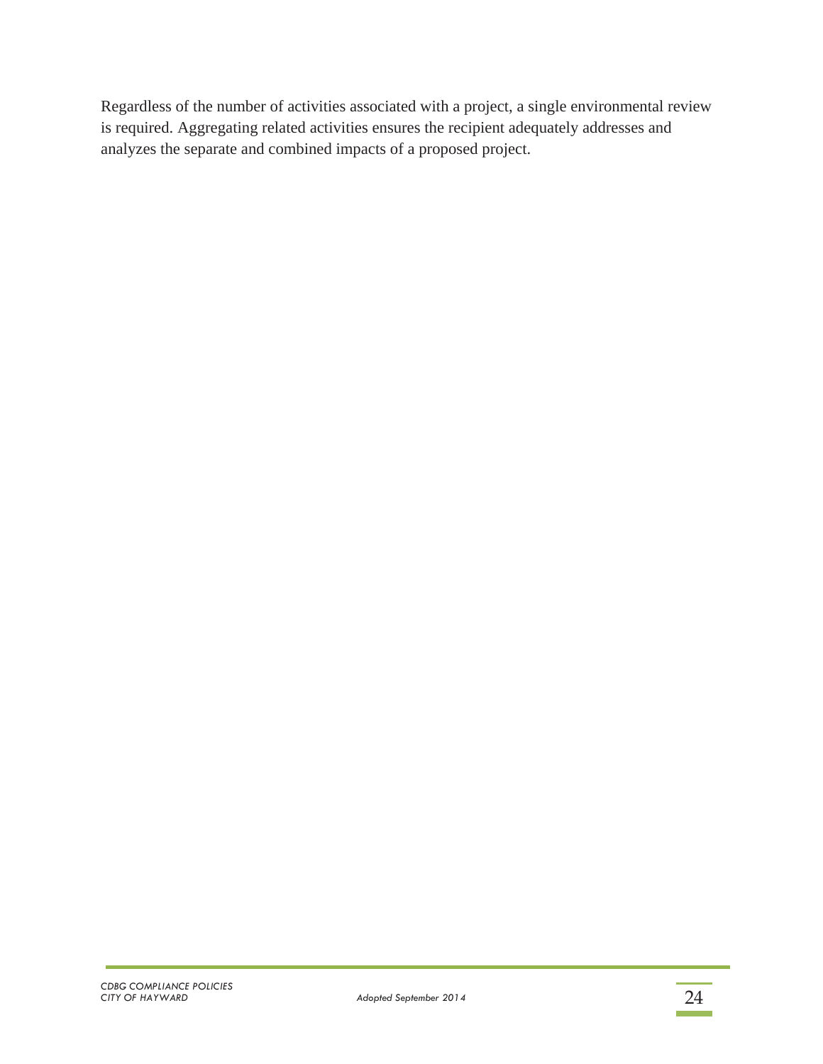Regardless of the number of activities associated with a project, a single environmental review is required. Aggregating related activities ensures the recipient adequately addresses and analyzes the separate and combined impacts of a proposed project.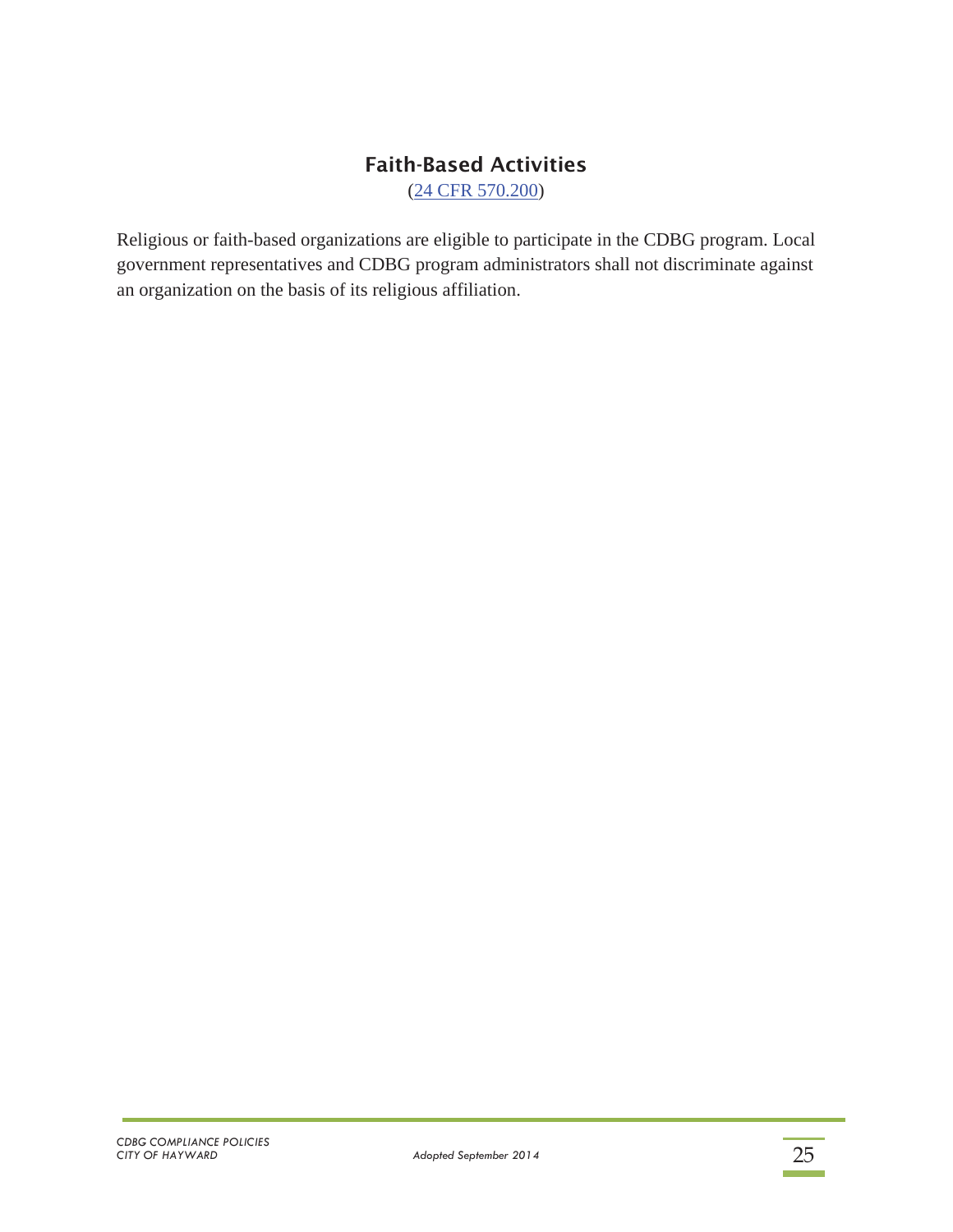## Faith-Based Activities

(24 CFR 570.200)

Religious or faith-based organizations are eligible to participate in the CDBG program. Local government representatives and CDBG program administrators shall not discriminate against an organization on the basis of its religious affiliation.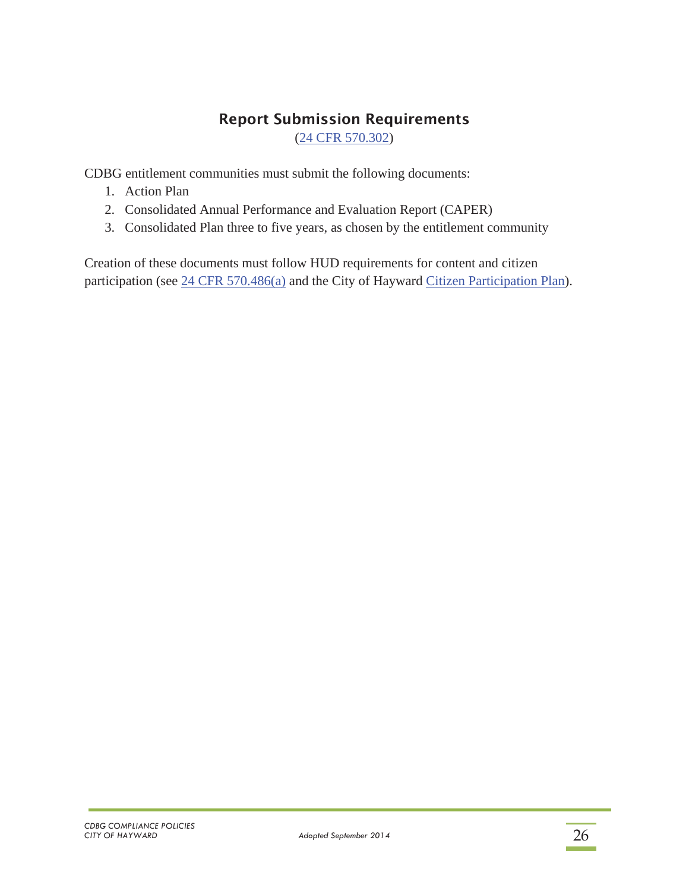## Report Submission Requirements

(24 CFR 570.302)

CDBG entitlement communities must submit the following documents:

1. Action Plan
2. Consolidated Annual Performance and Evaluation Report (CAPER)
3. Consolidated Plan three to five years, as chosen by the entitlement community

Creation of these documents must follow HUD requirements for content and citizen participation (see 24 CFR 570.486(a) and the City of Hayward Citizen Participation Plan).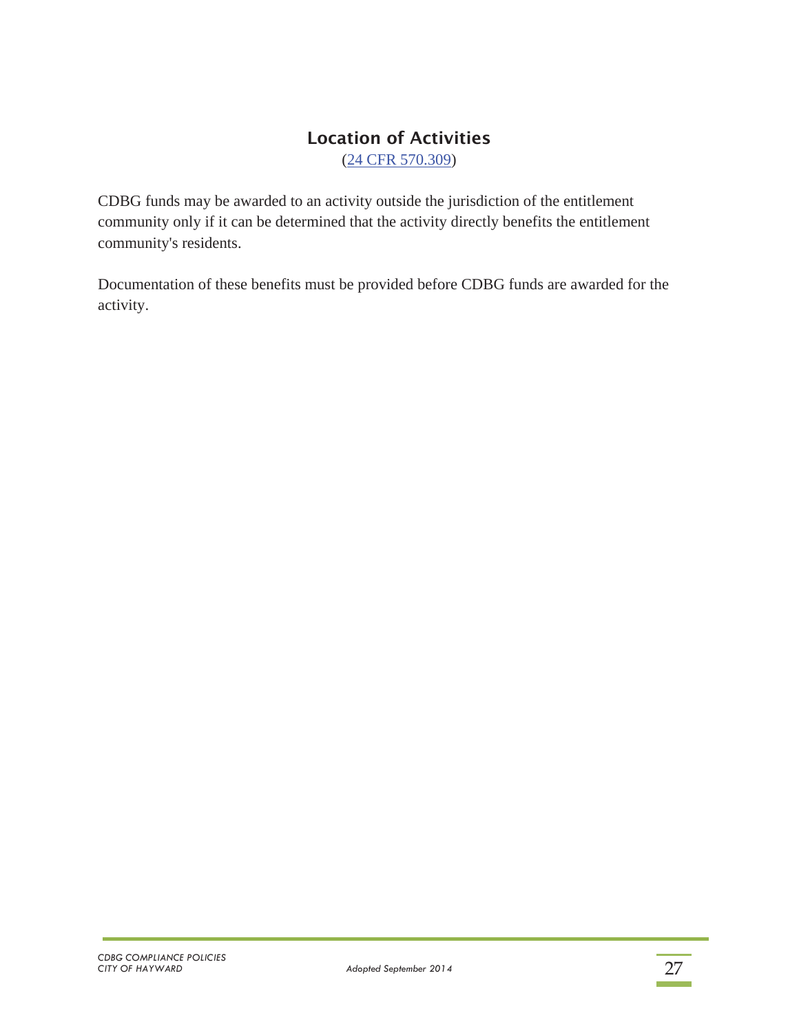## Location of Activities

(24 CFR 570.309)

CDBG funds may be awarded to an activity outside the jurisdiction of the entitlement community only if it can be determined that the activity directly benefits the entitlement community's residents.

Documentation of these benefits must be provided before CDBG funds are awarded for the activity.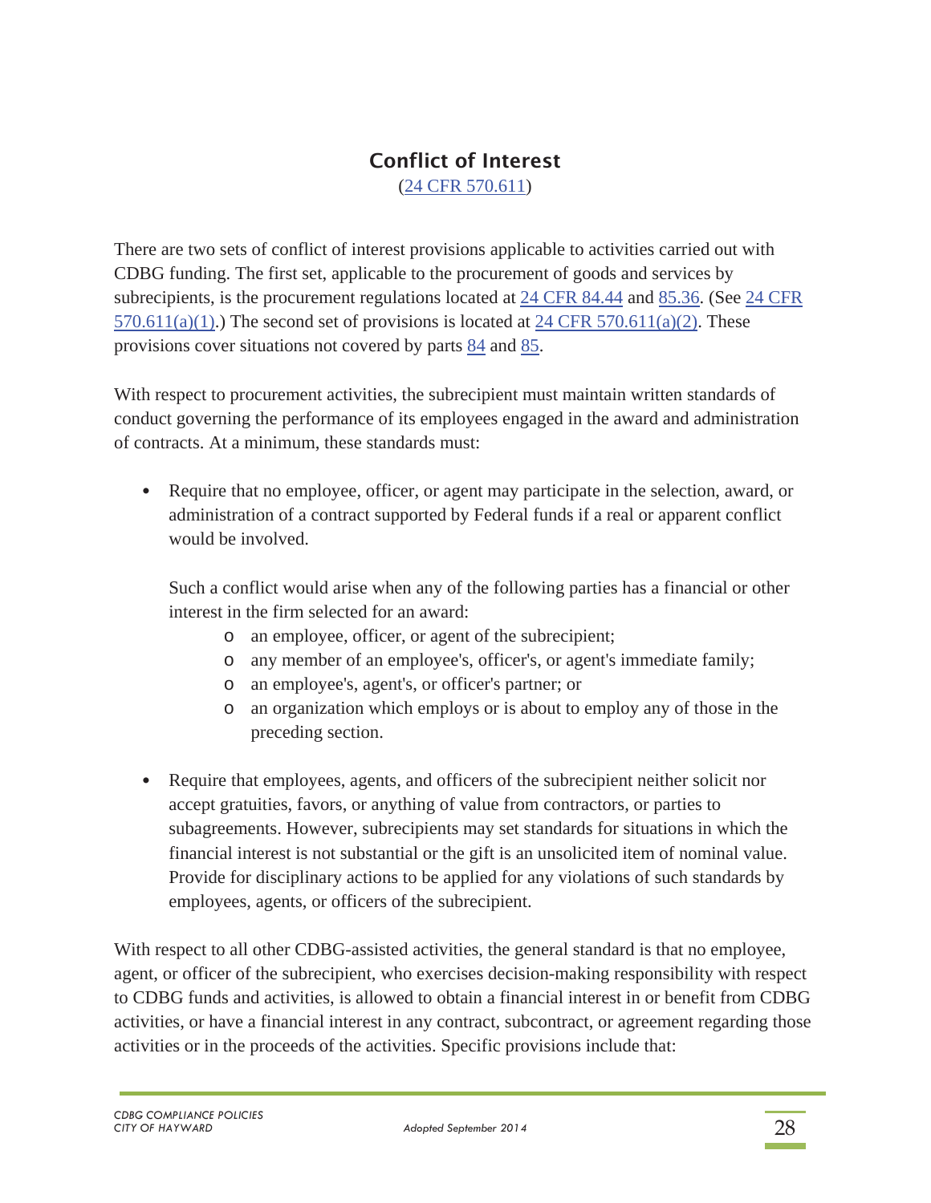## Conflict of Interest

(24 CFR 570.611)

There are two sets of conflict of interest provisions applicable to activities carried out with CDBG funding. The first set, applicable to the procurement of goods and services by subrecipients, is the procurement regulations located at 24 CFR 84.44 and 85.36. (See 24 CFR 570.611(a)(1).) The second set of provisions is located at 24 CFR 570.611(a)(2). These provisions cover situations not covered by parts 84 and 85.

With respect to procurement activities, the subrecipient must maintain written standards of conduct governing the performance of its employees engaged in the award and administration of contracts. At a minimum, these standards must:

- Require that no employee, officer, or agent may participate in the selection, award, or administration of a contract supported by Federal funds if a real or apparent conflict would be involved.

  Such a conflict would arise when any of the following parties has a financial or other interest in the firm selected for an award:
  - an employee, officer, or agent of the subrecipient;
  - any member of an employee's, officer's, or agent's immediate family;
  - an employee's, agent's, or officer's partner; or
  - an organization which employs or is about to employ any of those in the preceding section.

- Require that employees, agents, and officers of the subrecipient neither solicit nor accept gratuities, favors, or anything of value from contractors, or parties to subagreements. However, subrecipients may set standards for situations in which the financial interest is not substantial or the gift is an unsolicited item of nominal value. Provide for disciplinary actions to be applied for any violations of such standards by employees, agents, or officers of the subrecipient.

With respect to all other CDBG-assisted activities, the general standard is that no employee, agent, or officer of the subrecipient, who exercises decision-making responsibility with respect to CDBG funds and activities, is allowed to obtain a financial interest in or benefit from CDBG activities, or have a financial interest in any contract, subcontract, or agreement regarding those activities or in the proceeds of the activities. Specific provisions include that: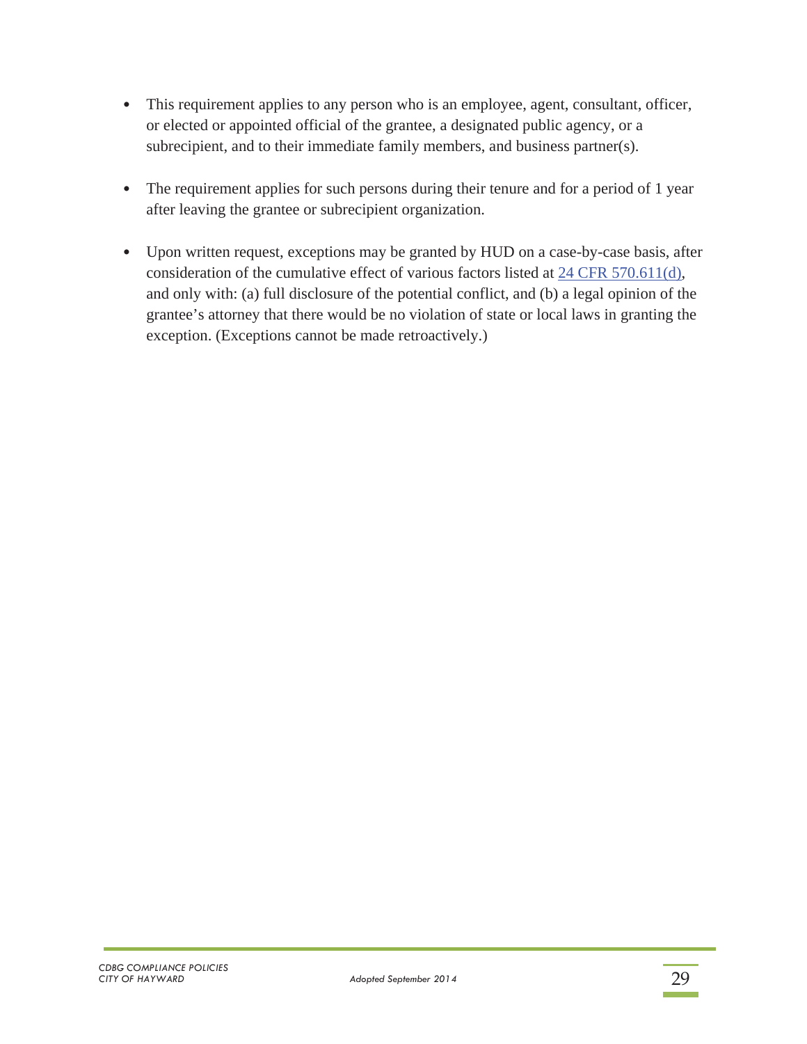- This requirement applies to any person who is an employee, agent, consultant, officer, or elected or appointed official of the grantee, a designated public agency, or a subrecipient, and to their immediate family members, and business partner(s).

- The requirement applies for such persons during their tenure and for a period of 1 year after leaving the grantee or subrecipient organization.

- Upon written request, exceptions may be granted by HUD on a case-by-case basis, after consideration of the cumulative effect of various factors listed at 24 CFR 570.611(d), and only with: (a) full disclosure of the potential conflict, and (b) a legal opinion of the grantee's attorney that there would be no violation of state or local laws in granting the exception. (Exceptions cannot be made retroactively.)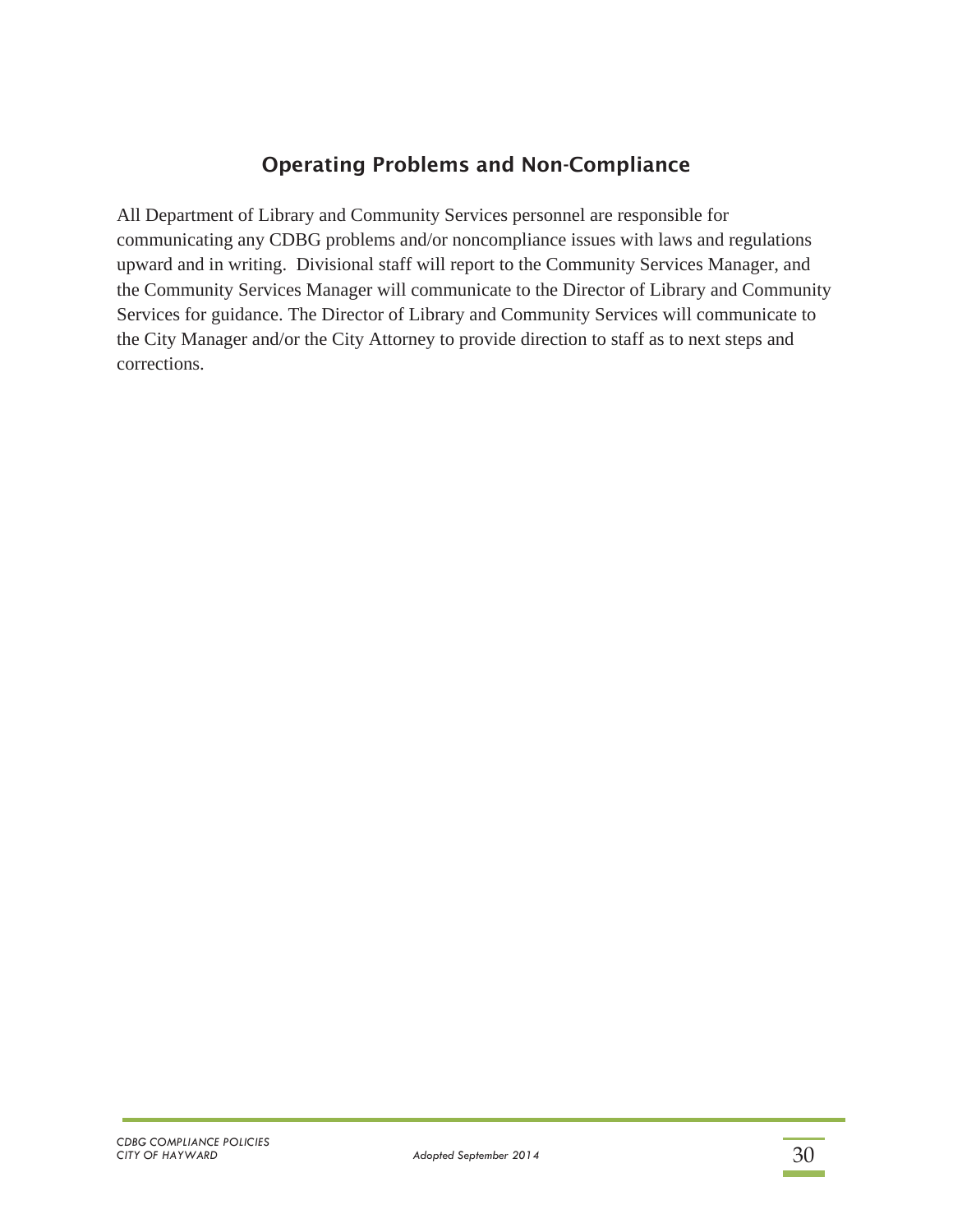## Operating Problems and Non-Compliance

All Department of Library and Community Services personnel are responsible for communicating any CDBG problems and/or noncompliance issues with laws and regulations upward and in writing. Divisional staff will report to the Community Services Manager, and the Community Services Manager will communicate to the Director of Library and Community Services for guidance. The Director of Library and Community Services will communicate to the City Manager and/or the City Attorney to provide direction to staff as to next steps and corrections.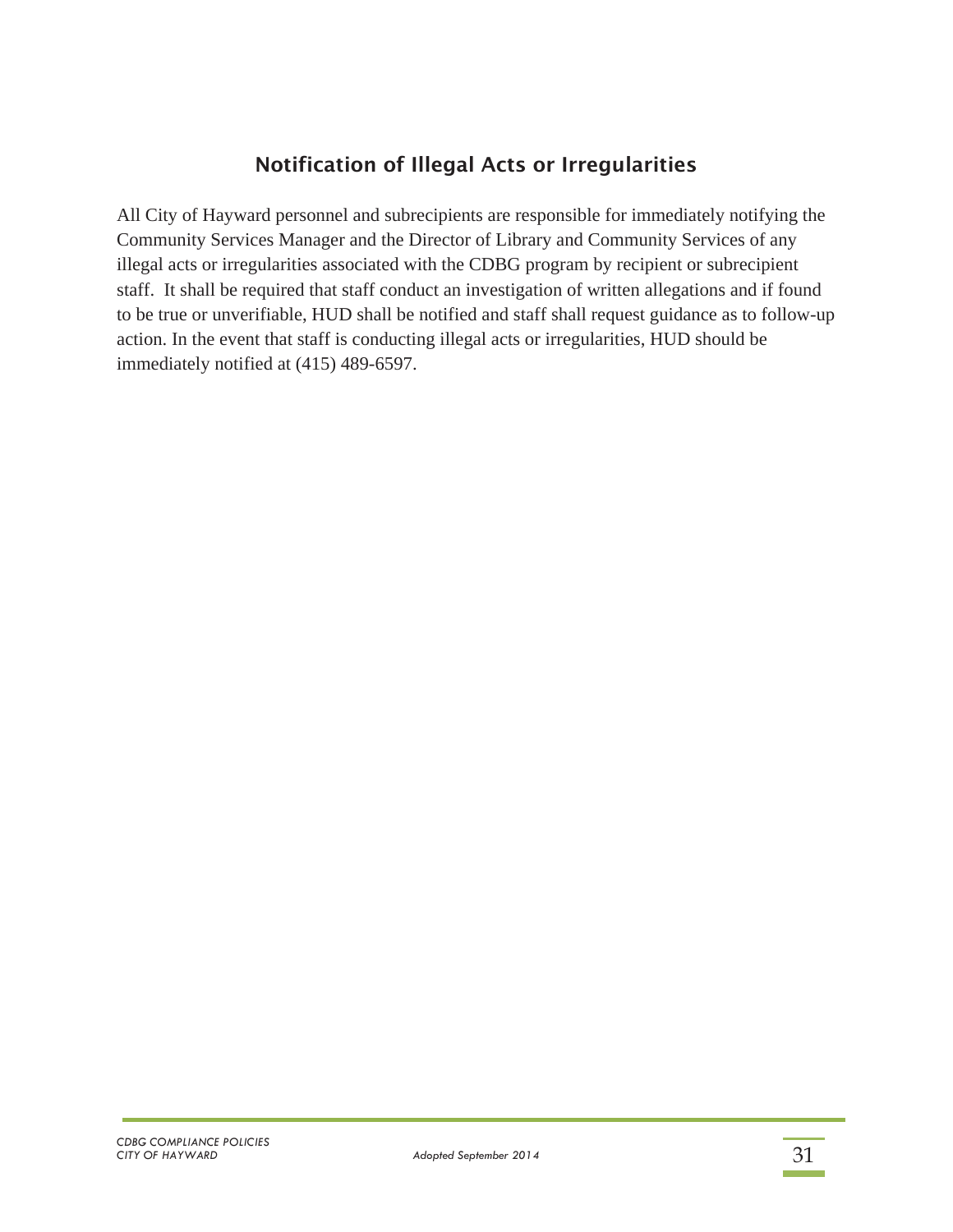## Notification of Illegal Acts or Irregularities

All City of Hayward personnel and subrecipients are responsible for immediately notifying the Community Services Manager and the Director of Library and Community Services of any illegal acts or irregularities associated with the CDBG program by recipient or subrecipient staff. It shall be required that staff conduct an investigation of written allegations and if found to be true or unverifiable, HUD shall be notified and staff shall request guidance as to follow-up action. In the event that staff is conducting illegal acts or irregularities, HUD should be immediately notified at (415) 489-6597.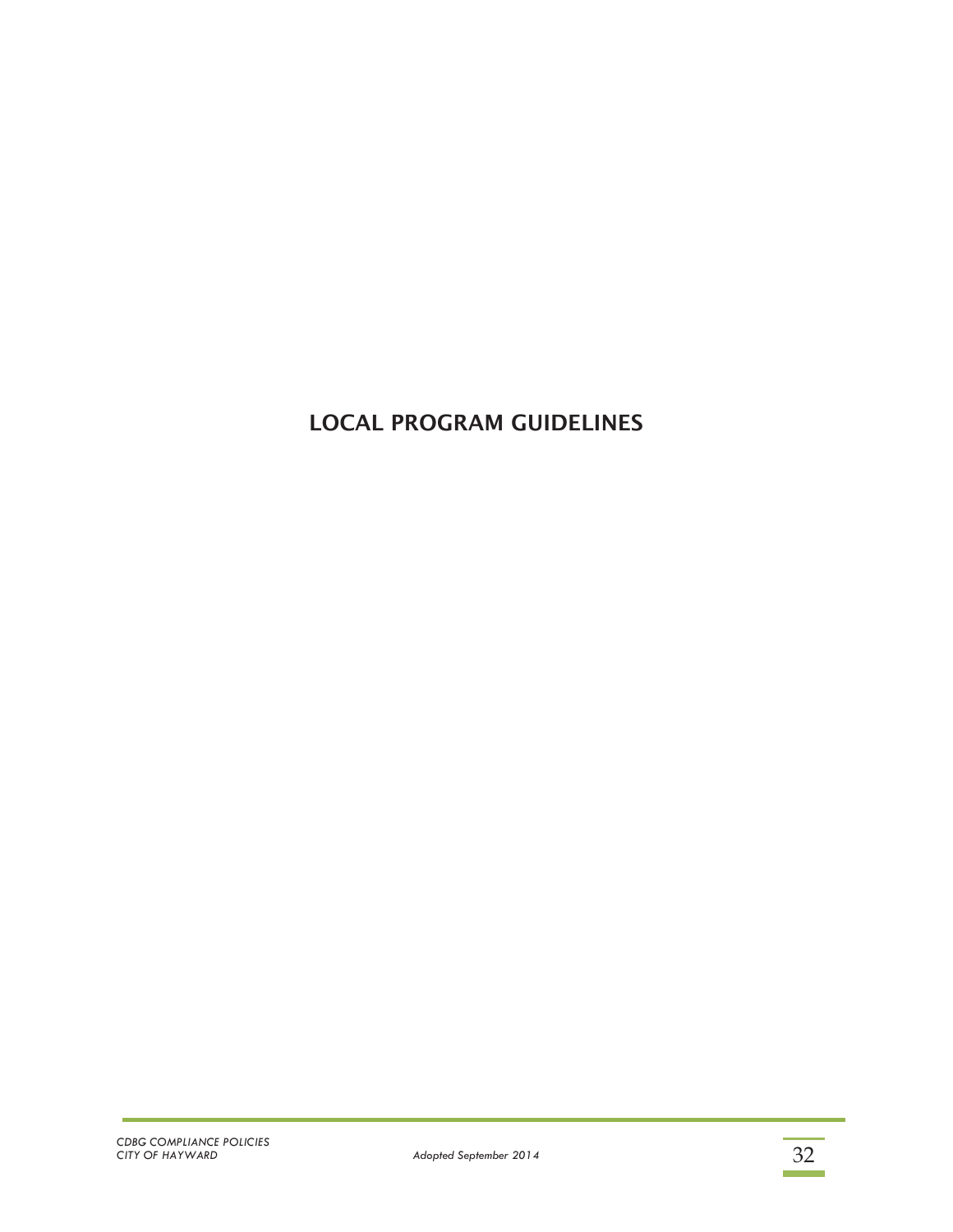# LOCAL PROGRAM GUIDELINES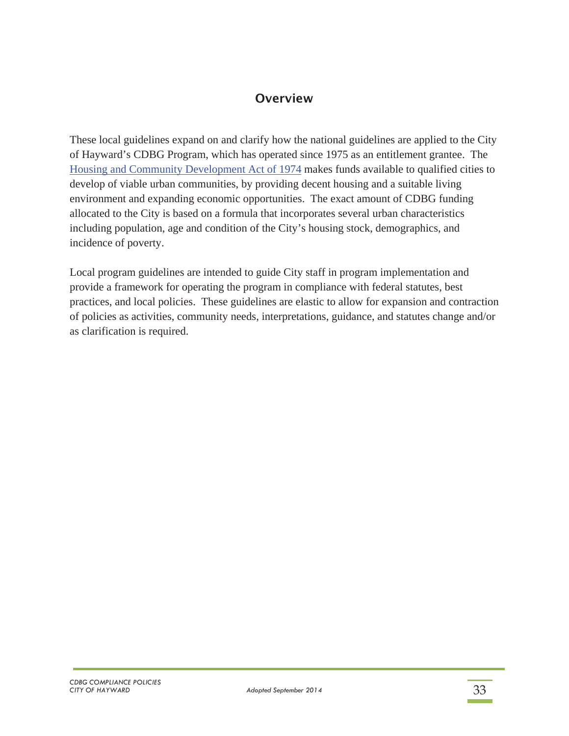## Overview

These local guidelines expand on and clarify how the national guidelines are applied to the City of Hayward's CDBG Program, which has operated since 1975 as an entitlement grantee. The Housing and Community Development Act of 1974 makes funds available to qualified cities to develop of viable urban communities, by providing decent housing and a suitable living environment and expanding economic opportunities. The exact amount of CDBG funding allocated to the City is based on a formula that incorporates several urban characteristics including population, age and condition of the City's housing stock, demographics, and incidence of poverty.

Local program guidelines are intended to guide City staff in program implementation and provide a framework for operating the program in compliance with federal statutes, best practices, and local policies. These guidelines are elastic to allow for expansion and contraction of policies as activities, community needs, interpretations, guidance, and statutes change and/or as clarification is required.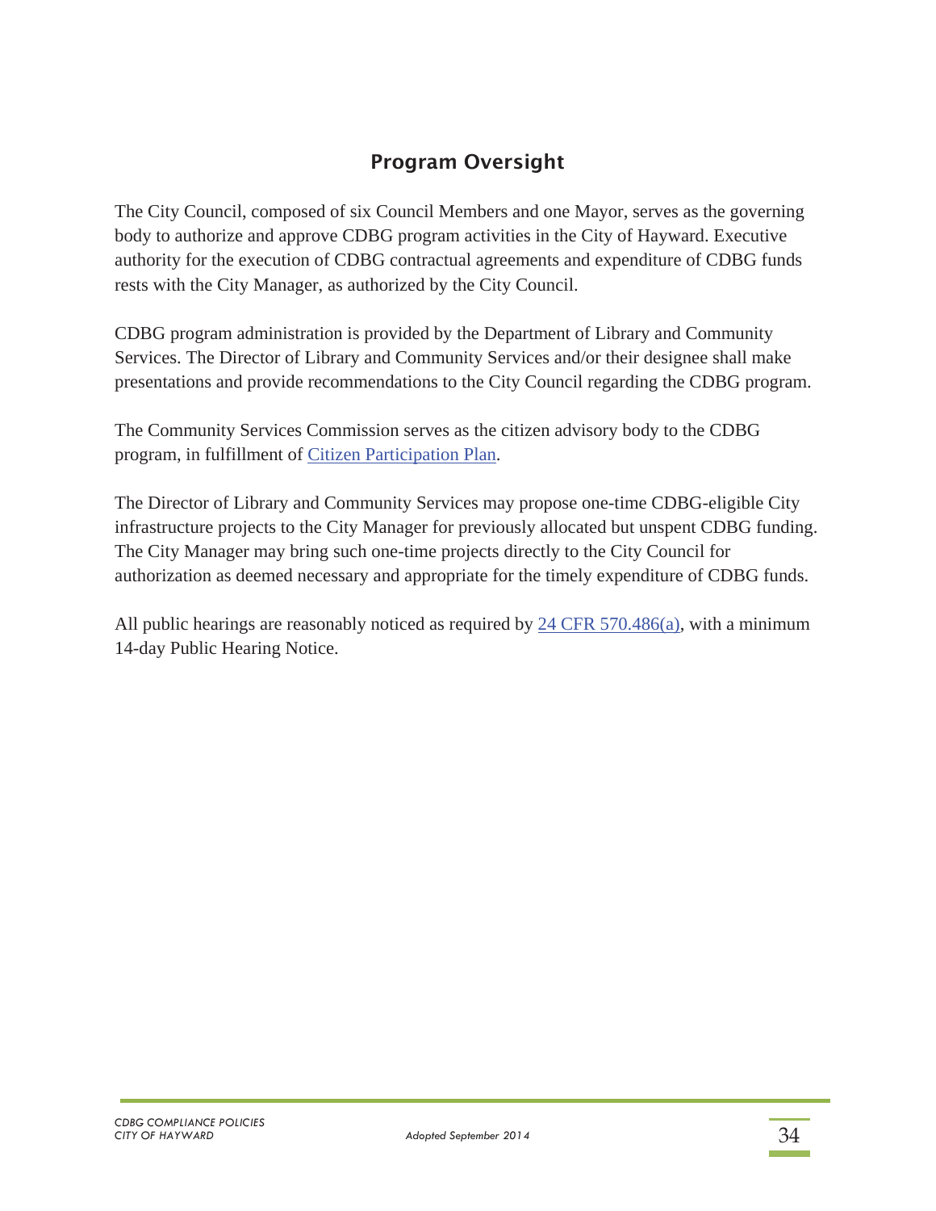## Program Oversight

The City Council, composed of six Council Members and one Mayor, serves as the governing body to authorize and approve CDBG program activities in the City of Hayward. Executive authority for the execution of CDBG contractual agreements and expenditure of CDBG funds rests with the City Manager, as authorized by the City Council.

CDBG program administration is provided by the Department of Library and Community Services. The Director of Library and Community Services and/or their designee shall make presentations and provide recommendations to the City Council regarding the CDBG program.

The Community Services Commission serves as the citizen advisory body to the CDBG program, in fulfillment of Citizen Participation Plan.

The Director of Library and Community Services may propose one-time CDBG-eligible City infrastructure projects to the City Manager for previously allocated but unspent CDBG funding. The City Manager may bring such one-time projects directly to the City Council for authorization as deemed necessary and appropriate for the timely expenditure of CDBG funds.

All public hearings are reasonably noticed as required by 24 CFR 570.486(a), with a minimum 14-day Public Hearing Notice.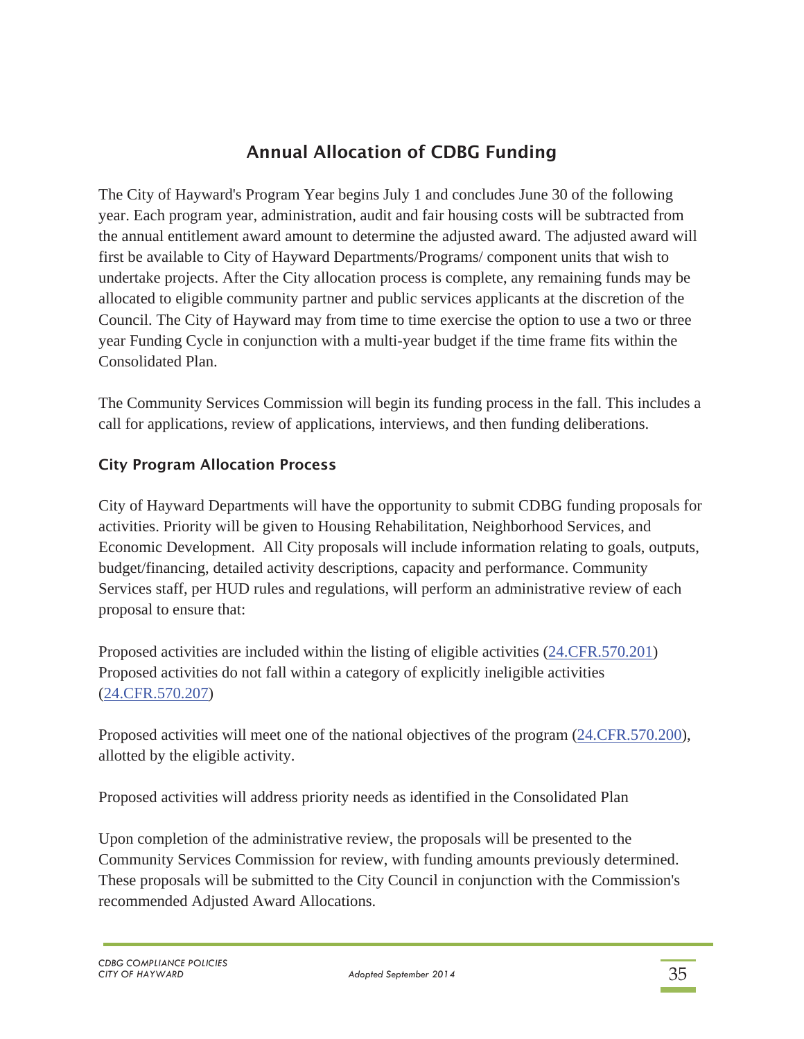## Annual Allocation of CDBG Funding

The City of Hayward's Program Year begins July 1 and concludes June 30 of the following year. Each program year, administration, audit and fair housing costs will be subtracted from the annual entitlement award amount to determine the adjusted award. The adjusted award will first be available to City of Hayward Departments/Programs/ component units that wish to undertake projects. After the City allocation process is complete, any remaining funds may be allocated to eligible community partner and public services applicants at the discretion of the Council. The City of Hayward may from time to time exercise the option to use a two or three year Funding Cycle in conjunction with a multi-year budget if the time frame fits within the Consolidated Plan.

The Community Services Commission will begin its funding process in the fall. This includes a call for applications, review of applications, interviews, and then funding deliberations.

### City Program Allocation Process

City of Hayward Departments will have the opportunity to submit CDBG funding proposals for activities. Priority will be given to Housing Rehabilitation, Neighborhood Services, and Economic Development. All City proposals will include information relating to goals, outputs, budget/financing, detailed activity descriptions, capacity and performance. Community Services staff, per HUD rules and regulations, will perform an administrative review of each proposal to ensure that:

Proposed activities are included within the listing of eligible activities (24.CFR.570.201)
Proposed activities do not fall within a category of explicitly ineligible activities (24.CFR.570.207)

Proposed activities will meet one of the national objectives of the program (24.CFR.570.200), allotted by the eligible activity.

Proposed activities will address priority needs as identified in the Consolidated Plan

Upon completion of the administrative review, the proposals will be presented to the Community Services Commission for review, with funding amounts previously determined. These proposals will be submitted to the City Council in conjunction with the Commission's recommended Adjusted Award Allocations.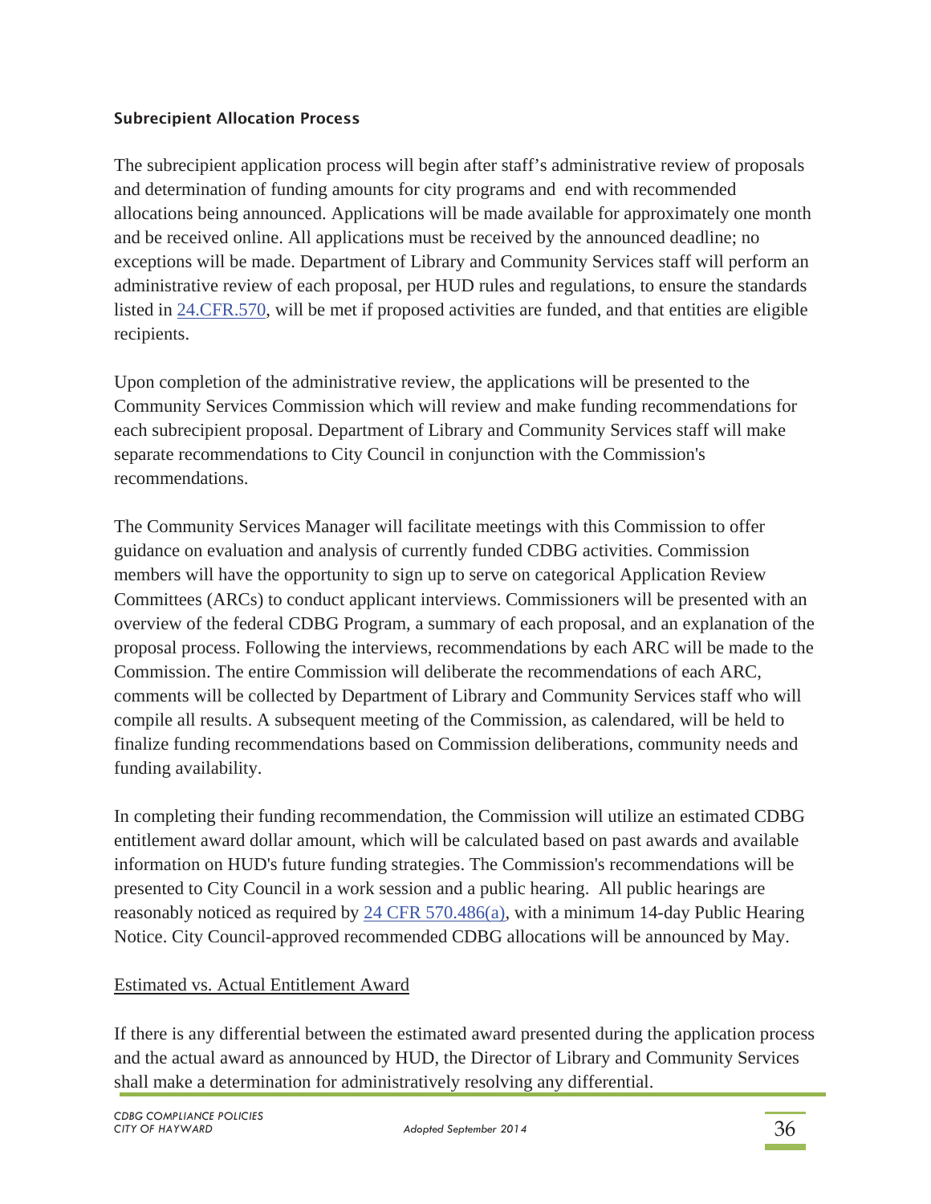### Subrecipient Allocation Process

The subrecipient application process will begin after staff's administrative review of proposals and determination of funding amounts for city programs and end with recommended allocations being announced. Applications will be made available for approximately one month and be received online. All applications must be received by the announced deadline; no exceptions will be made. Department of Library and Community Services staff will perform an administrative review of each proposal, per HUD rules and regulations, to ensure the standards listed in [24.CFR.570](), will be met if proposed activities are funded, and that entities are eligible recipients.

Upon completion of the administrative review, the applications will be presented to the Community Services Commission which will review and make funding recommendations for each subrecipient proposal. Department of Library and Community Services staff will make separate recommendations to City Council in conjunction with the Commission's recommendations.

The Community Services Manager will facilitate meetings with this Commission to offer guidance on evaluation and analysis of currently funded CDBG activities. Commission members will have the opportunity to sign up to serve on categorical Application Review Committees (ARCs) to conduct applicant interviews. Commissioners will be presented with an overview of the federal CDBG Program, a summary of each proposal, and an explanation of the proposal process. Following the interviews, recommendations by each ARC will be made to the Commission. The entire Commission will deliberate the recommendations of each ARC, comments will be collected by Department of Library and Community Services staff who will compile all results. A subsequent meeting of the Commission, as calendared, will be held to finalize funding recommendations based on Commission deliberations, community needs and funding availability.

In completing their funding recommendation, the Commission will utilize an estimated CDBG entitlement award dollar amount, which will be calculated based on past awards and available information on HUD's future funding strategies. The Commission's recommendations will be presented to City Council in a work session and a public hearing. All public hearings are reasonably noticed as required by [24 CFR 570.486(a)](), with a minimum 14-day Public Hearing Notice. City Council-approved recommended CDBG allocations will be announced by May.

Estimated vs. Actual Entitlement Award

If there is any differential between the estimated award presented during the application process and the actual award as announced by HUD, the Director of Library and Community Services shall make a determination for administratively resolving any differential.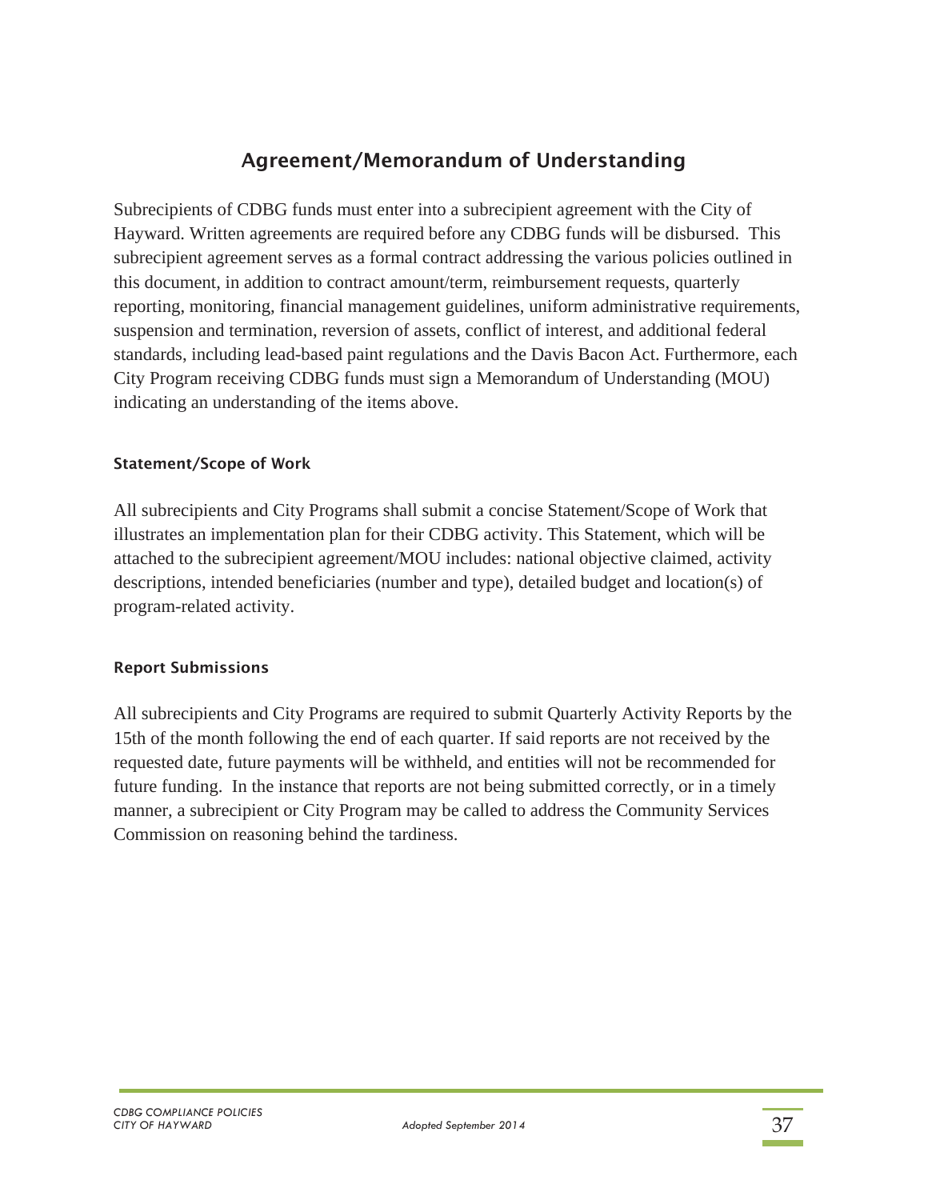## Agreement/Memorandum of Understanding

Subrecipients of CDBG funds must enter into a subrecipient agreement with the City of Hayward. Written agreements are required before any CDBG funds will be disbursed. This subrecipient agreement serves as a formal contract addressing the various policies outlined in this document, in addition to contract amount/term, reimbursement requests, quarterly reporting, monitoring, financial management guidelines, uniform administrative requirements, suspension and termination, reversion of assets, conflict of interest, and additional federal standards, including lead-based paint regulations and the Davis Bacon Act. Furthermore, each City Program receiving CDBG funds must sign a Memorandum of Understanding (MOU) indicating an understanding of the items above.

### Statement/Scope of Work

All subrecipients and City Programs shall submit a concise Statement/Scope of Work that illustrates an implementation plan for their CDBG activity. This Statement, which will be attached to the subrecipient agreement/MOU includes: national objective claimed, activity descriptions, intended beneficiaries (number and type), detailed budget and location(s) of program-related activity.

### Report Submissions

All subrecipients and City Programs are required to submit Quarterly Activity Reports by the 15th of the month following the end of each quarter. If said reports are not received by the requested date, future payments will be withheld, and entities will not be recommended for future funding. In the instance that reports are not being submitted correctly, or in a timely manner, a subrecipient or City Program may be called to address the Community Services Commission on reasoning behind the tardiness.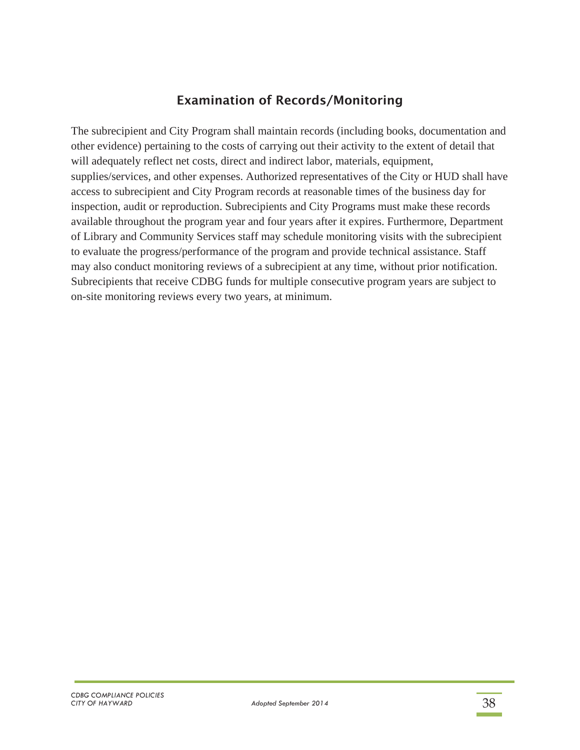## Examination of Records/Monitoring

The subrecipient and City Program shall maintain records (including books, documentation and other evidence) pertaining to the costs of carrying out their activity to the extent of detail that will adequately reflect net costs, direct and indirect labor, materials, equipment, supplies/services, and other expenses. Authorized representatives of the City or HUD shall have access to subrecipient and City Program records at reasonable times of the business day for inspection, audit or reproduction. Subrecipients and City Programs must make these records available throughout the program year and four years after it expires. Furthermore, Department of Library and Community Services staff may schedule monitoring visits with the subrecipient to evaluate the progress/performance of the program and provide technical assistance. Staff may also conduct monitoring reviews of a subrecipient at any time, without prior notification. Subrecipients that receive CDBG funds for multiple consecutive program years are subject to on-site monitoring reviews every two years, at minimum.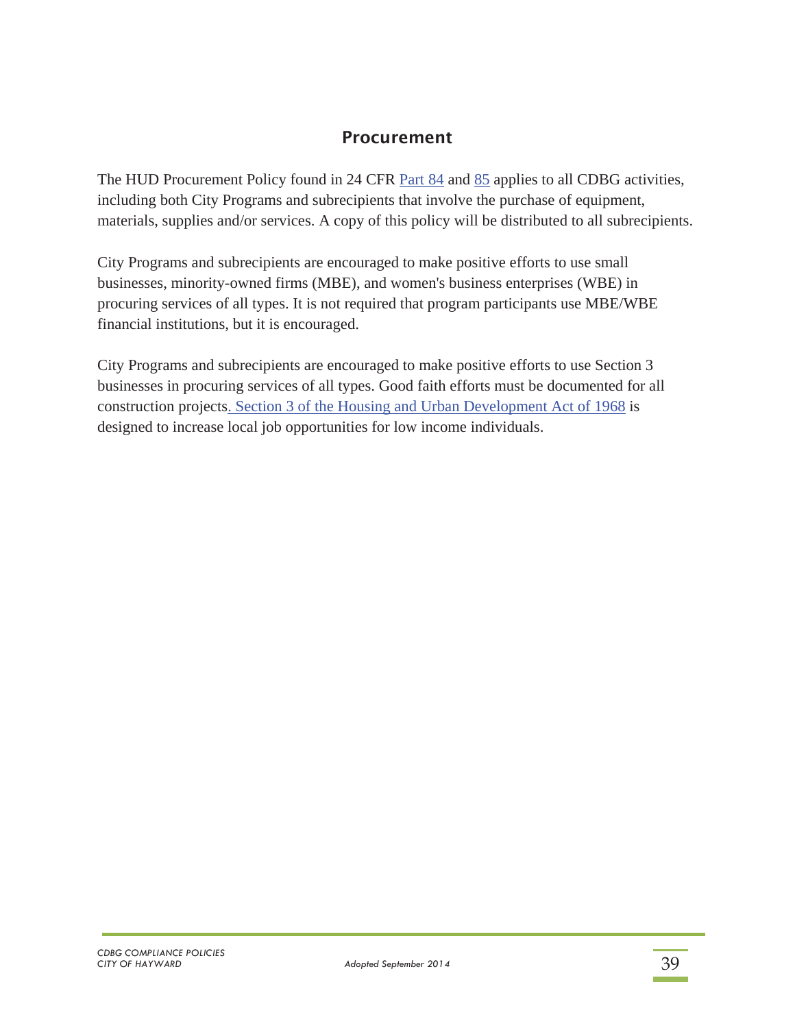## Procurement

The HUD Procurement Policy found in 24 CFR Part 84 and 85 applies to all CDBG activities, including both City Programs and subrecipients that involve the purchase of equipment, materials, supplies and/or services. A copy of this policy will be distributed to all subrecipients.

City Programs and subrecipients are encouraged to make positive efforts to use small businesses, minority-owned firms (MBE), and women's business enterprises (WBE) in procuring services of all types. It is not required that program participants use MBE/WBE financial institutions, but it is encouraged.

City Programs and subrecipients are encouraged to make positive efforts to use Section 3 businesses in procuring services of all types. Good faith efforts must be documented for all construction projects. Section 3 of the Housing and Urban Development Act of 1968 is designed to increase local job opportunities for low income individuals.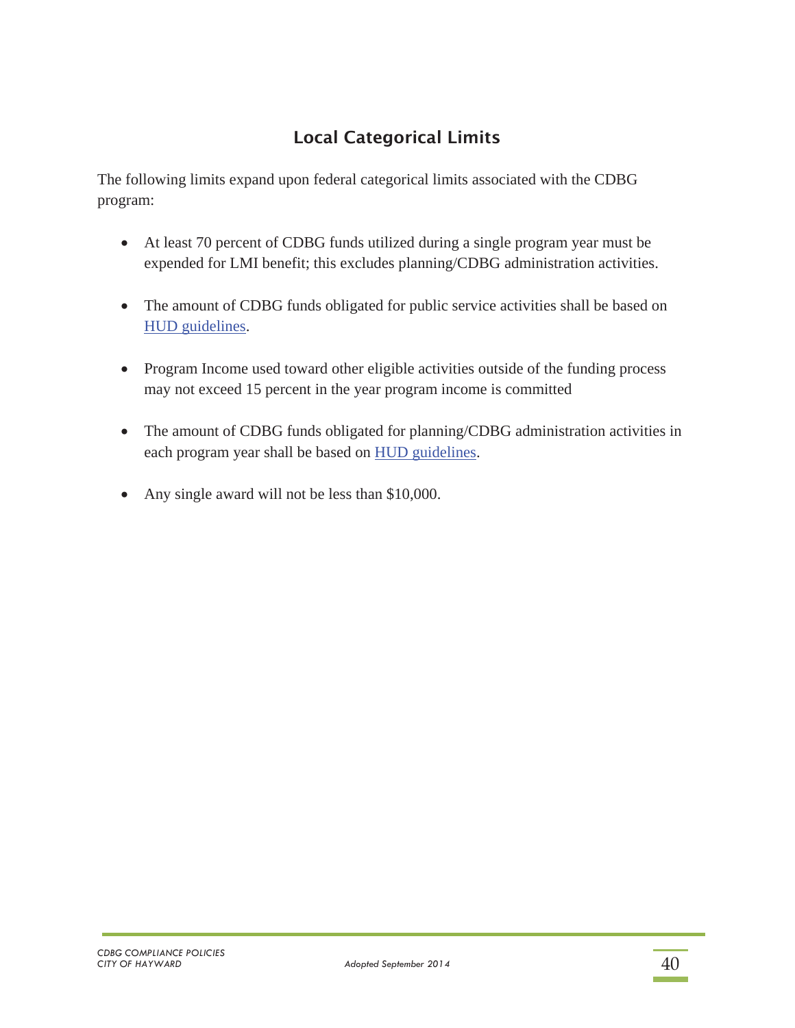## Local Categorical Limits

The following limits expand upon federal categorical limits associated with the CDBG program:

- At least 70 percent of CDBG funds utilized during a single program year must be expended for LMI benefit; this excludes planning/CDBG administration activities.
- The amount of CDBG funds obligated for public service activities shall be based on HUD guidelines.
- Program Income used toward other eligible activities outside of the funding process may not exceed 15 percent in the year program income is committed
- The amount of CDBG funds obligated for planning/CDBG administration activities in each program year shall be based on HUD guidelines.
- Any single award will not be less than $10,000.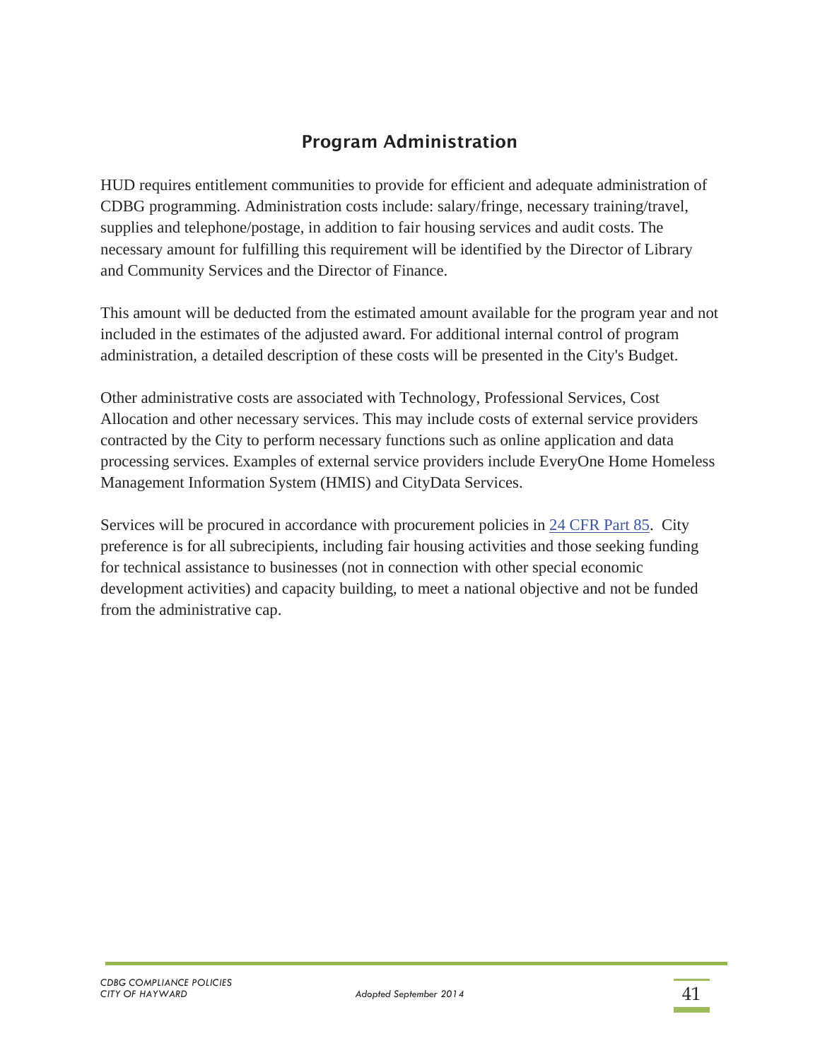## Program Administration

HUD requires entitlement communities to provide for efficient and adequate administration of CDBG programming. Administration costs include: salary/fringe, necessary training/travel, supplies and telephone/postage, in addition to fair housing services and audit costs. The necessary amount for fulfilling this requirement will be identified by the Director of Library and Community Services and the Director of Finance.

This amount will be deducted from the estimated amount available for the program year and not included in the estimates of the adjusted award. For additional internal control of program administration, a detailed description of these costs will be presented in the City's Budget.

Other administrative costs are associated with Technology, Professional Services, Cost Allocation and other necessary services. This may include costs of external service providers contracted by the City to perform necessary functions such as online application and data processing services. Examples of external service providers include EveryOne Home Homeless Management Information System (HMIS) and CityData Services.

Services will be procured in accordance with procurement policies in 24 CFR Part 85. City preference is for all subrecipients, including fair housing activities and those seeking funding for technical assistance to businesses (not in connection with other special economic development activities) and capacity building, to meet a national objective and not be funded from the administrative cap.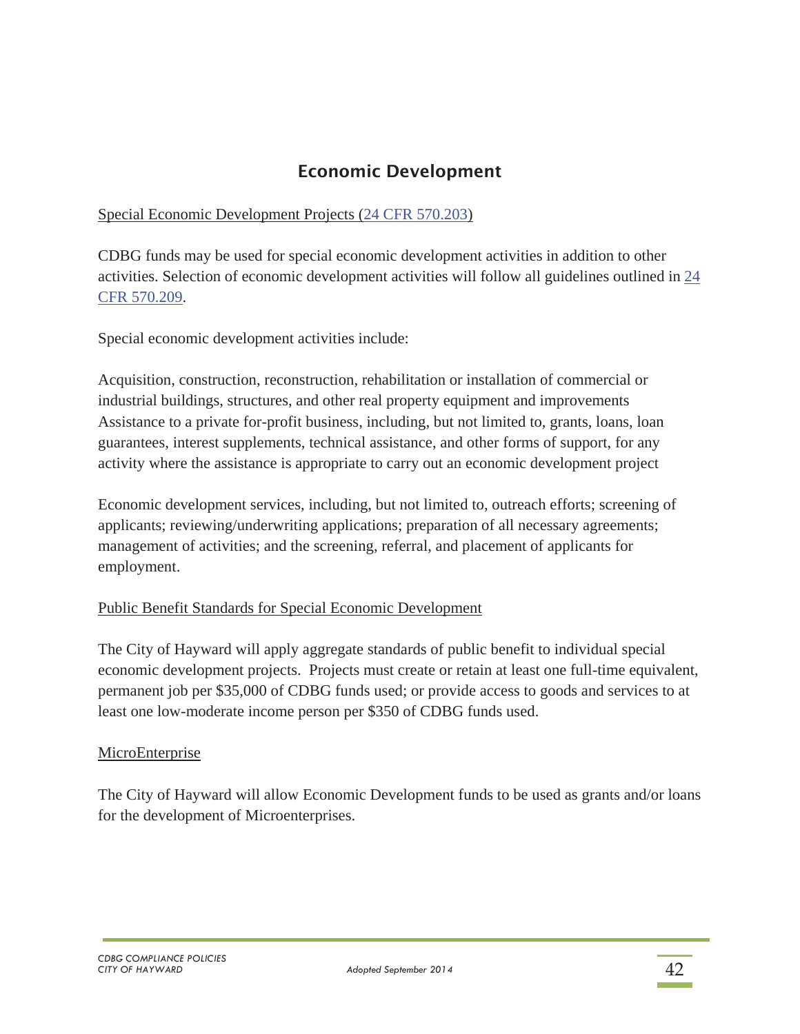## Economic Development

Special Economic Development Projects (24 CFR 570.203)

CDBG funds may be used for special economic development activities in addition to other activities. Selection of economic development activities will follow all guidelines outlined in 24 CFR 570.209.

Special economic development activities include:

Acquisition, construction, reconstruction, rehabilitation or installation of commercial or industrial buildings, structures, and other real property equipment and improvements Assistance to a private for-profit business, including, but not limited to, grants, loans, loan guarantees, interest supplements, technical assistance, and other forms of support, for any activity where the assistance is appropriate to carry out an economic development project

Economic development services, including, but not limited to, outreach efforts; screening of applicants; reviewing/underwriting applications; preparation of all necessary agreements; management of activities; and the screening, referral, and placement of applicants for employment.

Public Benefit Standards for Special Economic Development

The City of Hayward will apply aggregate standards of public benefit to individual special economic development projects. Projects must create or retain at least one full-time equivalent, permanent job per $35,000 of CDBG funds used; or provide access to goods and services to at least one low-moderate income person per $350 of CDBG funds used.

MicroEnterprise

The City of Hayward will allow Economic Development funds to be used as grants and/or loans for the development of Microenterprises.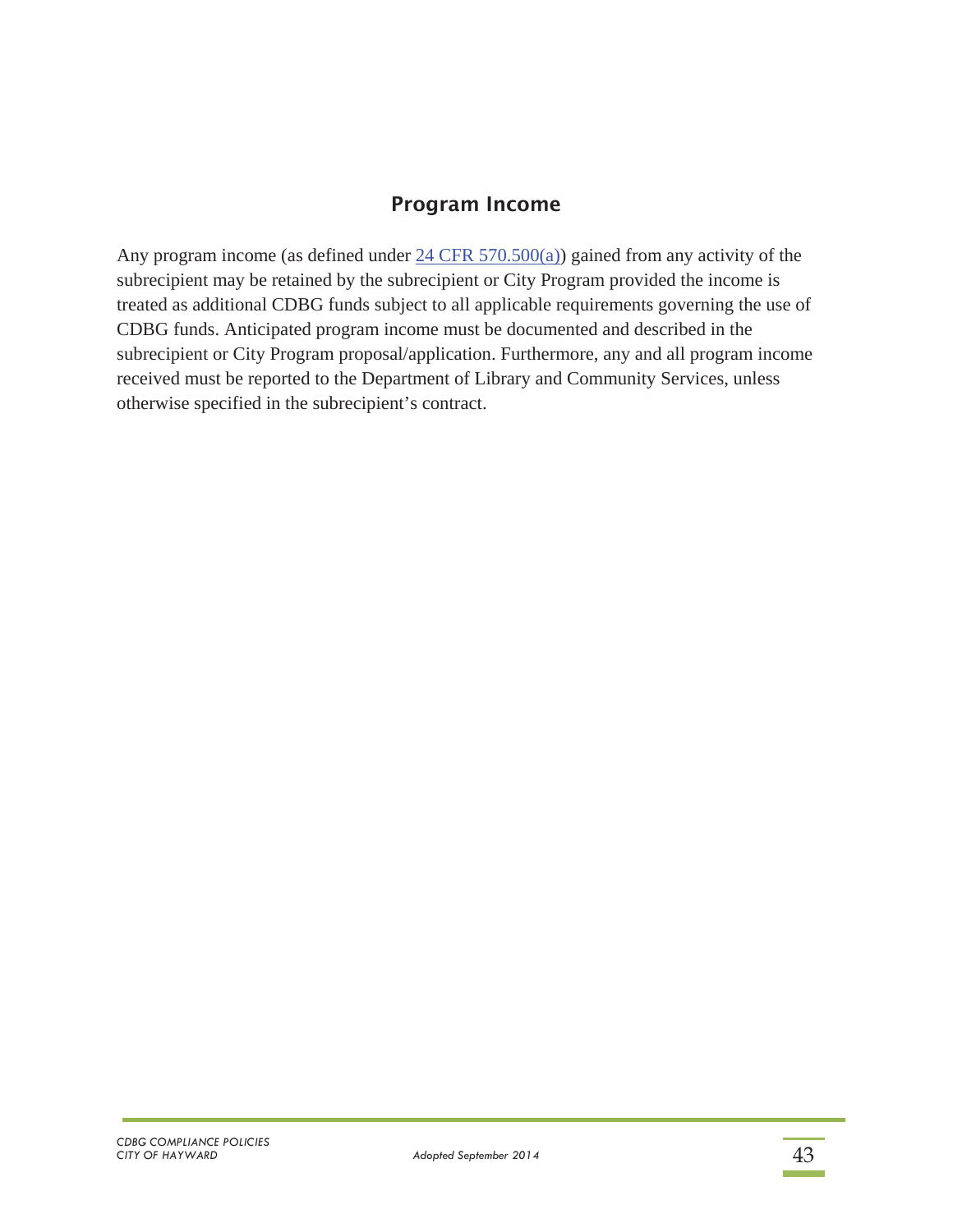## Program Income

Any program income (as defined under 24 CFR 570.500(a)) gained from any activity of the subrecipient may be retained by the subrecipient or City Program provided the income is treated as additional CDBG funds subject to all applicable requirements governing the use of CDBG funds. Anticipated program income must be documented and described in the subrecipient or City Program proposal/application. Furthermore, any and all program income received must be reported to the Department of Library and Community Services, unless otherwise specified in the subrecipient's contract.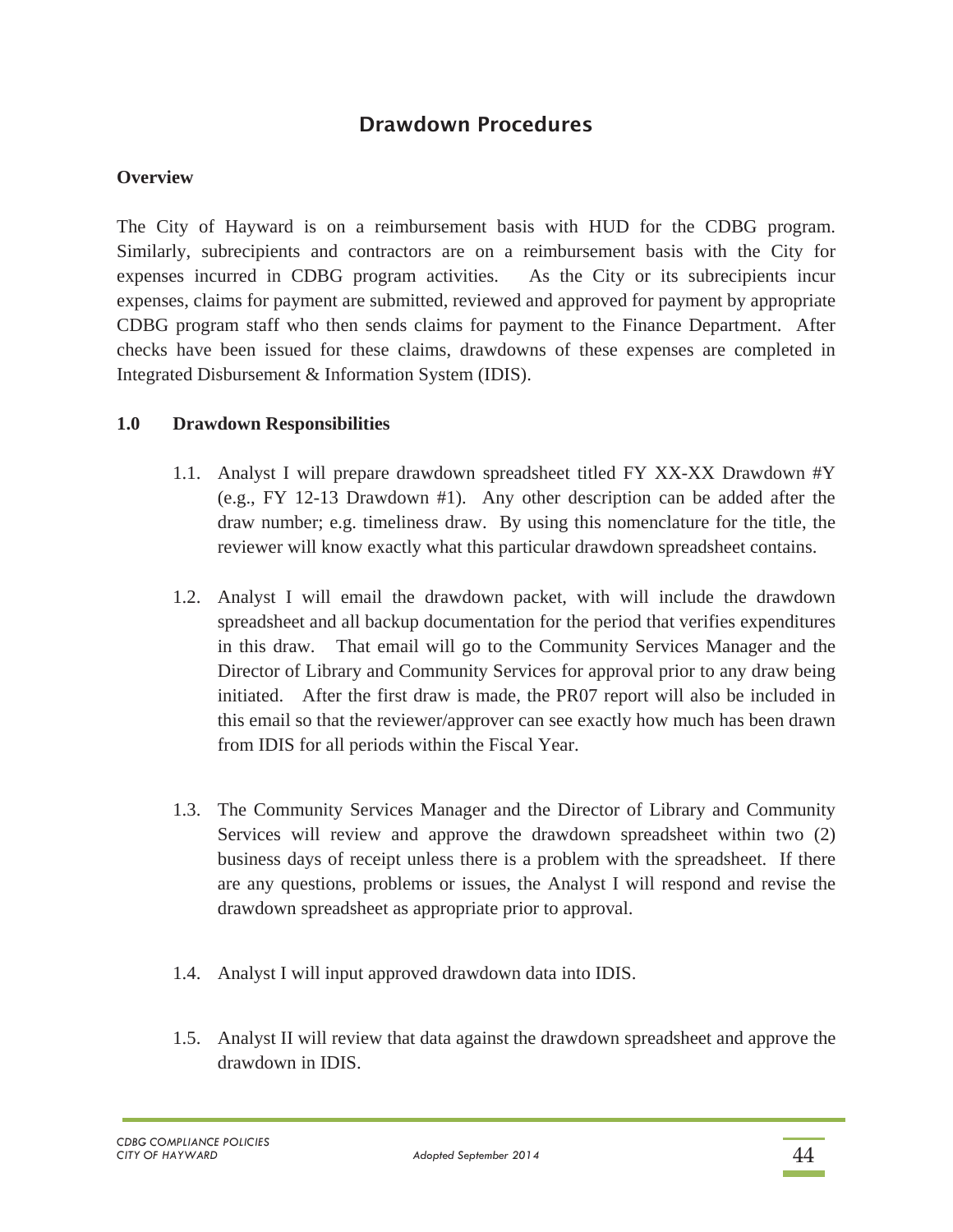# Drawdown Procedures

**Overview**

The City of Hayward is on a reimbursement basis with HUD for the CDBG program. Similarly, subrecipients and contractors are on a reimbursement basis with the City for expenses incurred in CDBG program activities. As the City or its subrecipients incur expenses, claims for payment are submitted, reviewed and approved for payment by appropriate CDBG program staff who then sends claims for payment to the Finance Department. After checks have been issued for these claims, drawdowns of these expenses are completed in Integrated Disbursement & Information System (IDIS).

**1.0 Drawdown Responsibilities**

1.1. Analyst I will prepare drawdown spreadsheet titled FY XX-XX Drawdown #Y (e.g., FY 12-13 Drawdown #1). Any other description can be added after the draw number; e.g. timeliness draw. By using this nomenclature for the title, the reviewer will know exactly what this particular drawdown spreadsheet contains.

1.2. Analyst I will email the drawdown packet, with will include the drawdown spreadsheet and all backup documentation for the period that verifies expenditures in this draw. That email will go to the Community Services Manager and the Director of Library and Community Services for approval prior to any draw being initiated. After the first draw is made, the PR07 report will also be included in this email so that the reviewer/approver can see exactly how much has been drawn from IDIS for all periods within the Fiscal Year.

1.3. The Community Services Manager and the Director of Library and Community Services will review and approve the drawdown spreadsheet within two (2) business days of receipt unless there is a problem with the spreadsheet. If there are any questions, problems or issues, the Analyst I will respond and revise the drawdown spreadsheet as appropriate prior to approval.

1.4. Analyst I will input approved drawdown data into IDIS.

1.5. Analyst II will review that data against the drawdown spreadsheet and approve the drawdown in IDIS.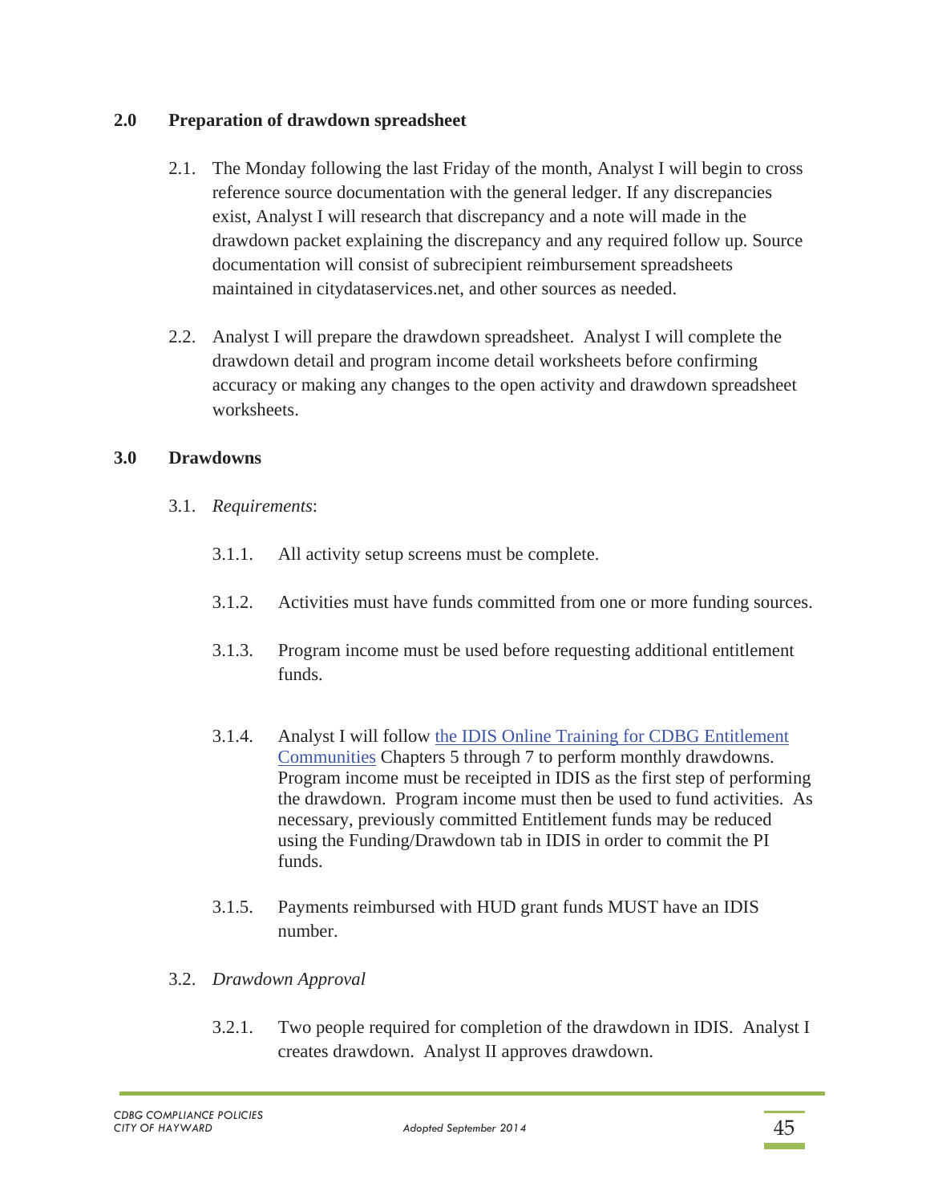## 2.0 Preparation of drawdown spreadsheet

2.1. The Monday following the last Friday of the month, Analyst I will begin to cross reference source documentation with the general ledger. If any discrepancies exist, Analyst I will research that discrepancy and a note will made in the drawdown packet explaining the discrepancy and any required follow up. Source documentation will consist of subrecipient reimbursement spreadsheets maintained in citydataservices.net, and other sources as needed.

2.2. Analyst I will prepare the drawdown spreadsheet. Analyst I will complete the drawdown detail and program income detail worksheets before confirming accuracy or making any changes to the open activity and drawdown spreadsheet worksheets.

## 3.0 Drawdowns

3.1. *Requirements*:

3.1.1. All activity setup screens must be complete.

3.1.2. Activities must have funds committed from one or more funding sources.

3.1.3. Program income must be used before requesting additional entitlement funds.

3.1.4. Analyst I will follow the IDIS Online Training for CDBG Entitlement Communities Chapters 5 through 7 to perform monthly drawdowns. Program income must be receipted in IDIS as the first step of performing the drawdown. Program income must then be used to fund activities. As necessary, previously committed Entitlement funds may be reduced using the Funding/Drawdown tab in IDIS in order to commit the PI funds.

3.1.5. Payments reimbursed with HUD grant funds MUST have an IDIS number.

3.2. *Drawdown Approval*

3.2.1. Two people required for completion of the drawdown in IDIS. Analyst I creates drawdown. Analyst II approves drawdown.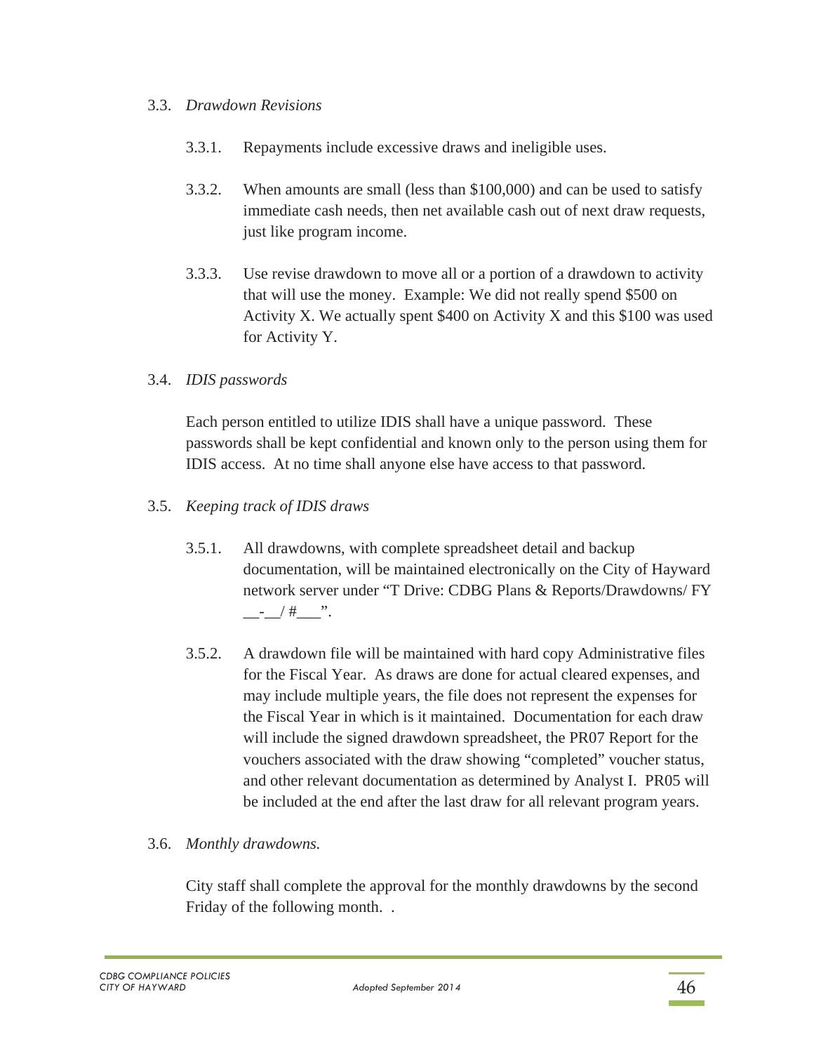3.3. *Drawdown Revisions*

3.3.1. Repayments include excessive draws and ineligible uses.

3.3.2. When amounts are small (less than $100,000) and can be used to satisfy immediate cash needs, then net available cash out of next draw requests, just like program income.

3.3.3. Use revise drawdown to move all or a portion of a drawdown to activity that will use the money. Example: We did not really spend $500 on Activity X. We actually spent $400 on Activity X and this $100 was used for Activity Y.

3.4. *IDIS passwords*

Each person entitled to utilize IDIS shall have a unique password. These passwords shall be kept confidential and known only to the person using them for IDIS access. At no time shall anyone else have access to that password.

3.5. *Keeping track of IDIS draws*

3.5.1. All drawdowns, with complete spreadsheet detail and backup documentation, will be maintained electronically on the City of Hayward network server under "T Drive: CDBG Plans & Reports/Drawdowns/ FY __-__/ #___".

3.5.2. A drawdown file will be maintained with hard copy Administrative files for the Fiscal Year. As draws are done for actual cleared expenses, and may include multiple years, the file does not represent the expenses for the Fiscal Year in which is it maintained. Documentation for each draw will include the signed drawdown spreadsheet, the PR07 Report for the vouchers associated with the draw showing "completed" voucher status, and other relevant documentation as determined by Analyst I. PR05 will be included at the end after the last draw for all relevant program years.

3.6. *Monthly drawdowns.*

City staff shall complete the approval for the monthly drawdowns by the second Friday of the following month. .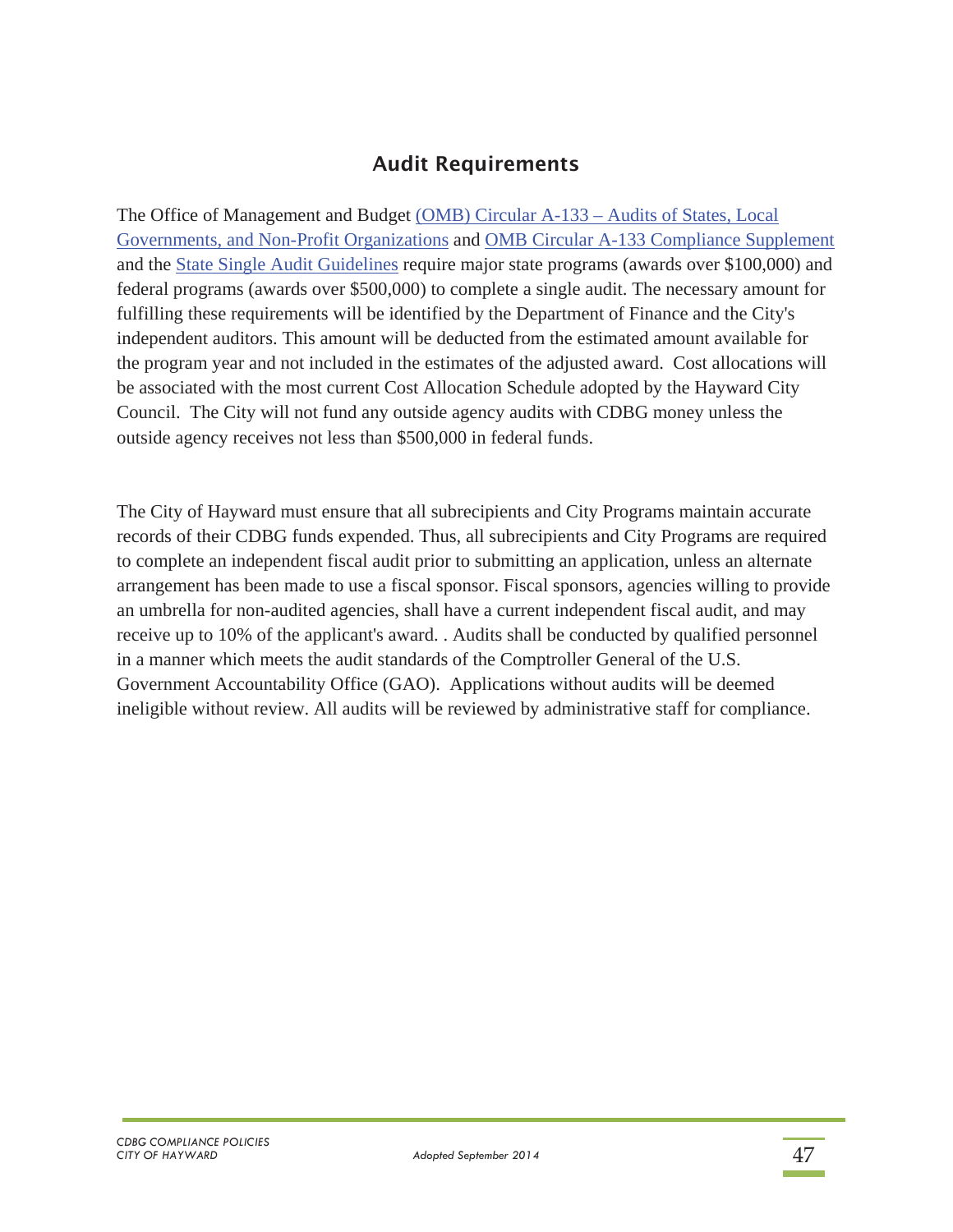## Audit Requirements

The Office of Management and Budget (OMB) Circular A-133 – Audits of States, Local Governments, and Non-Profit Organizations and OMB Circular A-133 Compliance Supplement and the State Single Audit Guidelines require major state programs (awards over $100,000) and federal programs (awards over $500,000) to complete a single audit. The necessary amount for fulfilling these requirements will be identified by the Department of Finance and the City's independent auditors. This amount will be deducted from the estimated amount available for the program year and not included in the estimates of the adjusted award. Cost allocations will be associated with the most current Cost Allocation Schedule adopted by the Hayward City Council. The City will not fund any outside agency audits with CDBG money unless the outside agency receives not less than $500,000 in federal funds.

The City of Hayward must ensure that all subrecipients and City Programs maintain accurate records of their CDBG funds expended. Thus, all subrecipients and City Programs are required to complete an independent fiscal audit prior to submitting an application, unless an alternate arrangement has been made to use a fiscal sponsor. Fiscal sponsors, agencies willing to provide an umbrella for non-audited agencies, shall have a current independent fiscal audit, and may receive up to 10% of the applicant's award. . Audits shall be conducted by qualified personnel in a manner which meets the audit standards of the Comptroller General of the U.S. Government Accountability Office (GAO). Applications without audits will be deemed ineligible without review. All audits will be reviewed by administrative staff for compliance.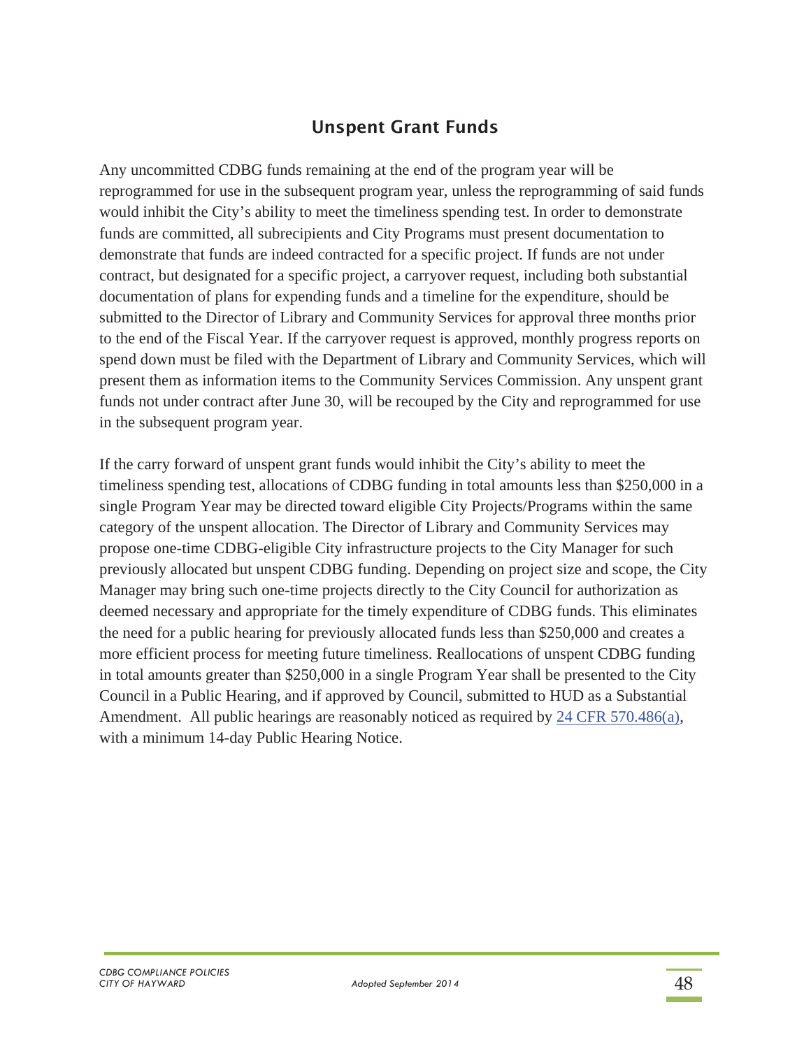## Unspent Grant Funds

Any uncommitted CDBG funds remaining at the end of the program year will be reprogrammed for use in the subsequent program year, unless the reprogramming of said funds would inhibit the City's ability to meet the timeliness spending test. In order to demonstrate funds are committed, all subrecipients and City Programs must present documentation to demonstrate that funds are indeed contracted for a specific project. If funds are not under contract, but designated for a specific project, a carryover request, including both substantial documentation of plans for expending funds and a timeline for the expenditure, should be submitted to the Director of Library and Community Services for approval three months prior to the end of the Fiscal Year. If the carryover request is approved, monthly progress reports on spend down must be filed with the Department of Library and Community Services, which will present them as information items to the Community Services Commission. Any unspent grant funds not under contract after June 30, will be recouped by the City and reprogrammed for use in the subsequent program year.

If the carry forward of unspent grant funds would inhibit the City's ability to meet the timeliness spending test, allocations of CDBG funding in total amounts less than $250,000 in a single Program Year may be directed toward eligible City Projects/Programs within the same category of the unspent allocation. The Director of Library and Community Services may propose one-time CDBG-eligible City infrastructure projects to the City Manager for such previously allocated but unspent CDBG funding. Depending on project size and scope, the City Manager may bring such one-time projects directly to the City Council for authorization as deemed necessary and appropriate for the timely expenditure of CDBG funds. This eliminates the need for a public hearing for previously allocated funds less than $250,000 and creates a more efficient process for meeting future timeliness. Reallocations of unspent CDBG funding in total amounts greater than $250,000 in a single Program Year shall be presented to the City Council in a Public Hearing, and if approved by Council, submitted to HUD as a Substantial Amendment. All public hearings are reasonably noticed as required by 24 CFR 570.486(a), with a minimum 14-day Public Hearing Notice.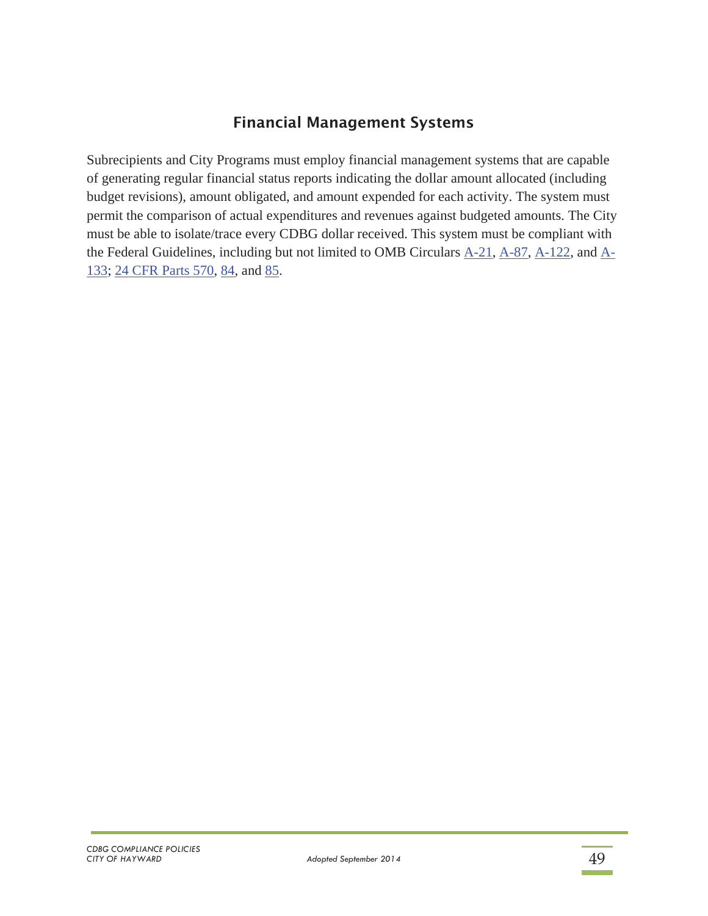## Financial Management Systems

Subrecipients and City Programs must employ financial management systems that are capable of generating regular financial status reports indicating the dollar amount allocated (including budget revisions), amount obligated, and amount expended for each activity. The system must permit the comparison of actual expenditures and revenues against budgeted amounts. The City must be able to isolate/trace every CDBG dollar received. This system must be compliant with the Federal Guidelines, including but not limited to OMB Circulars A-21, A-87, A-122, and A-133; 24 CFR Parts 570, 84, and 85.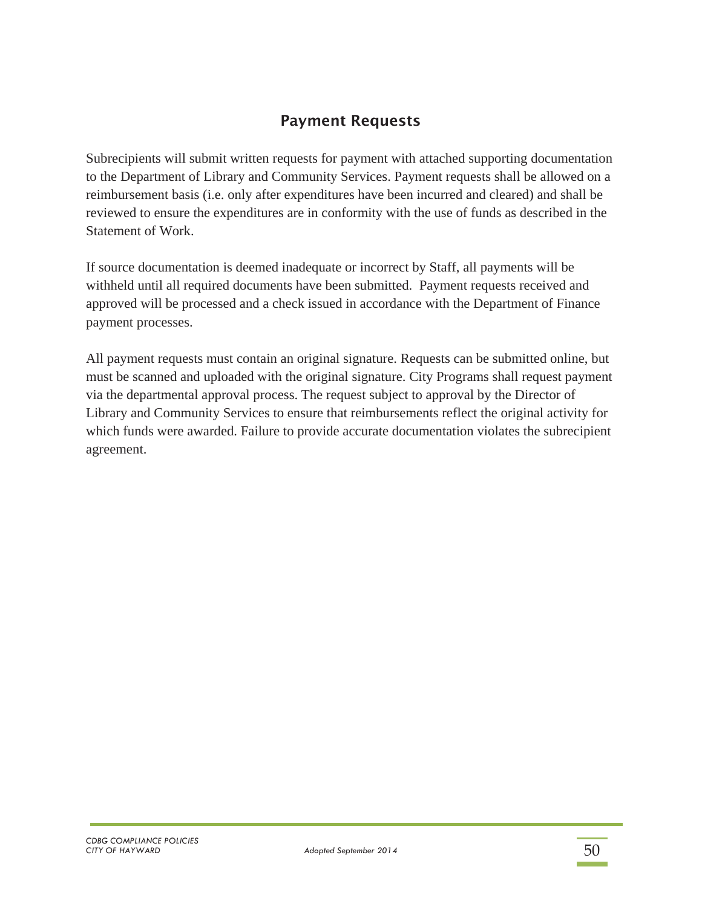## Payment Requests

Subrecipients will submit written requests for payment with attached supporting documentation to the Department of Library and Community Services. Payment requests shall be allowed on a reimbursement basis (i.e. only after expenditures have been incurred and cleared) and shall be reviewed to ensure the expenditures are in conformity with the use of funds as described in the Statement of Work.

If source documentation is deemed inadequate or incorrect by Staff, all payments will be withheld until all required documents have been submitted. Payment requests received and approved will be processed and a check issued in accordance with the Department of Finance payment processes.

All payment requests must contain an original signature. Requests can be submitted online, but must be scanned and uploaded with the original signature. City Programs shall request payment via the departmental approval process. The request subject to approval by the Director of Library and Community Services to ensure that reimbursements reflect the original activity for which funds were awarded. Failure to provide accurate documentation violates the subrecipient agreement.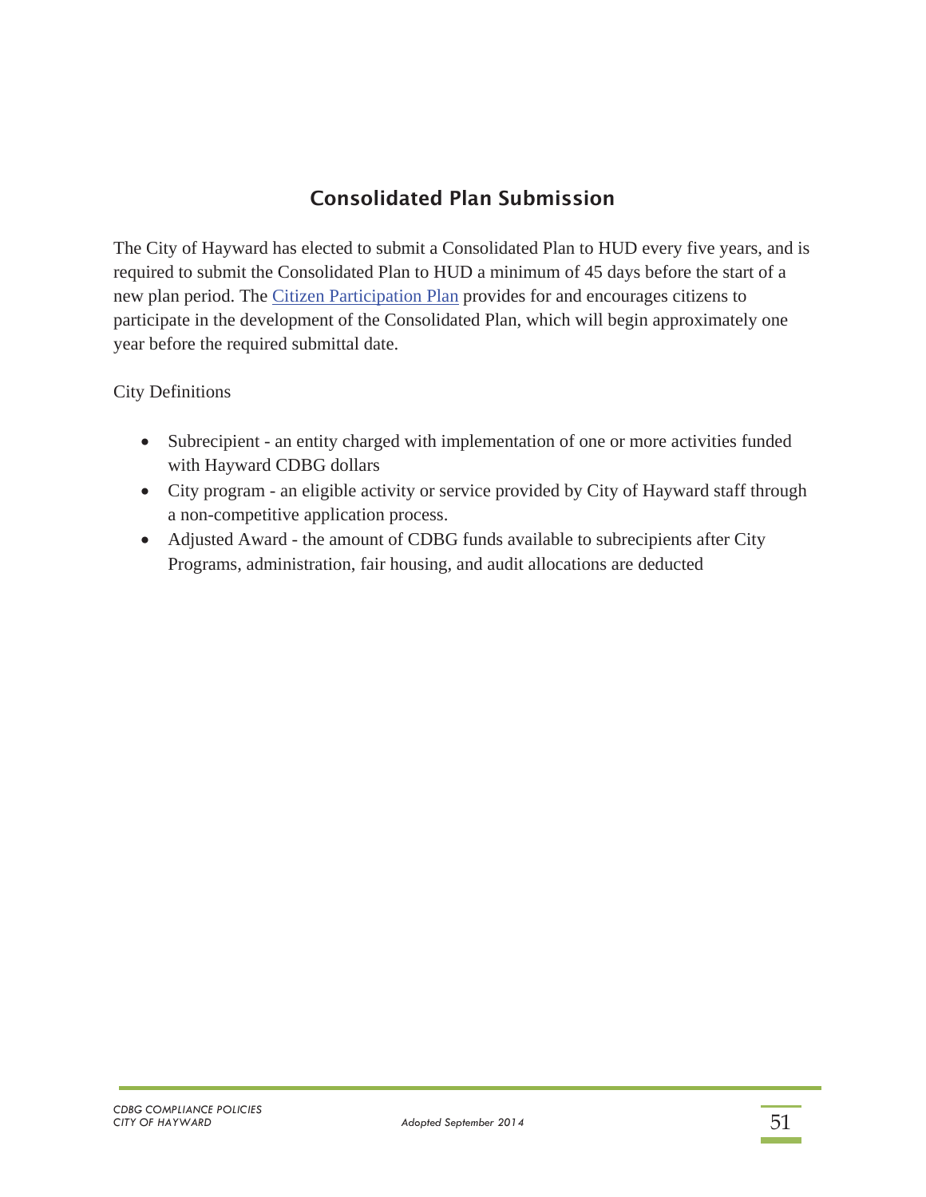## Consolidated Plan Submission

The City of Hayward has elected to submit a Consolidated Plan to HUD every five years, and is required to submit the Consolidated Plan to HUD a minimum of 45 days before the start of a new plan period. The Citizen Participation Plan provides for and encourages citizens to participate in the development of the Consolidated Plan, which will begin approximately one year before the required submittal date.

City Definitions

- Subrecipient - an entity charged with implementation of one or more activities funded with Hayward CDBG dollars
- City program - an eligible activity or service provided by City of Hayward staff through a non-competitive application process.
- Adjusted Award - the amount of CDBG funds available to subrecipients after City Programs, administration, fair housing, and audit allocations are deducted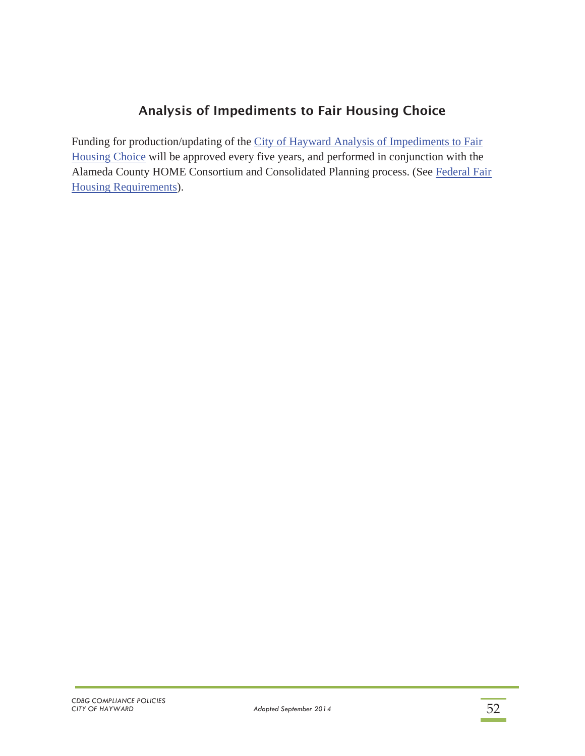## Analysis of Impediments to Fair Housing Choice

Funding for production/updating of the City of Hayward Analysis of Impediments to Fair Housing Choice will be approved every five years, and performed in conjunction with the Alameda County HOME Consortium and Consolidated Planning process. (See Federal Fair Housing Requirements).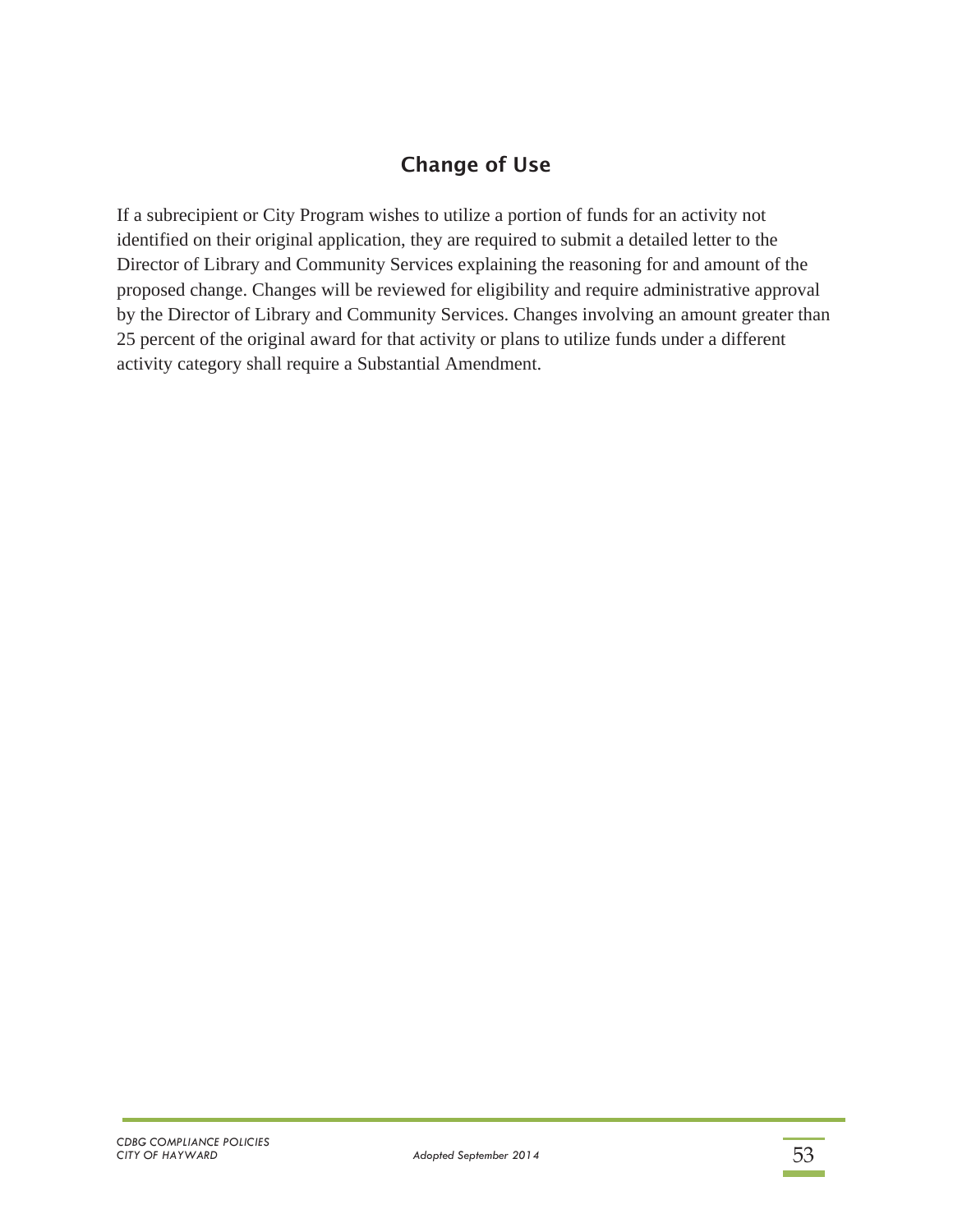## Change of Use

If a subrecipient or City Program wishes to utilize a portion of funds for an activity not identified on their original application, they are required to submit a detailed letter to the Director of Library and Community Services explaining the reasoning for and amount of the proposed change. Changes will be reviewed for eligibility and require administrative approval by the Director of Library and Community Services. Changes involving an amount greater than 25 percent of the original award for that activity or plans to utilize funds under a different activity category shall require a Substantial Amendment.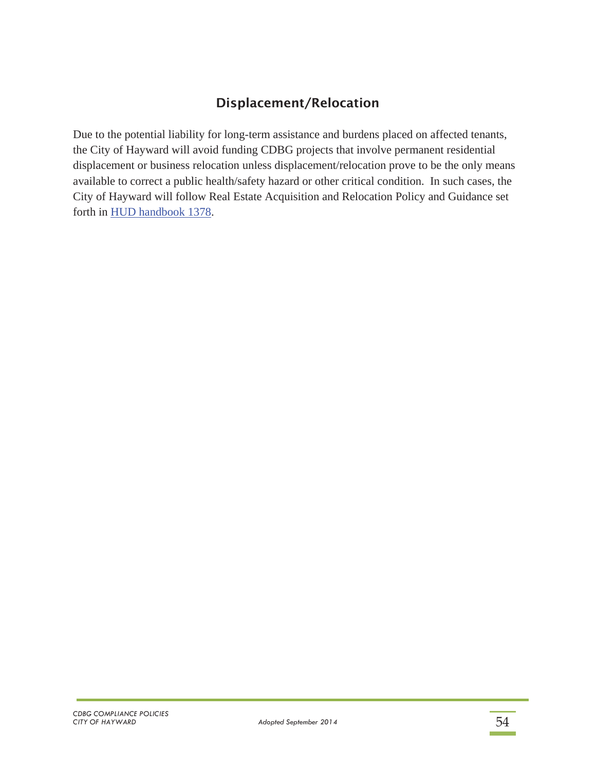## Displacement/Relocation

Due to the potential liability for long-term assistance and burdens placed on affected tenants, the City of Hayward will avoid funding CDBG projects that involve permanent residential displacement or business relocation unless displacement/relocation prove to be the only means available to correct a public health/safety hazard or other critical condition. In such cases, the City of Hayward will follow Real Estate Acquisition and Relocation Policy and Guidance set forth in HUD handbook 1378.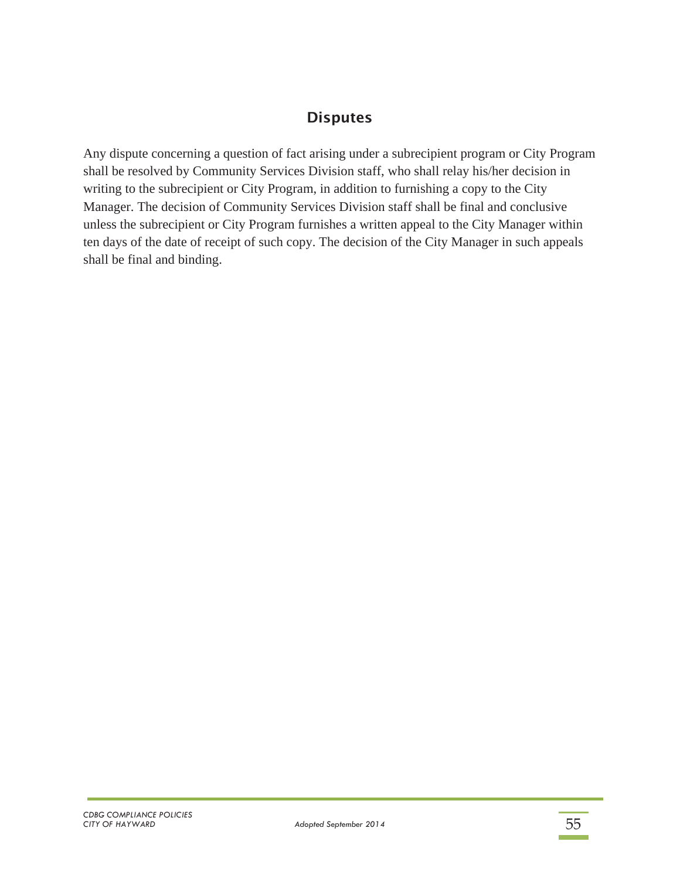## Disputes

Any dispute concerning a question of fact arising under a subrecipient program or City Program shall be resolved by Community Services Division staff, who shall relay his/her decision in writing to the subrecipient or City Program, in addition to furnishing a copy to the City Manager. The decision of Community Services Division staff shall be final and conclusive unless the subrecipient or City Program furnishes a written appeal to the City Manager within ten days of the date of receipt of such copy. The decision of the City Manager in such appeals shall be final and binding.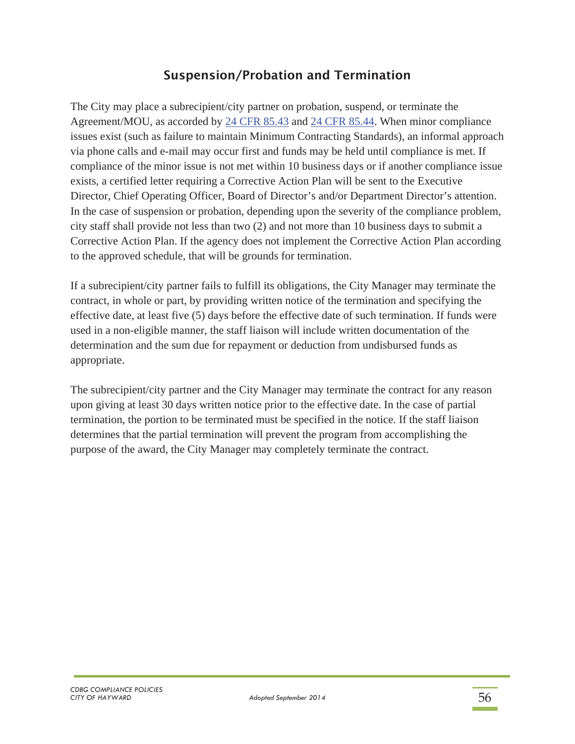## Suspension/Probation and Termination

The City may place a subrecipient/city partner on probation, suspend, or terminate the Agreement/MOU, as accorded by [24 CFR 85.43](24 CFR 85.43) and [24 CFR 85.44](24 CFR 85.44). When minor compliance issues exist (such as failure to maintain Minimum Contracting Standards), an informal approach via phone calls and e-mail may occur first and funds may be held until compliance is met. If compliance of the minor issue is not met within 10 business days or if another compliance issue exists, a certified letter requiring a Corrective Action Plan will be sent to the Executive Director, Chief Operating Officer, Board of Director's and/or Department Director's attention. In the case of suspension or probation, depending upon the severity of the compliance problem, city staff shall provide not less than two (2) and not more than 10 business days to submit a Corrective Action Plan. If the agency does not implement the Corrective Action Plan according to the approved schedule, that will be grounds for termination.

If a subrecipient/city partner fails to fulfill its obligations, the City Manager may terminate the contract, in whole or part, by providing written notice of the termination and specifying the effective date, at least five (5) days before the effective date of such termination. If funds were used in a non-eligible manner, the staff liaison will include written documentation of the determination and the sum due for repayment or deduction from undisbursed funds as appropriate.

The subrecipient/city partner and the City Manager may terminate the contract for any reason upon giving at least 30 days written notice prior to the effective date. In the case of partial termination, the portion to be terminated must be specified in the notice. If the staff liaison determines that the partial termination will prevent the program from accomplishing the purpose of the award, the City Manager may completely terminate the contract.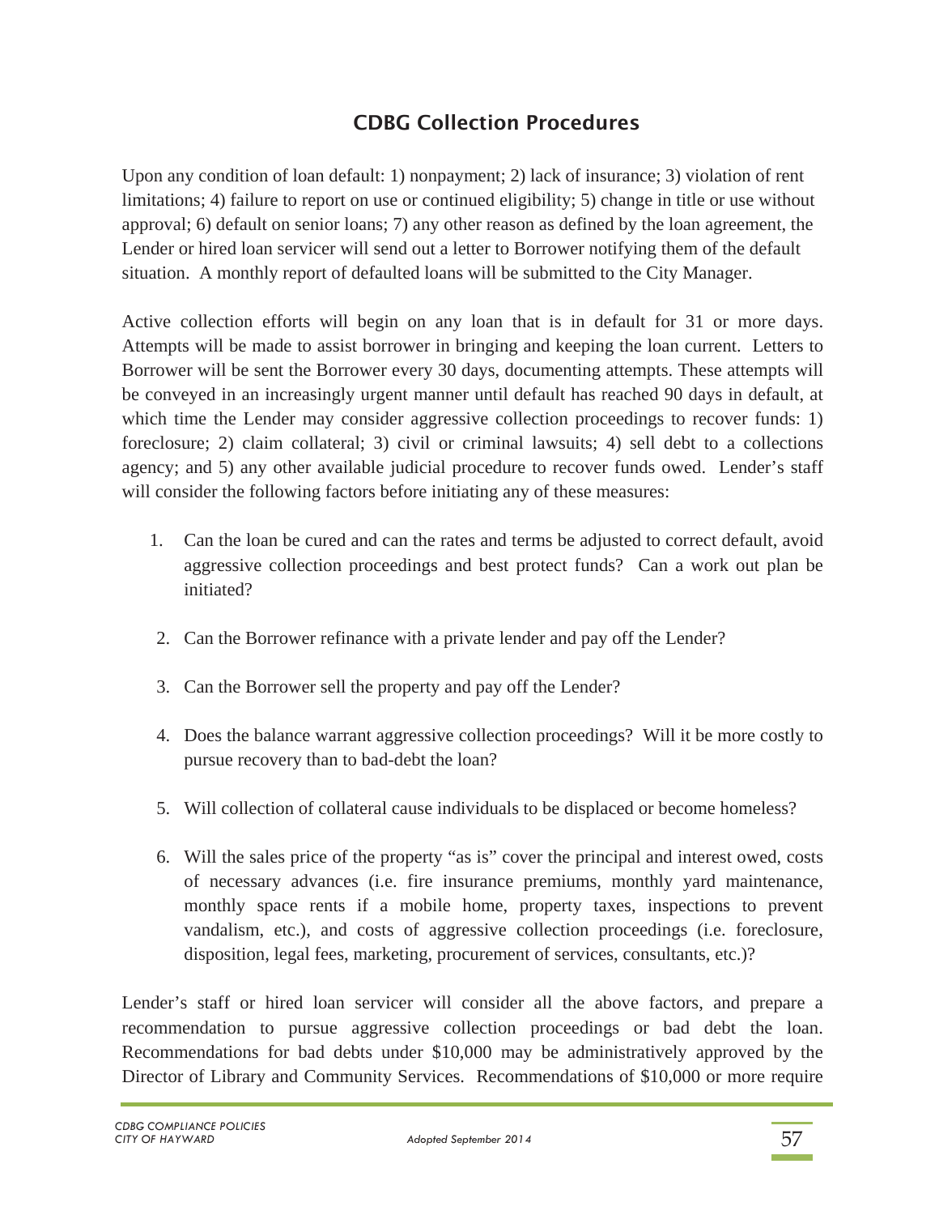## CDBG Collection Procedures

Upon any condition of loan default: 1) nonpayment; 2) lack of insurance; 3) violation of rent limitations; 4) failure to report on use or continued eligibility; 5) change in title or use without approval; 6) default on senior loans; 7) any other reason as defined by the loan agreement, the Lender or hired loan servicer will send out a letter to Borrower notifying them of the default situation. A monthly report of defaulted loans will be submitted to the City Manager.

Active collection efforts will begin on any loan that is in default for 31 or more days. Attempts will be made to assist borrower in bringing and keeping the loan current. Letters to Borrower will be sent the Borrower every 30 days, documenting attempts. These attempts will be conveyed in an increasingly urgent manner until default has reached 90 days in default, at which time the Lender may consider aggressive collection proceedings to recover funds: 1) foreclosure; 2) claim collateral; 3) civil or criminal lawsuits; 4) sell debt to a collections agency; and 5) any other available judicial procedure to recover funds owed. Lender's staff will consider the following factors before initiating any of these measures:

1. Can the loan be cured and can the rates and terms be adjusted to correct default, avoid aggressive collection proceedings and best protect funds? Can a work out plan be initiated?
2. Can the Borrower refinance with a private lender and pay off the Lender?
3. Can the Borrower sell the property and pay off the Lender?
4. Does the balance warrant aggressive collection proceedings? Will it be more costly to pursue recovery than to bad-debt the loan?
5. Will collection of collateral cause individuals to be displaced or become homeless?
6. Will the sales price of the property "as is" cover the principal and interest owed, costs of necessary advances (i.e. fire insurance premiums, monthly yard maintenance, monthly space rents if a mobile home, property taxes, inspections to prevent vandalism, etc.), and costs of aggressive collection proceedings (i.e. foreclosure, disposition, legal fees, marketing, procurement of services, consultants, etc.)?

Lender's staff or hired loan servicer will consider all the above factors, and prepare a recommendation to pursue aggressive collection proceedings or bad debt the loan. Recommendations for bad debts under $10,000 may be administratively approved by the Director of Library and Community Services. Recommendations of $10,000 or more require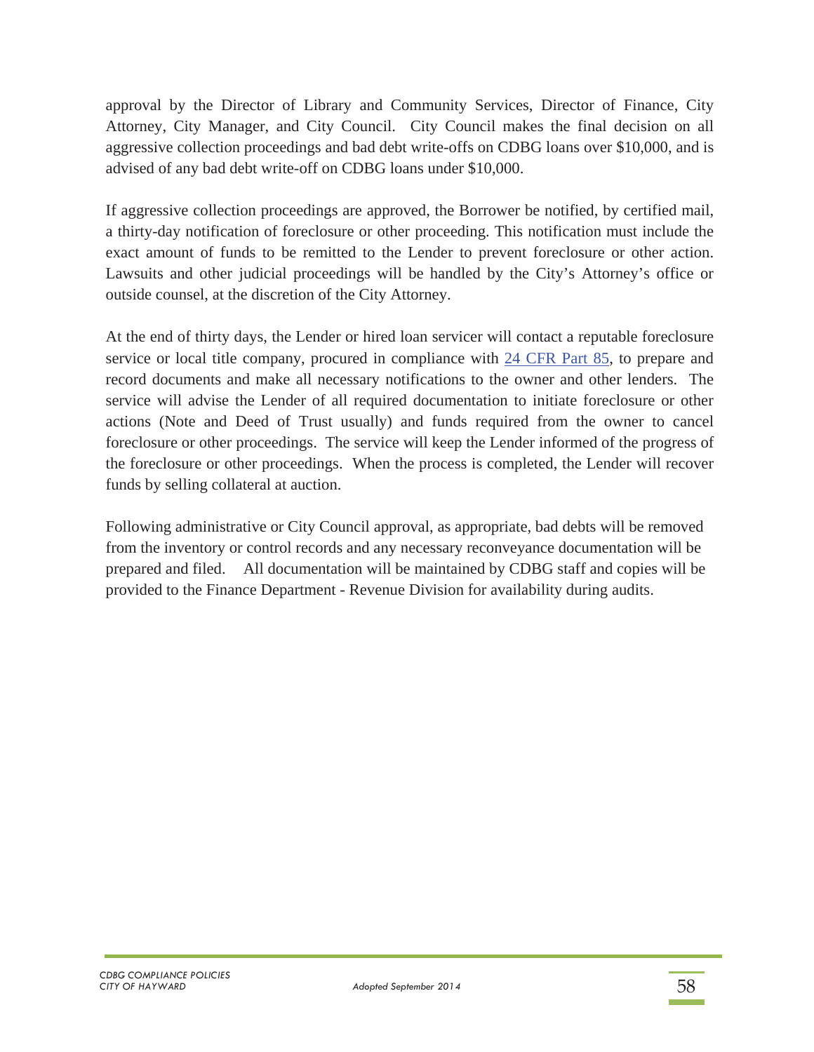approval by the Director of Library and Community Services, Director of Finance, City Attorney, City Manager, and City Council. City Council makes the final decision on all aggressive collection proceedings and bad debt write-offs on CDBG loans over $10,000, and is advised of any bad debt write-off on CDBG loans under $10,000.

If aggressive collection proceedings are approved, the Borrower be notified, by certified mail, a thirty-day notification of foreclosure or other proceeding. This notification must include the exact amount of funds to be remitted to the Lender to prevent foreclosure or other action. Lawsuits and other judicial proceedings will be handled by the City's Attorney's office or outside counsel, at the discretion of the City Attorney.

At the end of thirty days, the Lender or hired loan servicer will contact a reputable foreclosure service or local title company, procured in compliance with 24 CFR Part 85, to prepare and record documents and make all necessary notifications to the owner and other lenders. The service will advise the Lender of all required documentation to initiate foreclosure or other actions (Note and Deed of Trust usually) and funds required from the owner to cancel foreclosure or other proceedings. The service will keep the Lender informed of the progress of the foreclosure or other proceedings. When the process is completed, the Lender will recover funds by selling collateral at auction.

Following administrative or City Council approval, as appropriate, bad debts will be removed from the inventory or control records and any necessary reconveyance documentation will be prepared and filed. All documentation will be maintained by CDBG staff and copies will be provided to the Finance Department - Revenue Division for availability during audits.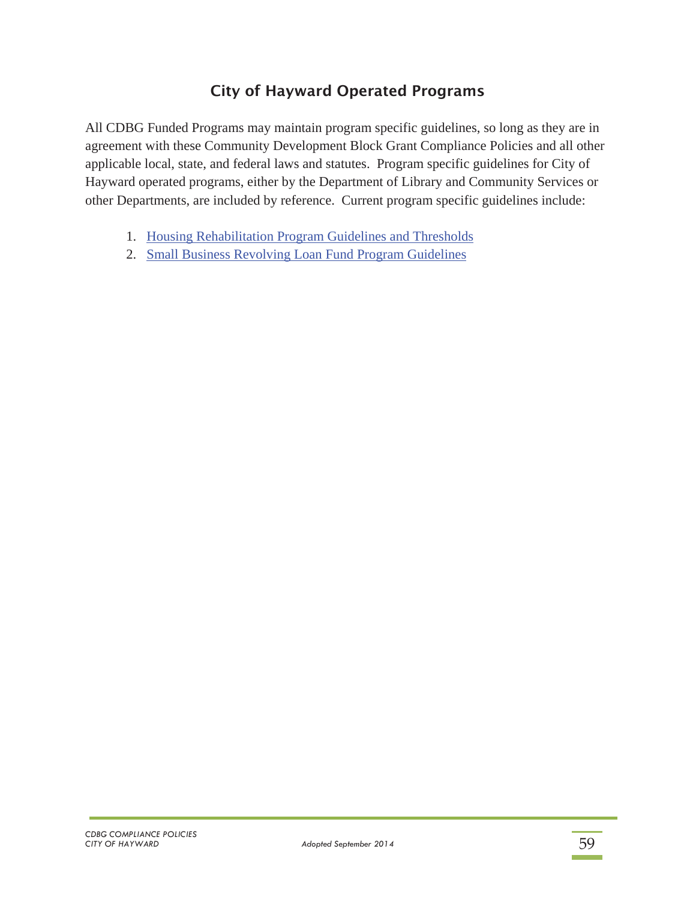## City of Hayward Operated Programs

All CDBG Funded Programs may maintain program specific guidelines, so long as they are in agreement with these Community Development Block Grant Compliance Policies and all other applicable local, state, and federal laws and statutes. Program specific guidelines for City of Hayward operated programs, either by the Department of Library and Community Services or other Departments, are included by reference. Current program specific guidelines include:

1. Housing Rehabilitation Program Guidelines and Thresholds
2. Small Business Revolving Loan Fund Program Guidelines